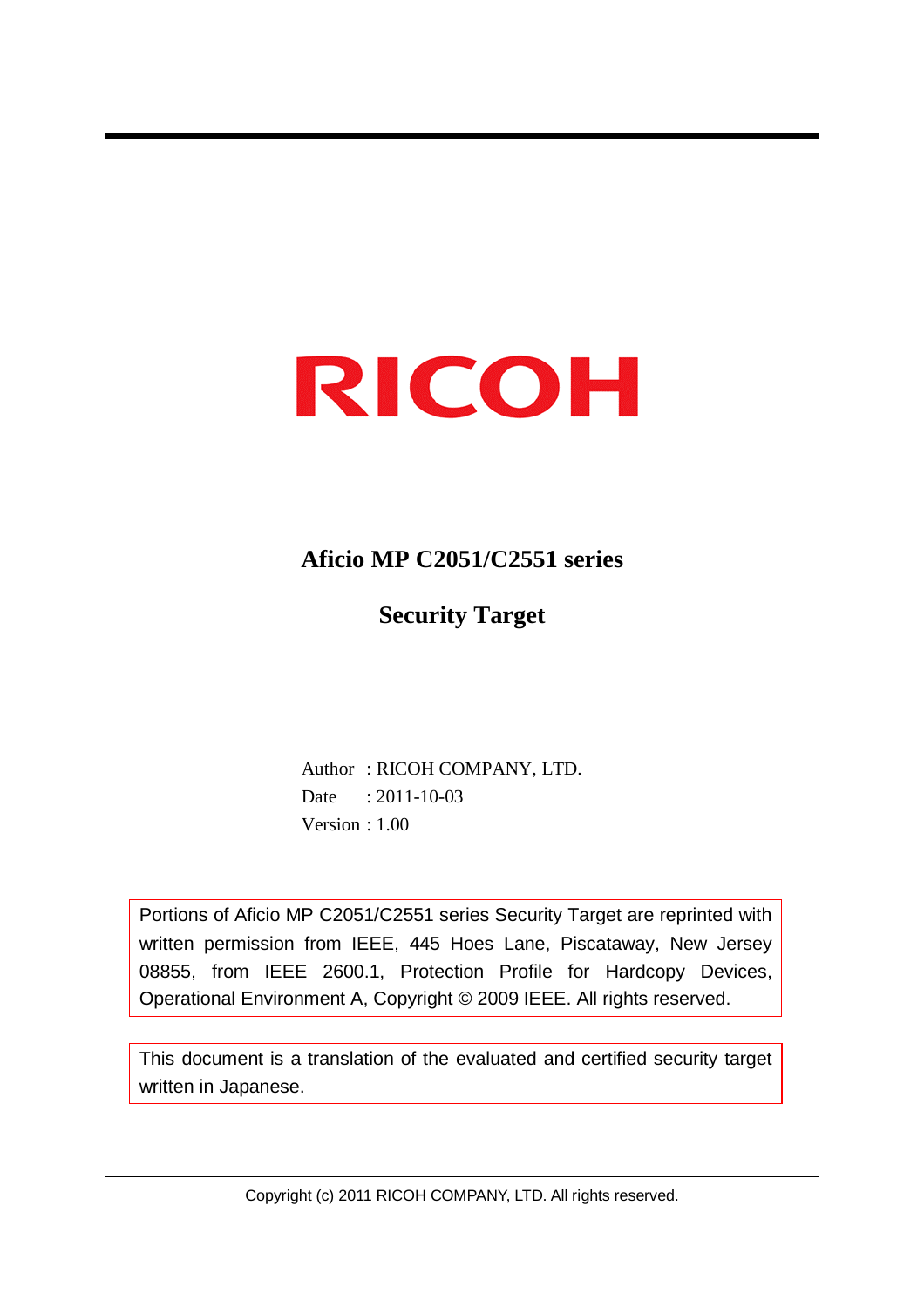RICOH

# Aficio MP C2051/C2551 series

# Security Target

Author : RICOH COMPANY, LTD.
Date : 2011-10-03
Version : 1.00

Portions of Aficio MP C2051/C2551 series Security Target are reprinted with written permission from IEEE, 445 Hoes Lane, Piscataway, New Jersey 08855, from IEEE 2600.1, Protection Profile for Hardcopy Devices, Operational Environment A, Copyright © 2009 IEEE. All rights reserved.

This document is a translation of the evaluated and certified security target written in Japanese.

Copyright (c) 2011 RICOH COMPANY, LTD. All rights reserved.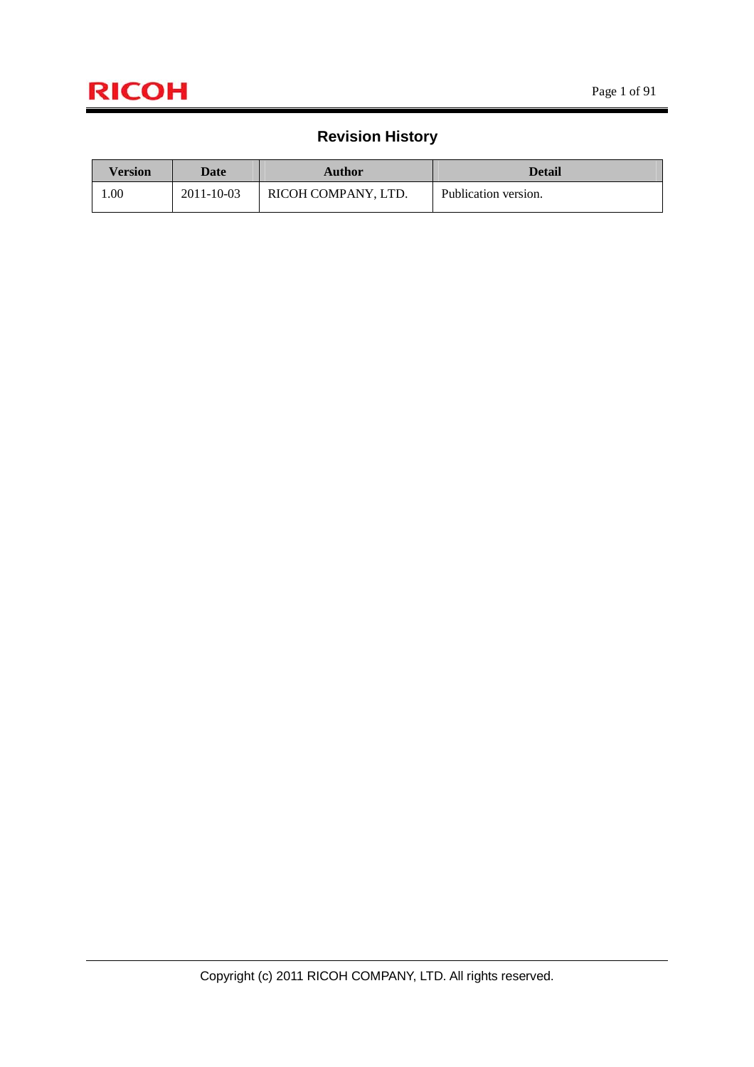## Revision History

| Version | Date | Author | Detail |
|---|---|---|---|
| 1.00 | 2011-10-03 | RICOH COMPANY, LTD. | Publication version. |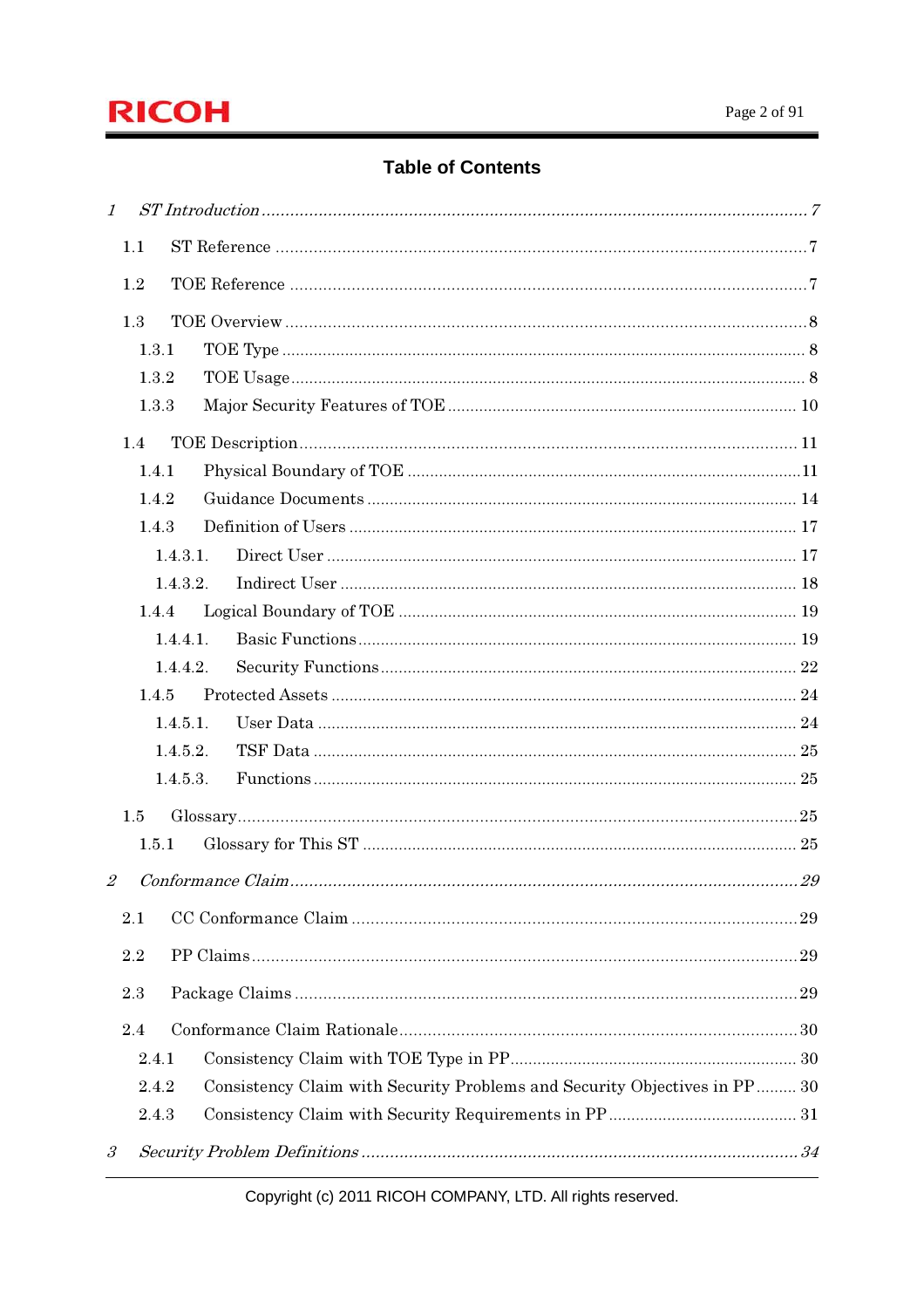## Table of Contents

*1 ST Introduction ........................................................................................................ 7*

1.1 ST Reference ........................................................................................................ 7

1.2 TOE Reference ........................................................................................................ 7

1.3 TOE Overview ........................................................................................................ 8

1.3.1 TOE Type ........................................................................................................ 8

1.3.2 TOE Usage ........................................................................................................ 8

1.3.3 Major Security Features of TOE ........................................................................................................ 10

1.4 TOE Description ........................................................................................................ 11

1.4.1 Physical Boundary of TOE ........................................................................................................ 11

1.4.2 Guidance Documents ........................................................................................................ 14

1.4.3 Definition of Users ........................................................................................................ 17

1.4.3.1. Direct User ........................................................................................................ 17

1.4.3.2. Indirect User ........................................................................................................ 18

1.4.4 Logical Boundary of TOE ........................................................................................................ 19

1.4.4.1. Basic Functions ........................................................................................................ 19

1.4.4.2. Security Functions ........................................................................................................ 22

1.4.5 Protected Assets ........................................................................................................ 24

1.4.5.1. User Data ........................................................................................................ 24

1.4.5.2. TSF Data ........................................................................................................ 25

1.4.5.3. Functions ........................................................................................................ 25

1.5 Glossary ........................................................................................................ 25

1.5.1 Glossary for This ST ........................................................................................................ 25

*2 Conformance Claim ........................................................................................................ 29*

2.1 CC Conformance Claim ........................................................................................................ 29

2.2 PP Claims ........................................................................................................ 29

2.3 Package Claims ........................................................................................................ 29

2.4 Conformance Claim Rationale ........................................................................................................ 30

2.4.1 Consistency Claim with TOE Type in PP ........................................................................................................ 30

2.4.2 Consistency Claim with Security Problems and Security Objectives in PP ......... 30

2.4.3 Consistency Claim with Security Requirements in PP ........................................................................................................ 31

*3 Security Problem Definitions ........................................................................................................ 34*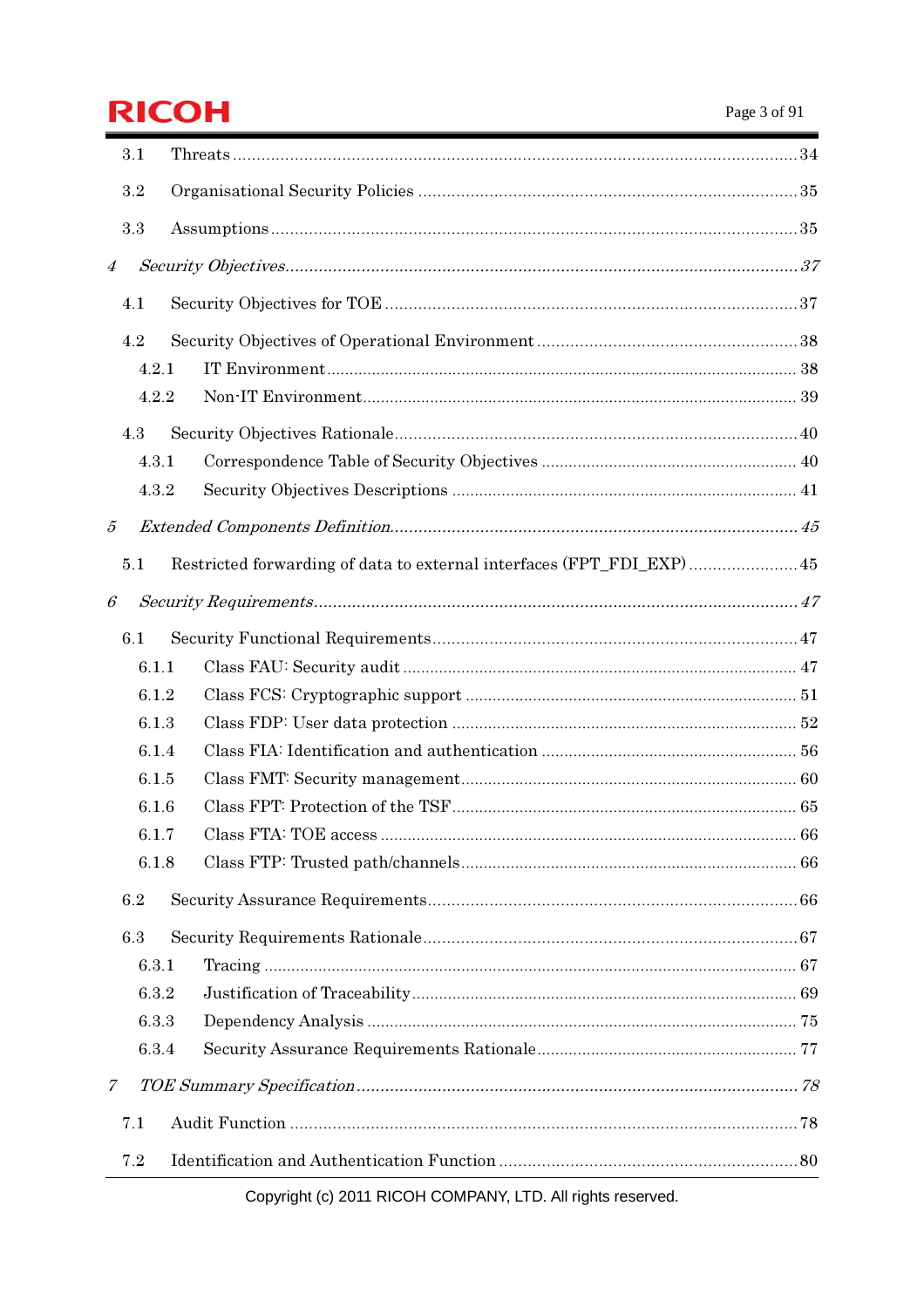3.1 Threats ........................................................................................................................ 34

3.2 Organisational Security Policies ................................................................................ 35

3.3 Assumptions ................................................................................................................ 35

*4 Security Objectives............................................................................................................ 37*

4.1 Security Objectives for TOE ....................................................................................... 37

4.2 Security Objectives of Operational Environment ....................................................... 38

4.2.1 IT Environment ....................................................................................................... 38

4.2.2 Non-IT Environment ............................................................................................... 39

4.3 Security Objectives Rationale ..................................................................................... 40

4.3.1 Correspondence Table of Security Objectives ........................................................ 40

4.3.2 Security Objectives Descriptions ............................................................................ 41

*5 Extended Components Definition...................................................................................... 45*

5.1 Restricted forwarding of data to external interfaces (FPT_FDI_EXP) ....................... 45

*6 Security Requirements...................................................................................................... 47*

6.1 Security Functional Requirements ............................................................................. 47

6.1.1 Class FAU: Security audit ...................................................................................... 47

6.1.2 Class FCS: Cryptographic support ........................................................................ 51

6.1.3 Class FDP: User data protection ............................................................................ 52

6.1.4 Class FIA: Identification and authentication ........................................................ 56

6.1.5 Class FMT: Security management .......................................................................... 60

6.1.6 Class FPT: Protection of the TSF ............................................................................ 65

6.1.7 Class FTA: TOE access ............................................................................................ 66

6.1.8 Class FTP: Trusted path/channels .......................................................................... 66

6.2 Security Assurance Requirements .............................................................................. 66

6.3 Security Requirements Rationale ............................................................................... 67

6.3.1 Tracing ..................................................................................................................... 67

6.3.2 Justification of Traceability .................................................................................... 69

6.3.3 Dependency Analysis .............................................................................................. 75

6.3.4 Security Assurance Requirements Rationale .......................................................... 77

*7 TOE Summary Specification ............................................................................................. 78*

7.1 Audit Function ............................................................................................................ 78

7.2 Identification and Authentication Function ............................................................... 80

Copyright (c) 2011 RICOH COMPANY, LTD. All rights reserved.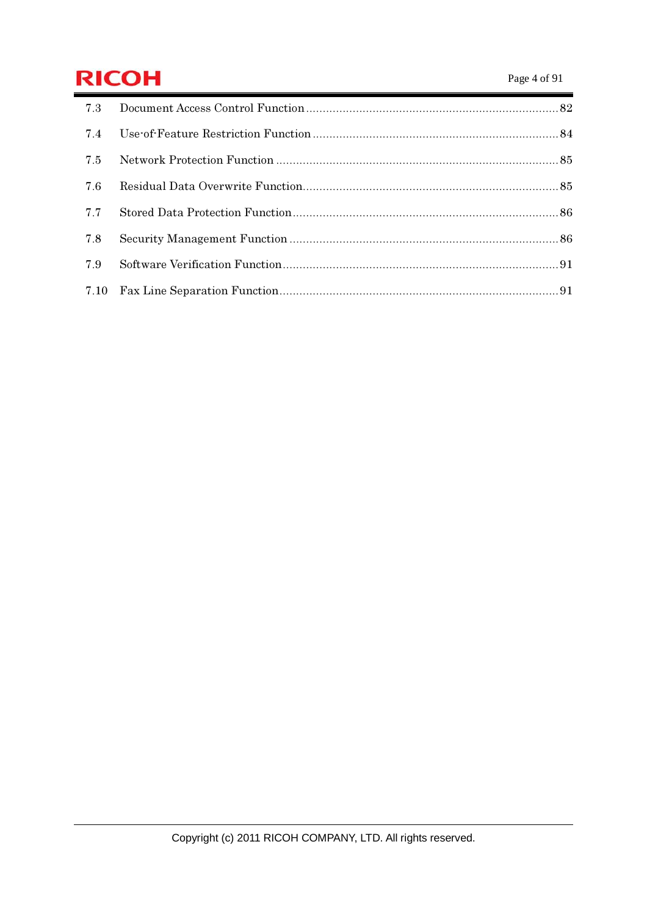7.3 Document Access Control Function ........................................................................... 82

7.4 Use-of-Feature Restriction Function ........................................................................ 84

7.5 Network Protection Function .................................................................................... 85

7.6 Residual Data Overwrite Function............................................................................ 85

7.7 Stored Data Protection Function ............................................................................... 86

7.8 Security Management Function ................................................................................ 86

7.9 Software Verification Function .................................................................................. 91

7.10 Fax Line Separation Function ................................................................................... 91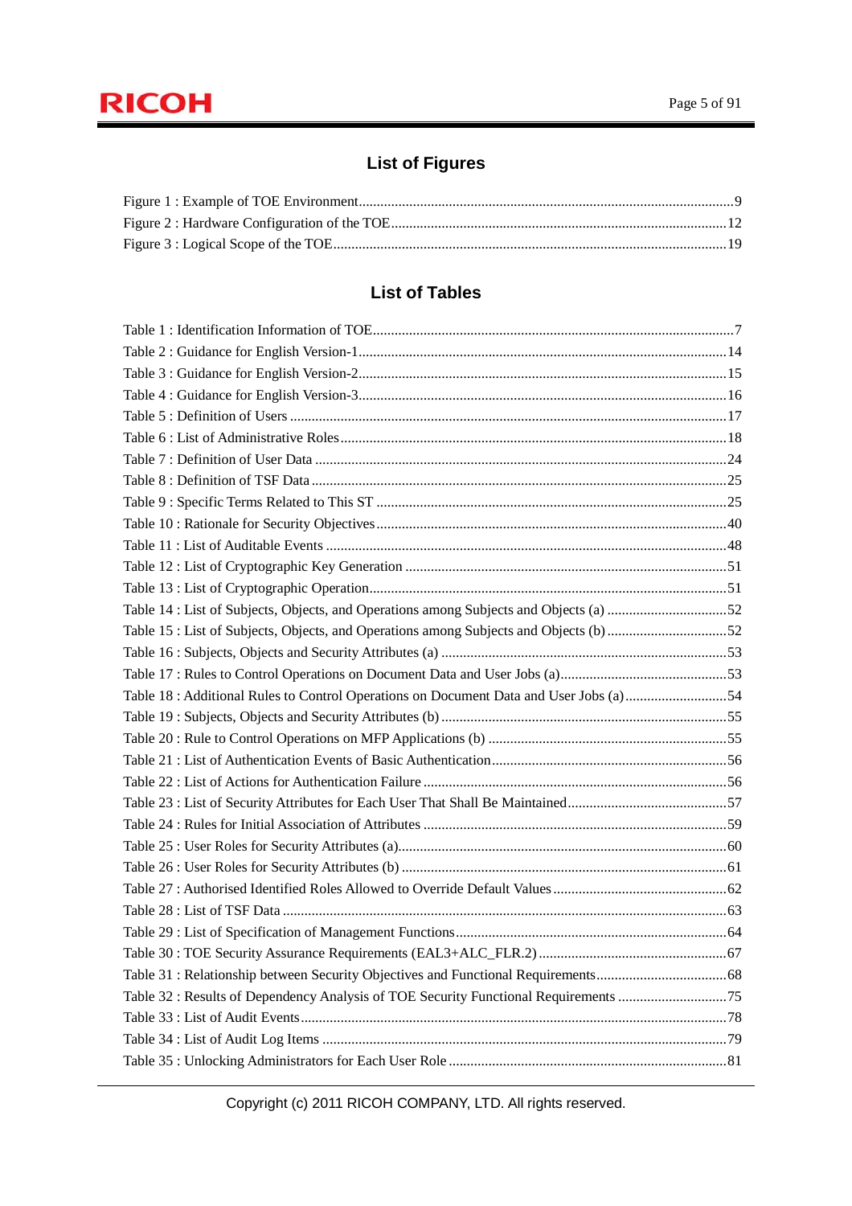## List of Figures

Figure 1 : Example of TOE Environment....................................................................................................9
Figure 2 : Hardware Configuration of the TOE..........................................................................................12
Figure 3 : Logical Scope of the TOE..........................................................................................................19

## List of Tables

Table 1 : Identification Information of TOE.................................................................................................7
Table 2 : Guidance for English Version-1..................................................................................................14
Table 3 : Guidance for English Version-2..................................................................................................15
Table 4 : Guidance for English Version-3..................................................................................................16
Table 5 : Definition of Users .......................................................................................................................17
Table 6 : List of Administrative Roles........................................................................................................18
Table 7 : Definition of User Data ...............................................................................................................24
Table 8 : Definition of TSF Data ................................................................................................................25
Table 9 : Specific Terms Related to This ST ..............................................................................................25
Table 10 : Rationale for Security Objectives..............................................................................................40
Table 11 : List of Auditable Events ............................................................................................................48
Table 12 : List of Cryptographic Key Generation ......................................................................................51
Table 13 : List of Cryptographic Operation................................................................................................51
Table 14 : List of Subjects, Objects, and Operations among Subjects and Objects (a) ...............................52
Table 15 : List of Subjects, Objects, and Operations among Subjects and Objects (b) ...............................52
Table 16 : Subjects, Objects and Security Attributes (a) ............................................................................53
Table 17 : Rules to Control Operations on Document Data and User Jobs (a)...........................................53
Table 18 : Additional Rules to Control Operations on Document Data and User Jobs (a)..........................54
Table 19 : Subjects, Objects and Security Attributes (b) ............................................................................55
Table 20 : Rule to Control Operations on MFP Applications (b) ...............................................................55
Table 21 : List of Authentication Events of Basic Authentication..............................................................56
Table 22 : List of Actions for Authentication Failure .................................................................................56
Table 23 : List of Security Attributes for Each User That Shall Be Maintained..........................................57
Table 24 : Rules for Initial Association of Attributes .................................................................................59
Table 25 : User Roles for Security Attributes (a)........................................................................................60
Table 26 : User Roles for Security Attributes (b) .......................................................................................61
Table 27 : Authorised Identified Roles Allowed to Override Default Values..............................................62
Table 28 : List of TSF Data ........................................................................................................................63
Table 29 : List of Specification of Management Functions........................................................................64
Table 30 : TOE Security Assurance Requirements (EAL3+ALC_FLR.2) ..................................................67
Table 31 : Relationship between Security Objectives and Functional Requirements..................................68
Table 32 : Results of Dependency Analysis of TOE Security Functional Requirements ............................75
Table 33 : List of Audit Events...................................................................................................................78
Table 34 : List of Audit Log Items .............................................................................................................79
Table 35 : Unlocking Administrators for Each User Role ..........................................................................81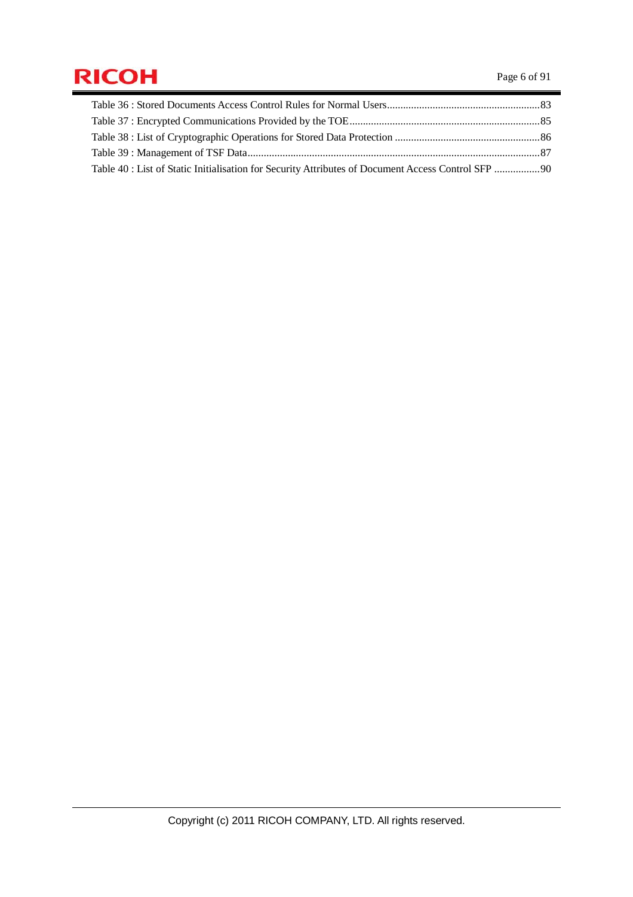Table 36 : Stored Documents Access Control Rules for Normal Users........................................................83
Table 37 : Encrypted Communications Provided by the TOE......................................................................85
Table 38 : List of Cryptographic Operations for Stored Data Protection .....................................................86
Table 39 : Management of TSF Data............................................................................................................87
Table 40 : List of Static Initialisation for Security Attributes of Document Access Control SFP .................90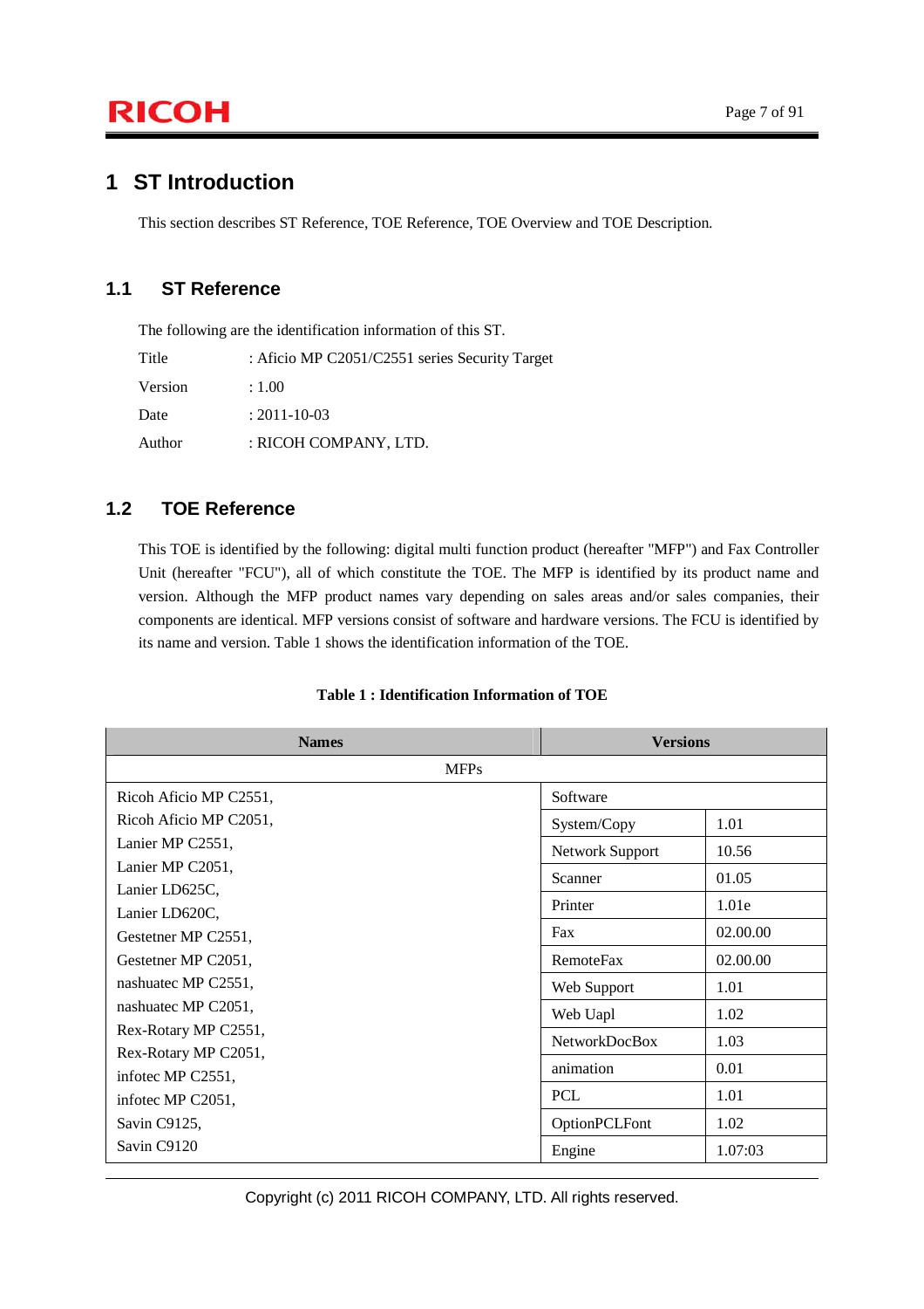# 1 ST Introduction

This section describes ST Reference, TOE Reference, TOE Overview and TOE Description.

## 1.1 ST Reference

The following are the identification information of this ST.

Title : Aficio MP C2051/C2551 series Security Target

Version : 1.00

Date : 2011-10-03

Author : RICOH COMPANY, LTD.

## 1.2 TOE Reference

This TOE is identified by the following: digital multi function product (hereafter "MFP") and Fax Controller Unit (hereafter "FCU"), all of which constitute the TOE. The MFP is identified by its product name and version. Although the MFP product names vary depending on sales areas and/or sales companies, their components are identical. MFP versions consist of software and hardware versions. The FCU is identified by its name and version. Table 1 shows the identification information of the TOE.

**Table 1 : Identification Information of TOE**

| Names | Versions | |
|---|---|---|
| MFPs | | |
| Ricoh Aficio MP C2551,<br>Ricoh Aficio MP C2051,<br>Lanier MP C2551,<br>Lanier MP C2051,<br>Lanier LD625C,<br>Lanier LD620C,<br>Gestetner MP C2551,<br>Gestetner MP C2051,<br>nashuatec MP C2551,<br>nashuatec MP C2051,<br>Rex-Rotary MP C2551,<br>Rex-Rotary MP C2051,<br>infotec MP C2551,<br>infotec MP C2051,<br>Savin C9125,<br>Savin C9120 | Software | |
| | System/Copy | 1.01 |
| | Network Support | 10.56 |
| | Scanner | 01.05 |
| | Printer | 1.01e |
| | Fax | 02.00.00 |
| | RemoteFax | 02.00.00 |
| | Web Support | 1.01 |
| | Web Uapl | 1.02 |
| | NetworkDocBox | 1.03 |
| | animation | 0.01 |
| | PCL | 1.01 |
| | OptionPCLFont | 1.02 |
| | Engine | 1.07:03 |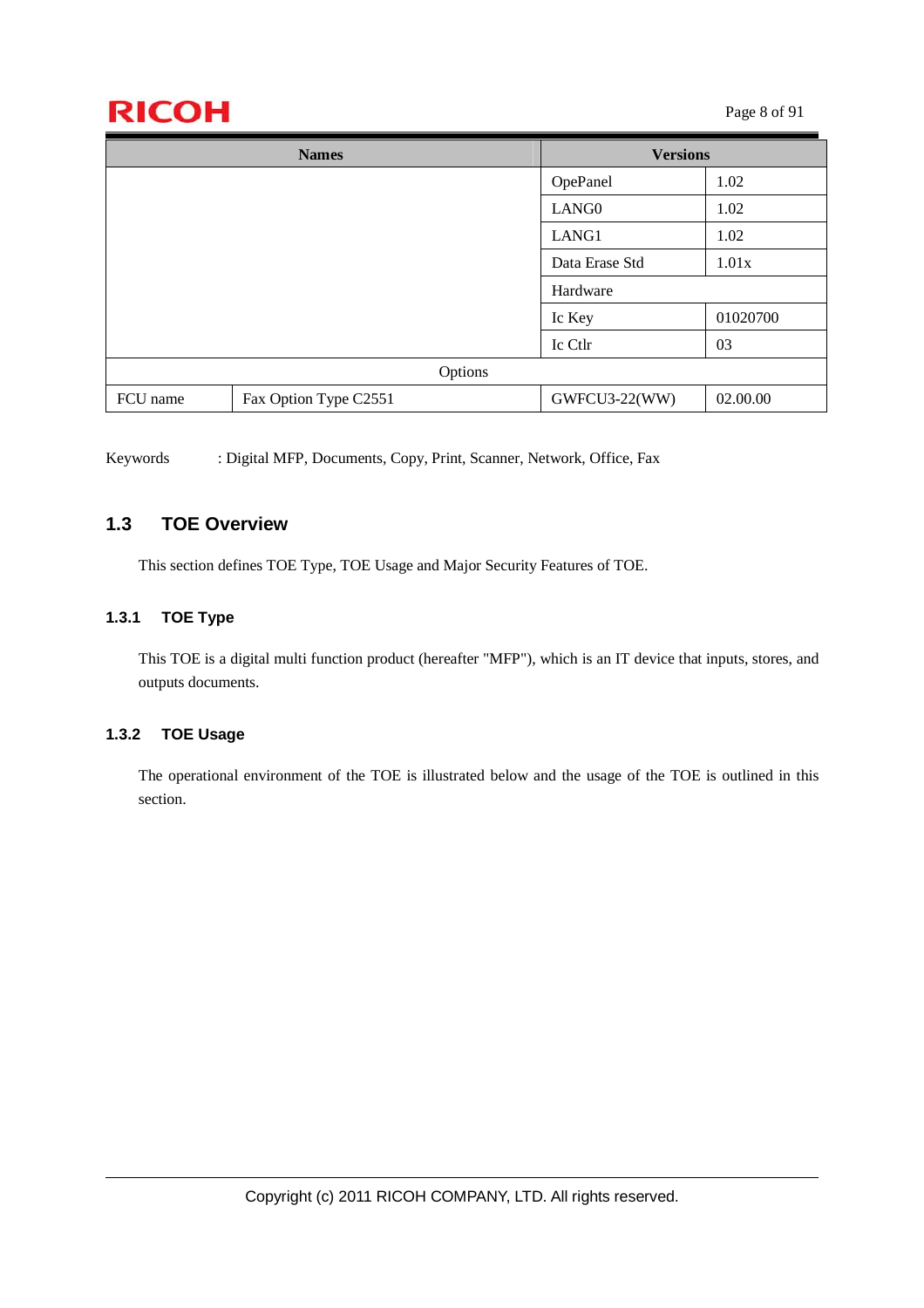| Names | | Versions | |
|---|---|---|---|
| | | OpePanel | 1.02 |
| | | LANG0 | 1.02 |
| | | LANG1 | 1.02 |
| | | Data Erase Std | 1.01x |
| | | Hardware | |
| | | Ic Key | 01020700 |
| | | Ic Ctlr | 03 |
| Options | | | |
| FCU name | Fax Option Type C2551 | GWFCU3-22(WW) | 02.00.00 |

Keywords : Digital MFP, Documents, Copy, Print, Scanner, Network, Office, Fax

## 1.3 TOE Overview

This section defines TOE Type, TOE Usage and Major Security Features of TOE.

### 1.3.1 TOE Type

This TOE is a digital multi function product (hereafter "MFP"), which is an IT device that inputs, stores, and outputs documents.

### 1.3.2 TOE Usage

The operational environment of the TOE is illustrated below and the usage of the TOE is outlined in this section.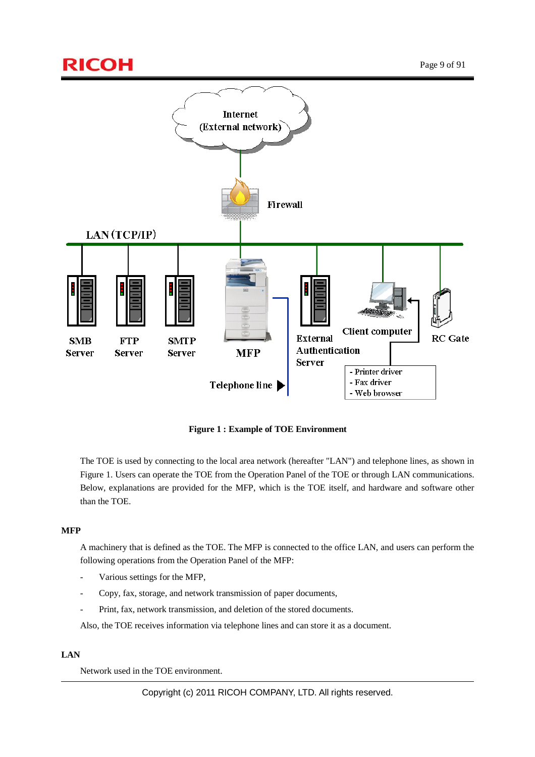**Figure 1 : Example of TOE Environment**

The TOE is used by connecting to the local area network (hereafter "LAN") and telephone lines, as shown in Figure 1. Users can operate the TOE from the Operation Panel of the TOE or through LAN communications. Below, explanations are provided for the MFP, which is the TOE itself, and hardware and software other than the TOE.

**MFP**

A machinery that is defined as the TOE. The MFP is connected to the office LAN, and users can perform the following operations from the Operation Panel of the MFP:

- Various settings for the MFP,
- Copy, fax, storage, and network transmission of paper documents,
- Print, fax, network transmission, and deletion of the stored documents.

Also, the TOE receives information via telephone lines and can store it as a document.

**LAN**

Network used in the TOE environment.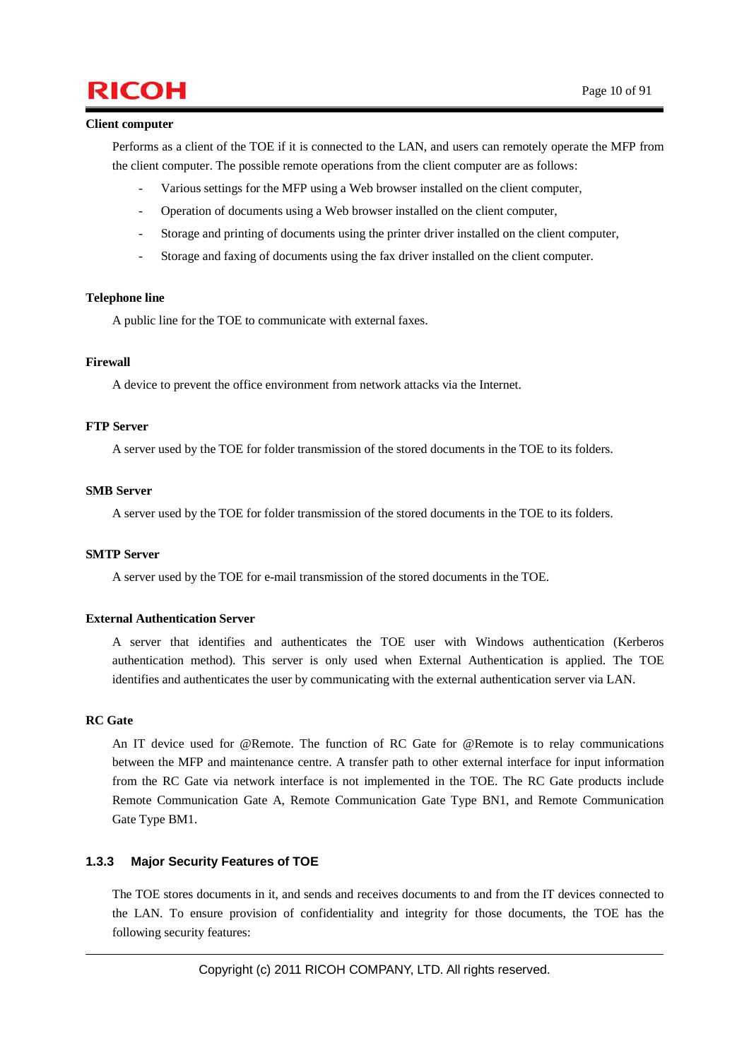**Client computer**

Performs as a client of the TOE if it is connected to the LAN, and users can remotely operate the MFP from the client computer. The possible remote operations from the client computer are as follows:

- Various settings for the MFP using a Web browser installed on the client computer,
- Operation of documents using a Web browser installed on the client computer,
- Storage and printing of documents using the printer driver installed on the client computer,
- Storage and faxing of documents using the fax driver installed on the client computer.

**Telephone line**

A public line for the TOE to communicate with external faxes.

**Firewall**

A device to prevent the office environment from network attacks via the Internet.

**FTP Server**

A server used by the TOE for folder transmission of the stored documents in the TOE to its folders.

**SMB Server**

A server used by the TOE for folder transmission of the stored documents in the TOE to its folders.

**SMTP Server**

A server used by the TOE for e-mail transmission of the stored documents in the TOE.

**External Authentication Server**

A server that identifies and authenticates the TOE user with Windows authentication (Kerberos authentication method). This server is only used when External Authentication is applied. The TOE identifies and authenticates the user by communicating with the external authentication server via LAN.

**RC Gate**

An IT device used for @Remote. The function of RC Gate for @Remote is to relay communications between the MFP and maintenance centre. A transfer path to other external interface for input information from the RC Gate via network interface is not implemented in the TOE. The RC Gate products include Remote Communication Gate A, Remote Communication Gate Type BN1, and Remote Communication Gate Type BM1.

### 1.3.3 Major Security Features of TOE

The TOE stores documents in it, and sends and receives documents to and from the IT devices connected to the LAN. To ensure provision of confidentiality and integrity for those documents, the TOE has the following security features: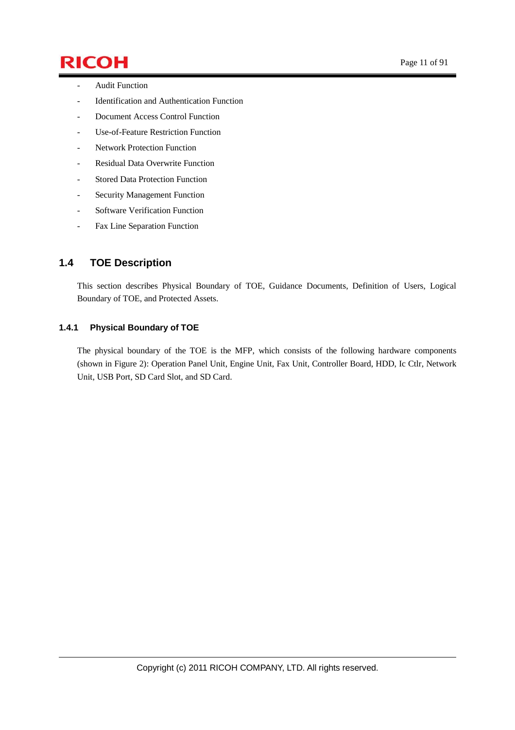- Audit Function
- Identification and Authentication Function
- Document Access Control Function
- Use-of-Feature Restriction Function
- Network Protection Function
- Residual Data Overwrite Function
- Stored Data Protection Function
- Security Management Function
- Software Verification Function
- Fax Line Separation Function

## 1.4 TOE Description

This section describes Physical Boundary of TOE, Guidance Documents, Definition of Users, Logical Boundary of TOE, and Protected Assets.

### 1.4.1 Physical Boundary of TOE

The physical boundary of the TOE is the MFP, which consists of the following hardware components (shown in Figure 2): Operation Panel Unit, Engine Unit, Fax Unit, Controller Board, HDD, Ic Ctlr, Network Unit, USB Port, SD Card Slot, and SD Card.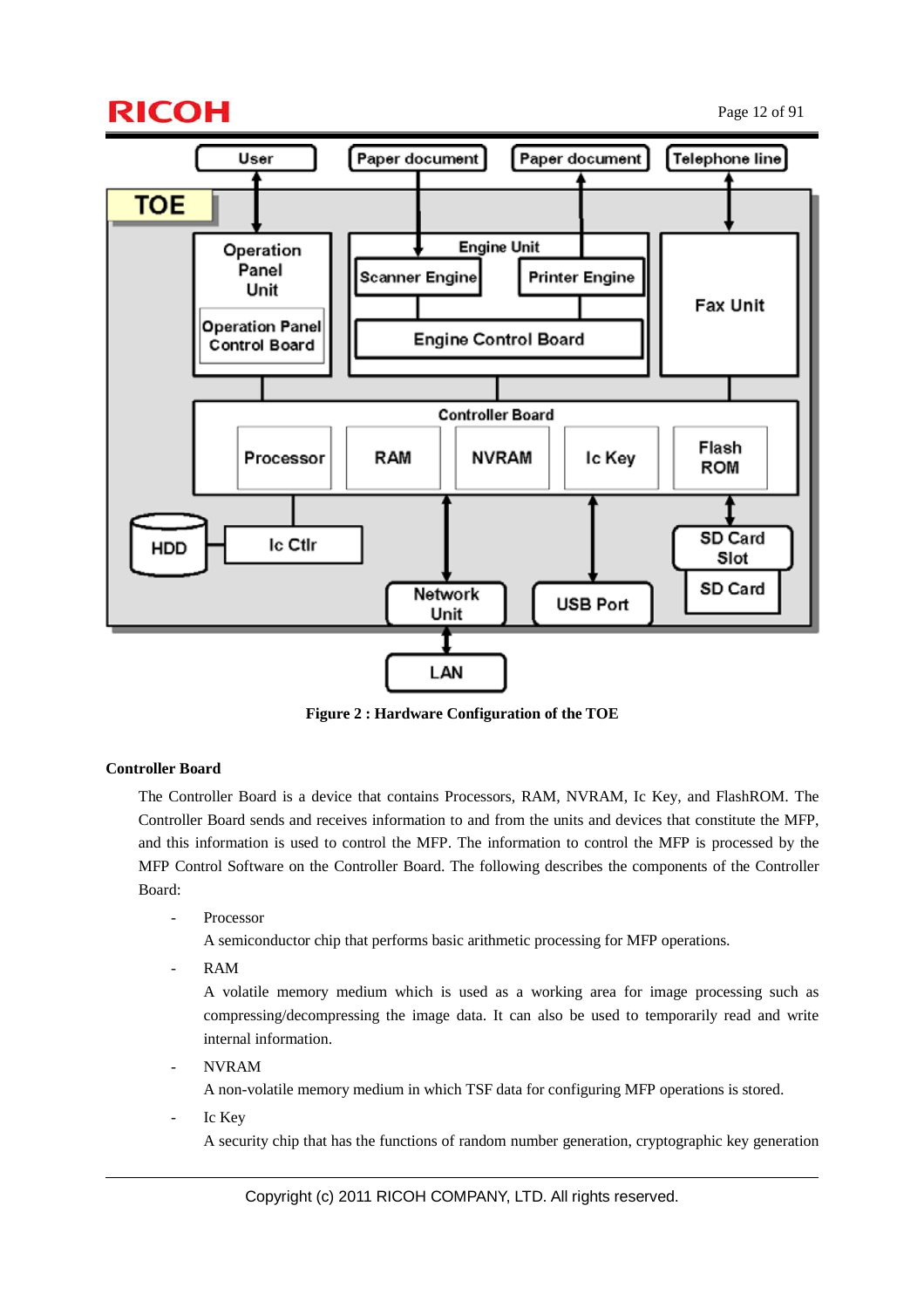Figure 2 : Hardware Configuration of the TOE

**Controller Board**

The Controller Board is a device that contains Processors, RAM, NVRAM, Ic Key, and FlashROM. The Controller Board sends and receives information to and from the units and devices that constitute the MFP, and this information is used to control the MFP. The information to control the MFP is processed by the MFP Control Software on the Controller Board. The following describes the components of the Controller Board:

- Processor

  A semiconductor chip that performs basic arithmetic processing for MFP operations.

- RAM

  A volatile memory medium which is used as a working area for image processing such as compressing/decompressing the image data. It can also be used to temporarily read and write internal information.

- NVRAM

  A non-volatile memory medium in which TSF data for configuring MFP operations is stored.

- Ic Key

  A security chip that has the functions of random number generation, cryptographic key generation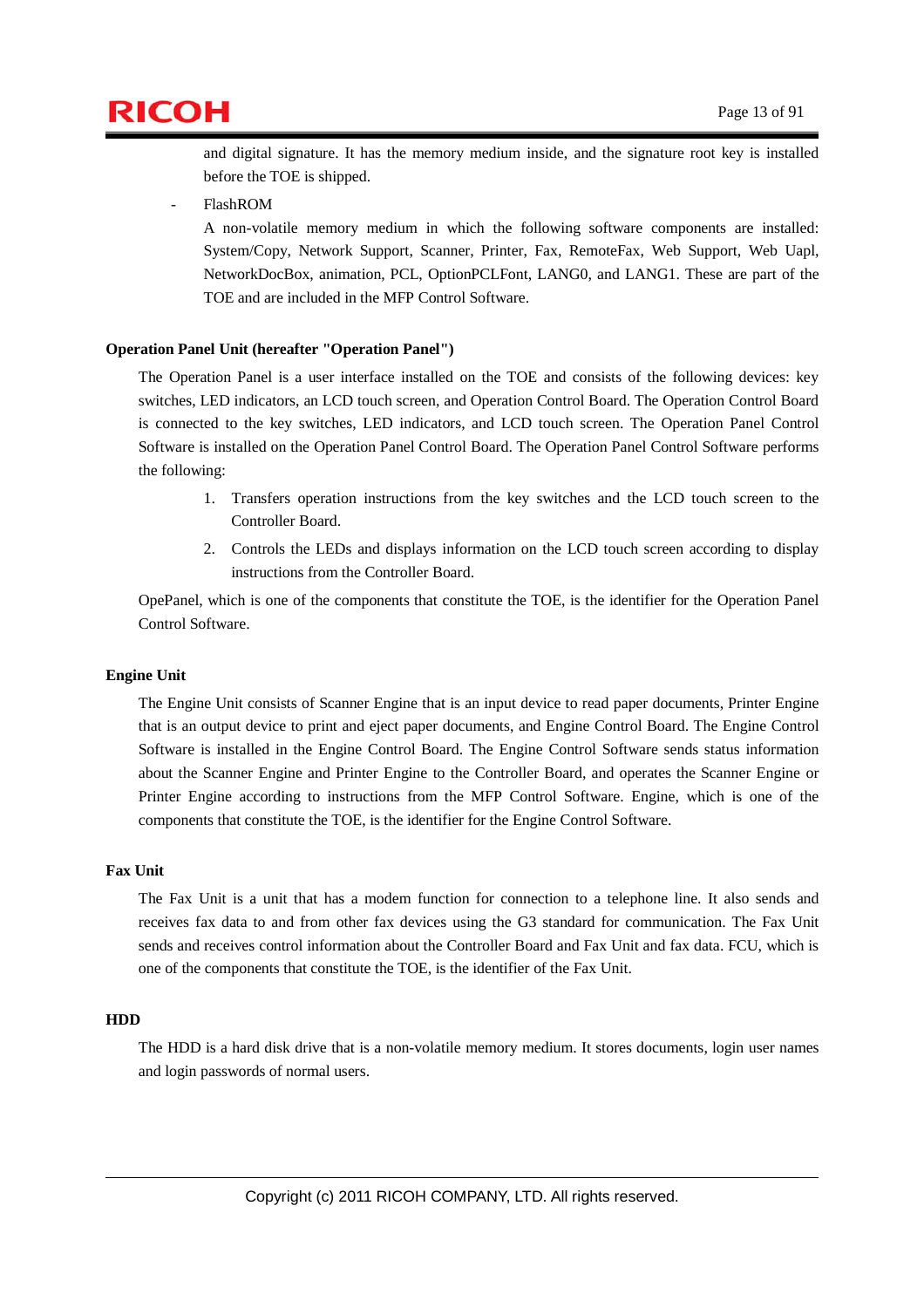and digital signature. It has the memory medium inside, and the signature root key is installed before the TOE is shipped.

- FlashROM

  A non-volatile memory medium in which the following software components are installed: System/Copy, Network Support, Scanner, Printer, Fax, RemoteFax, Web Support, Web Uapl, NetworkDocBox, animation, PCL, OptionPCLFont, LANG0, and LANG1. These are part of the TOE and are included in the MFP Control Software.

**Operation Panel Unit (hereafter "Operation Panel")**

The Operation Panel is a user interface installed on the TOE and consists of the following devices: key switches, LED indicators, an LCD touch screen, and Operation Control Board. The Operation Control Board is connected to the key switches, LED indicators, and LCD touch screen. The Operation Panel Control Software is installed on the Operation Panel Control Board. The Operation Panel Control Software performs the following:

1. Transfers operation instructions from the key switches and the LCD touch screen to the Controller Board.
2. Controls the LEDs and displays information on the LCD touch screen according to display instructions from the Controller Board.

OpePanel, which is one of the components that constitute the TOE, is the identifier for the Operation Panel Control Software.

**Engine Unit**

The Engine Unit consists of Scanner Engine that is an input device to read paper documents, Printer Engine that is an output device to print and eject paper documents, and Engine Control Board. The Engine Control Software is installed in the Engine Control Board. The Engine Control Software sends status information about the Scanner Engine and Printer Engine to the Controller Board, and operates the Scanner Engine or Printer Engine according to instructions from the MFP Control Software. Engine, which is one of the components that constitute the TOE, is the identifier for the Engine Control Software.

**Fax Unit**

The Fax Unit is a unit that has a modem function for connection to a telephone line. It also sends and receives fax data to and from other fax devices using the G3 standard for communication. The Fax Unit sends and receives control information about the Controller Board and Fax Unit and fax data. FCU, which is one of the components that constitute the TOE, is the identifier of the Fax Unit.

**HDD**

The HDD is a hard disk drive that is a non-volatile memory medium. It stores documents, login user names and login passwords of normal users.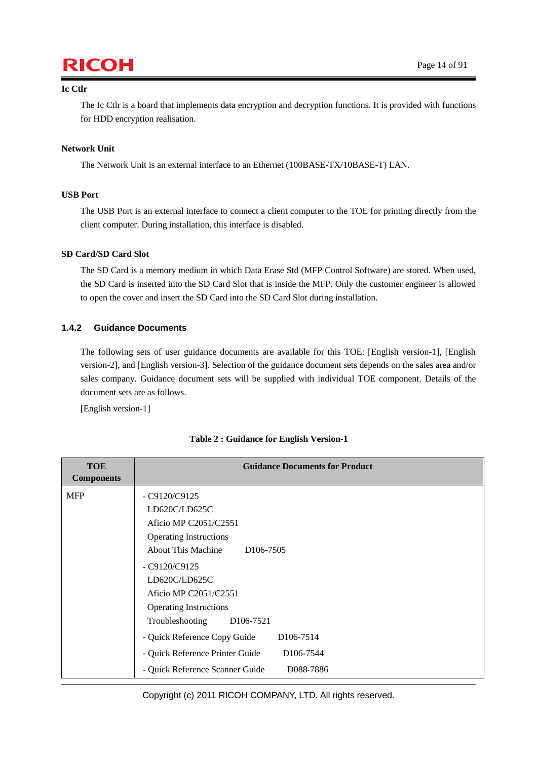**Ic Ctlr**

The Ic Ctlr is a board that implements data encryption and decryption functions. It is provided with functions for HDD encryption realisation.

**Network Unit**

The Network Unit is an external interface to an Ethernet (100BASE-TX/10BASE-T) LAN.

**USB Port**

The USB Port is an external interface to connect a client computer to the TOE for printing directly from the client computer. During installation, this interface is disabled.

**SD Card/SD Card Slot**

The SD Card is a memory medium in which Data Erase Std (MFP Control Software) are stored. When used, the SD Card is inserted into the SD Card Slot that is inside the MFP. Only the customer engineer is allowed to open the cover and insert the SD Card into the SD Card Slot during installation.

### 1.4.2 Guidance Documents

The following sets of user guidance documents are available for this TOE: [English version-1], [English version-2], and [English version-3]. Selection of the guidance document sets depends on the sales area and/or sales company. Guidance document sets will be supplied with individual TOE component. Details of the document sets are as follows.

[English version-1]

**Table 2 : Guidance for English Version-1**

| TOE Components | Guidance Documents for Product |
|---|---|
| MFP | - C9120/C9125<br>LD620C/LD625C<br>Aficio MP C2051/C2551<br>Operating Instructions<br>About This Machine D106-7505<br>- C9120/C9125<br>LD620C/LD625C<br>Aficio MP C2051/C2551<br>Operating Instructions<br>Troubleshooting D106-7521<br>- Quick Reference Copy Guide D106-7514<br>- Quick Reference Printer Guide D106-7544<br>- Quick Reference Scanner Guide D088-7886 |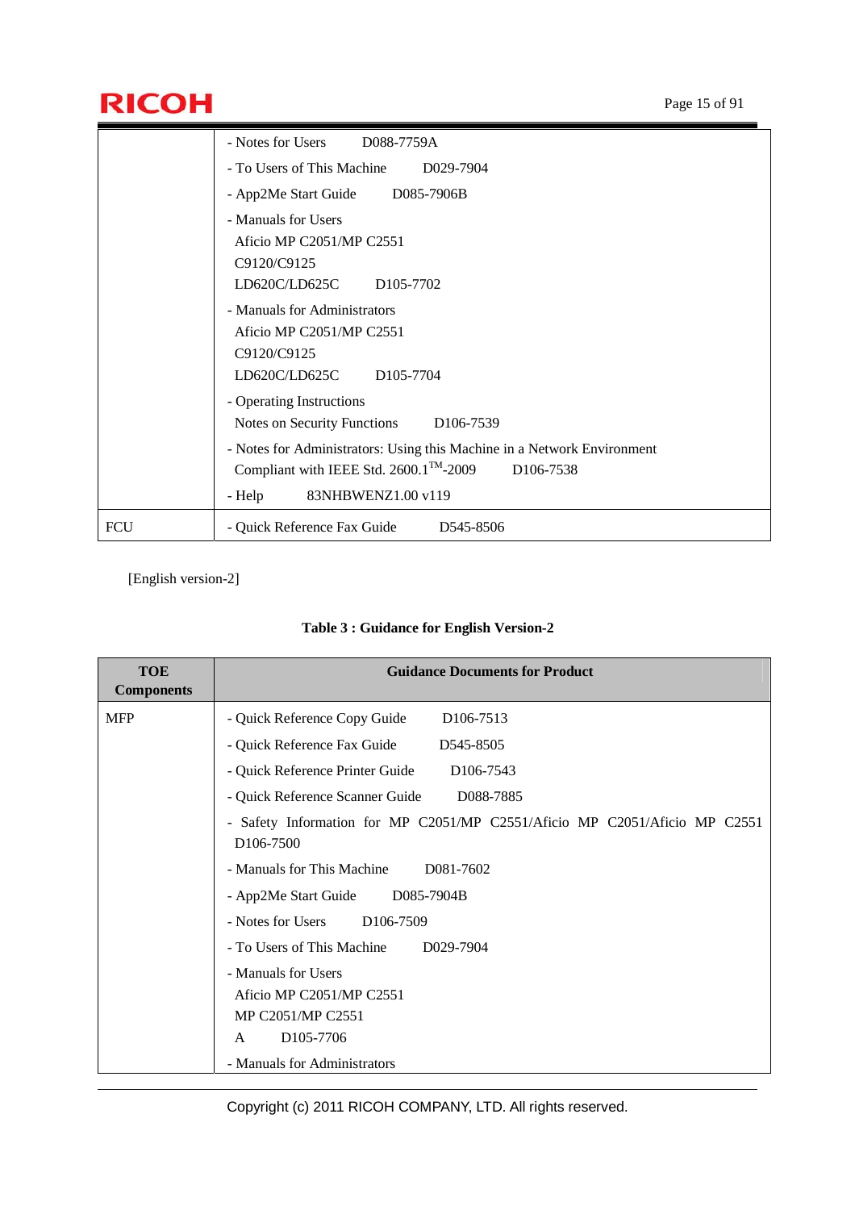| | |
|---|---|
| | - Notes for Users D088-7759A<br>- To Users of This Machine D029-7904<br>- App2Me Start Guide D085-7906B<br>- Manuals for Users<br>Aficio MP C2051/MP C2551<br>C9120/C9125<br>LD620C/LD625C D105-7702<br>- Manuals for Administrators<br>Aficio MP C2051/MP C2551<br>C9120/C9125<br>LD620C/LD625C D105-7704<br>- Operating Instructions<br>Notes on Security Functions D106-7539<br>- Notes for Administrators: Using this Machine in a Network Environment Compliant with IEEE Std. 2600.1™-2009 D106-7538<br>- Help 83NHBWENZ1.00 v119 |
| FCU | - Quick Reference Fax Guide D545-8506 |

[English version-2]

**Table 3 : Guidance for English Version-2**

| TOE Components | Guidance Documents for Product |
|---|---|
| MFP | - Quick Reference Copy Guide D106-7513<br>- Quick Reference Fax Guide D545-8505<br>- Quick Reference Printer Guide D106-7543<br>- Quick Reference Scanner Guide D088-7885<br>- Safety Information for MP C2051/MP C2551/Aficio MP C2051/Aficio MP C2551 D106-7500<br>- Manuals for This Machine D081-7602<br>- App2Me Start Guide D085-7904B<br>- Notes for Users D106-7509<br>- To Users of This Machine D029-7904<br>- Manuals for Users<br>Aficio MP C2051/MP C2551<br>MP C2051/MP C2551<br>A D105-7706<br>- Manuals for Administrators |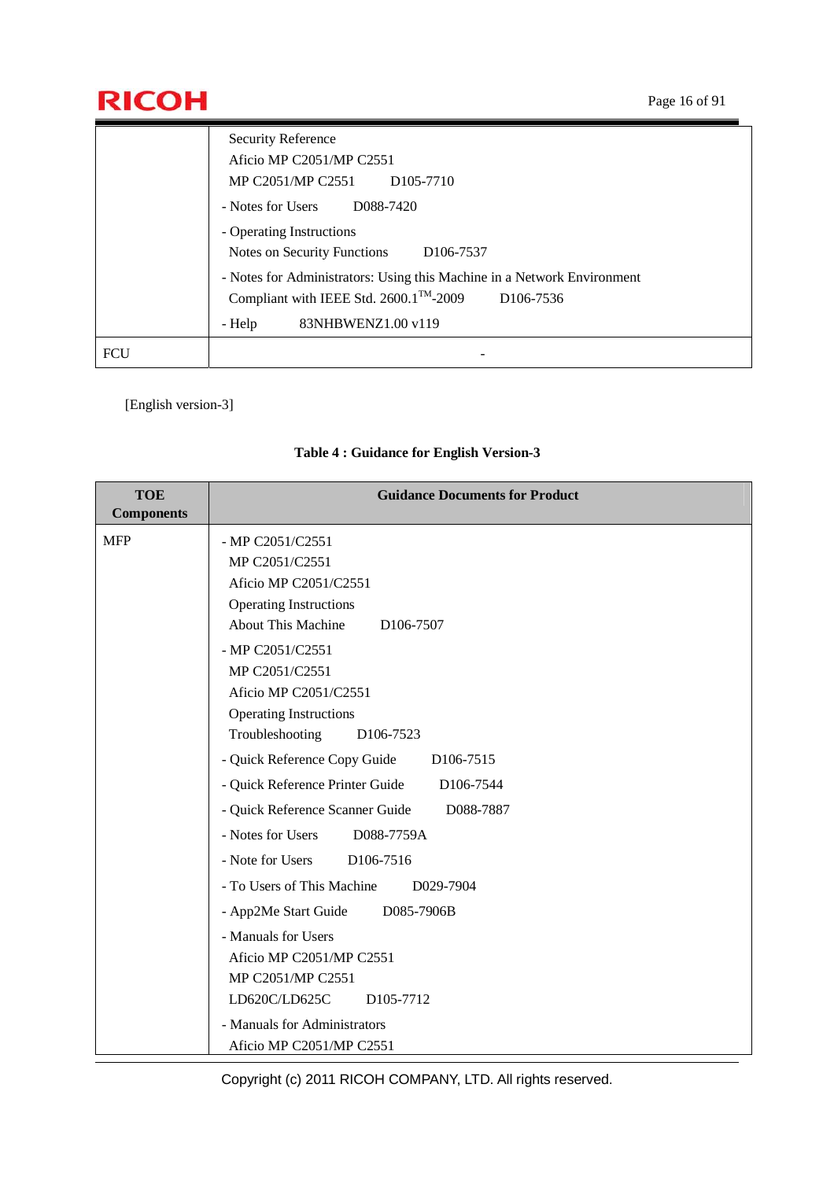| | |
|---|---|
| | Security Reference<br>Aficio MP C2051/MP C2551<br>MP C2051/MP C2551 D105-7710<br>- Notes for Users D088-7420<br>- Operating Instructions<br>Notes on Security Functions D106-7537<br>- Notes for Administrators: Using this Machine in a Network Environment<br>Compliant with IEEE Std. 2600.1™-2009 D106-7536<br>- Help 83NHBWENZ1.00 v119 |
| FCU | - |

[English version-3]

**Table 4 : Guidance for English Version-3**

| TOE Components | Guidance Documents for Product |
|---|---|
| MFP | - MP C2051/C2551<br>MP C2051/C2551<br>Aficio MP C2051/C2551<br>Operating Instructions<br>About This Machine D106-7507<br>- MP C2051/C2551<br>MP C2051/C2551<br>Aficio MP C2051/C2551<br>Operating Instructions<br>Troubleshooting D106-7523<br>- Quick Reference Copy Guide D106-7515<br>- Quick Reference Printer Guide D106-7544<br>- Quick Reference Scanner Guide D088-7887<br>- Notes for Users D088-7759A<br>- Note for Users D106-7516<br>- To Users of This Machine D029-7904<br>- App2Me Start Guide D085-7906B<br>- Manuals for Users<br>Aficio MP C2051/MP C2551<br>MP C2051/MP C2551<br>LD620C/LD625C D105-7712<br>- Manuals for Administrators<br>Aficio MP C2051/MP C2551 |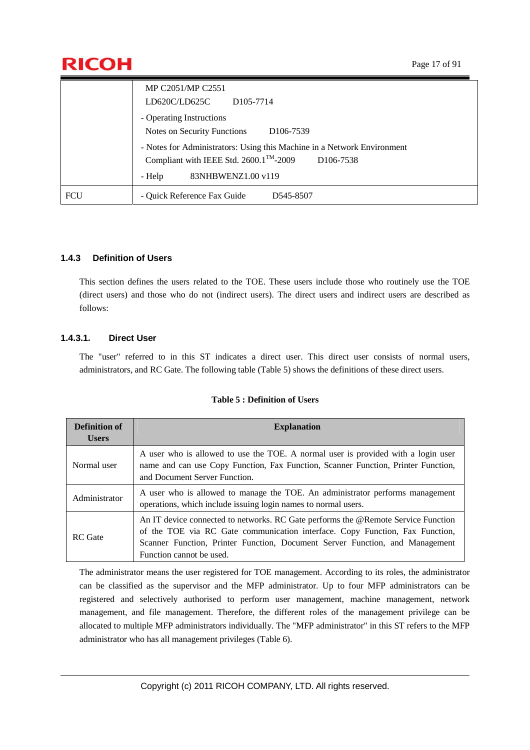| | |
|---|---|
| | MP C2051/MP C2551<br>LD620C/LD625C D105-7714<br>- Operating Instructions<br>Notes on Security Functions D106-7539<br>- Notes for Administrators: Using this Machine in a Network Environment Compliant with IEEE Std. 2600.1™-2009 D106-7538<br>- Help 83NHBWENZ1.00 v119 |
| FCU | - Quick Reference Fax Guide D545-8507 |

### 1.4.3 Definition of Users

This section defines the users related to the TOE. These users include those who routinely use the TOE (direct users) and those who do not (indirect users). The direct users and indirect users are described as follows:

#### 1.4.3.1. Direct User

The "user" referred to in this ST indicates a direct user. This direct user consists of normal users, administrators, and RC Gate. The following table (Table 5) shows the definitions of these direct users.

**Table 5 : Definition of Users**

| Definition of Users | Explanation |
|---|---|
| Normal user | A user who is allowed to use the TOE. A normal user is provided with a login user name and can use Copy Function, Fax Function, Scanner Function, Printer Function, and Document Server Function. |
| Administrator | A user who is allowed to manage the TOE. An administrator performs management operations, which include issuing login names to normal users. |
| RC Gate | An IT device connected to networks. RC Gate performs the @Remote Service Function of the TOE via RC Gate communication interface. Copy Function, Fax Function, Scanner Function, Printer Function, Document Server Function, and Management Function cannot be used. |

The administrator means the user registered for TOE management. According to its roles, the administrator can be classified as the supervisor and the MFP administrator. Up to four MFP administrators can be registered and selectively authorised to perform user management, machine management, network management, and file management. Therefore, the different roles of the management privilege can be allocated to multiple MFP administrators individually. The "MFP administrator" in this ST refers to the MFP administrator who has all management privileges (Table 6).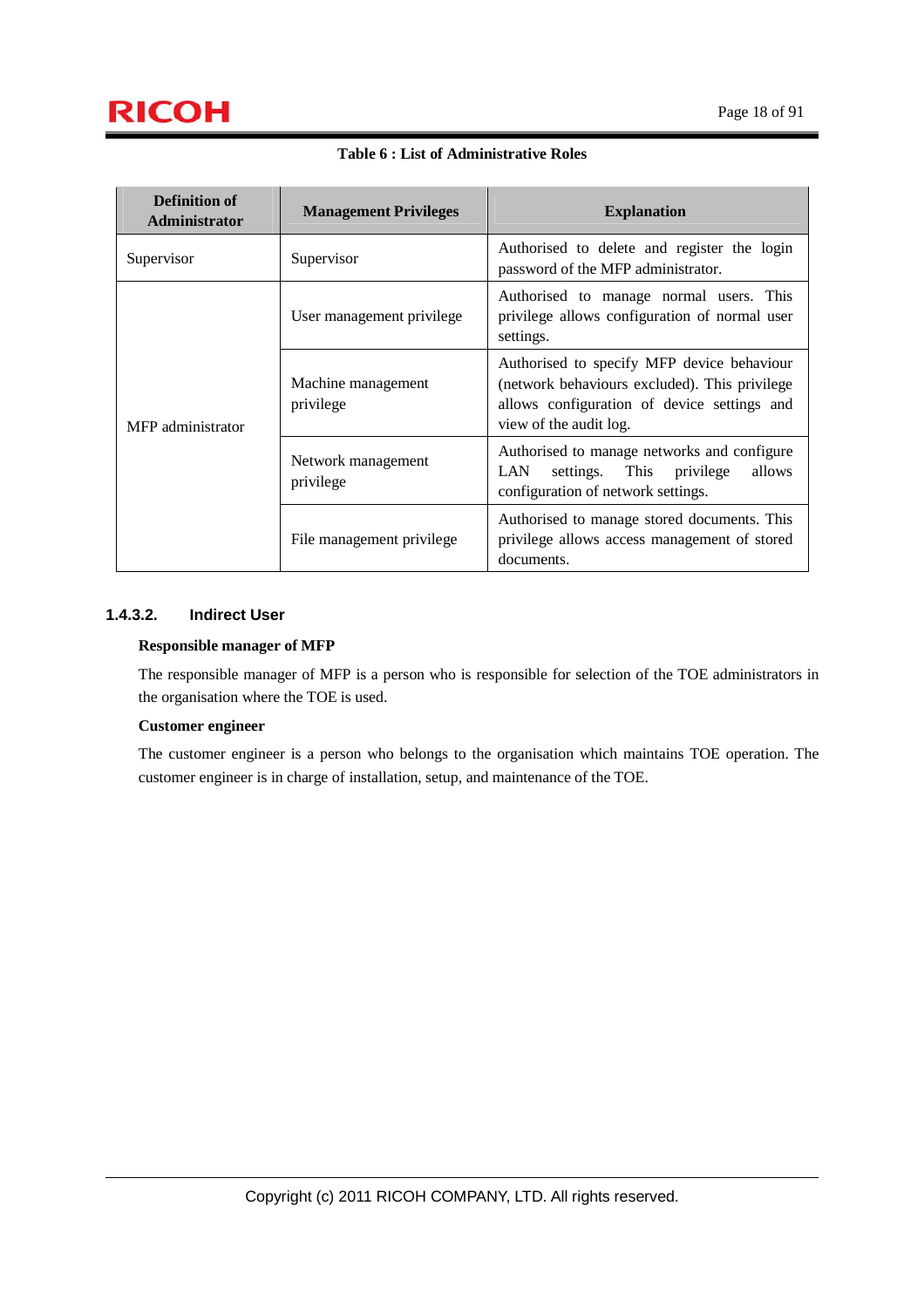**Table 6 : List of Administrative Roles**

| Definition of Administrator | Management Privileges | Explanation |
|---|---|---|
| Supervisor | Supervisor | Authorised to delete and register the login password of the MFP administrator. |
| MFP administrator | User management privilege | Authorised to manage normal users. This privilege allows configuration of normal user settings. |
| | Machine management privilege | Authorised to specify MFP device behaviour (network behaviours excluded). This privilege allows configuration of device settings and view of the audit log. |
| | Network management privilege | Authorised to manage networks and configure LAN settings. This privilege allows configuration of network settings. |
| | File management privilege | Authorised to manage stored documents. This privilege allows access management of stored documents. |

#### 1.4.3.2. Indirect User

**Responsible manager of MFP**

The responsible manager of MFP is a person who is responsible for selection of the TOE administrators in the organisation where the TOE is used.

**Customer engineer**

The customer engineer is a person who belongs to the organisation which maintains TOE operation. The customer engineer is in charge of installation, setup, and maintenance of the TOE.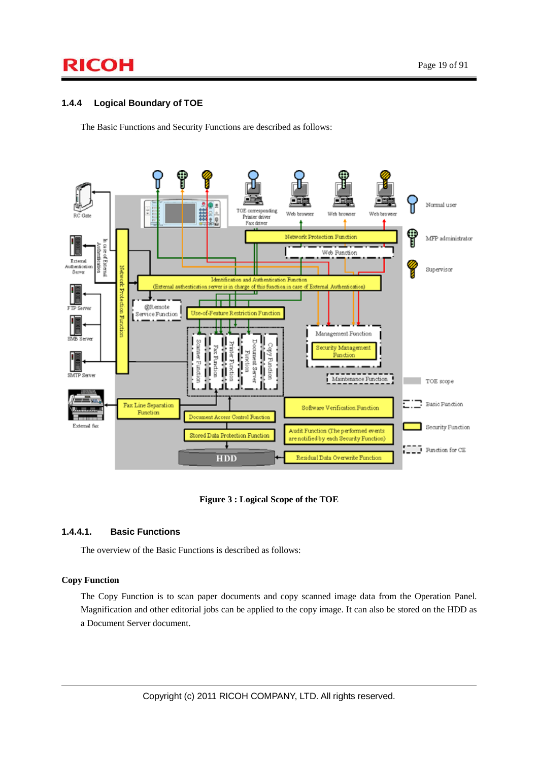### 1.4.4 Logical Boundary of TOE

The Basic Functions and Security Functions are described as follows:

Figure 3 : Logical Scope of the TOE

#### 1.4.4.1. Basic Functions

The overview of the Basic Functions is described as follows:

**Copy Function**

The Copy Function is to scan paper documents and copy scanned image data from the Operation Panel. Magnification and other editorial jobs can be applied to the copy image. It can also be stored on the HDD as a Document Server document.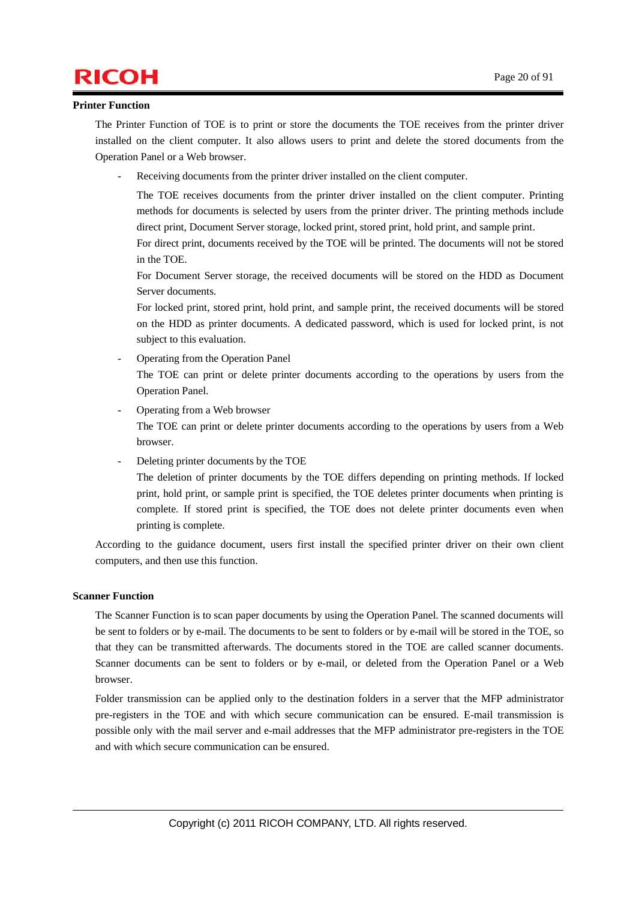**Printer Function**

The Printer Function of TOE is to print or store the documents the TOE receives from the printer driver installed on the client computer. It also allows users to print and delete the stored documents from the Operation Panel or a Web browser.

- Receiving documents from the printer driver installed on the client computer.

  The TOE receives documents from the printer driver installed on the client computer. Printing methods for documents is selected by users from the printer driver. The printing methods include direct print, Document Server storage, locked print, stored print, hold print, and sample print.

  For direct print, documents received by the TOE will be printed. The documents will not be stored in the TOE.

  For Document Server storage, the received documents will be stored on the HDD as Document Server documents.

  For locked print, stored print, hold print, and sample print, the received documents will be stored on the HDD as printer documents. A dedicated password, which is used for locked print, is not subject to this evaluation.

- Operating from the Operation Panel

  The TOE can print or delete printer documents according to the operations by users from the Operation Panel.

- Operating from a Web browser

  The TOE can print or delete printer documents according to the operations by users from a Web browser.

- Deleting printer documents by the TOE

  The deletion of printer documents by the TOE differs depending on printing methods. If locked print, hold print, or sample print is specified, the TOE deletes printer documents when printing is complete. If stored print is specified, the TOE does not delete printer documents even when printing is complete.

According to the guidance document, users first install the specified printer driver on their own client computers, and then use this function.

**Scanner Function**

The Scanner Function is to scan paper documents by using the Operation Panel. The scanned documents will be sent to folders or by e-mail. The documents to be sent to folders or by e-mail will be stored in the TOE, so that they can be transmitted afterwards. The documents stored in the TOE are called scanner documents. Scanner documents can be sent to folders or by e-mail, or deleted from the Operation Panel or a Web browser.

Folder transmission can be applied only to the destination folders in a server that the MFP administrator pre-registers in the TOE and with which secure communication can be ensured. E-mail transmission is possible only with the mail server and e-mail addresses that the MFP administrator pre-registers in the TOE and with which secure communication can be ensured.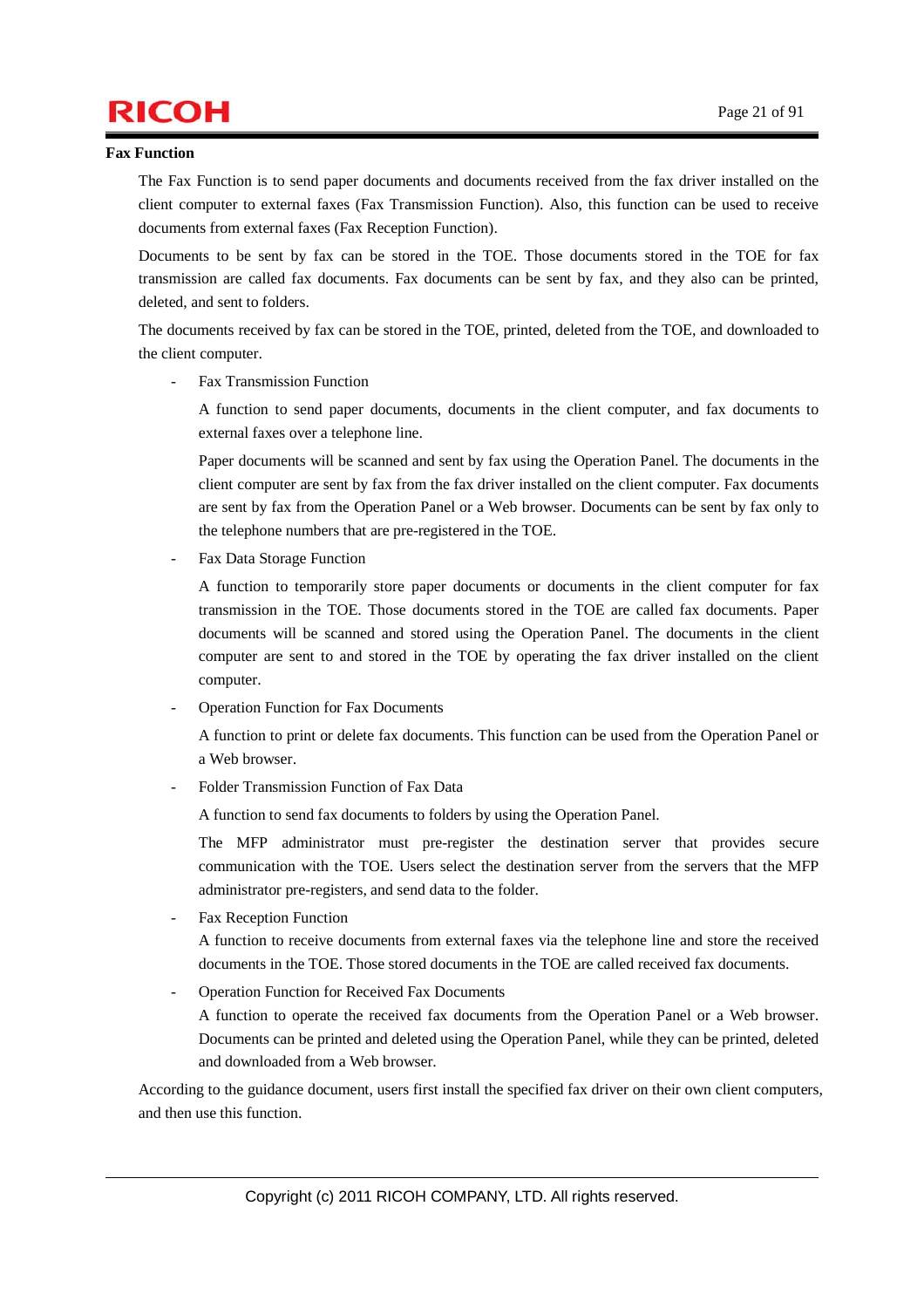**Fax Function**

The Fax Function is to send paper documents and documents received from the fax driver installed on the client computer to external faxes (Fax Transmission Function). Also, this function can be used to receive documents from external faxes (Fax Reception Function).

Documents to be sent by fax can be stored in the TOE. Those documents stored in the TOE for fax transmission are called fax documents. Fax documents can be sent by fax, and they also can be printed, deleted, and sent to folders.

The documents received by fax can be stored in the TOE, printed, deleted from the TOE, and downloaded to the client computer.

- Fax Transmission Function

  A function to send paper documents, documents in the client computer, and fax documents to external faxes over a telephone line.

  Paper documents will be scanned and sent by fax using the Operation Panel. The documents in the client computer are sent by fax from the fax driver installed on the client computer. Fax documents are sent by fax from the Operation Panel or a Web browser. Documents can be sent by fax only to the telephone numbers that are pre-registered in the TOE.

- Fax Data Storage Function

  A function to temporarily store paper documents or documents in the client computer for fax transmission in the TOE. Those documents stored in the TOE are called fax documents. Paper documents will be scanned and stored using the Operation Panel. The documents in the client computer are sent to and stored in the TOE by operating the fax driver installed on the client computer.

- Operation Function for Fax Documents

  A function to print or delete fax documents. This function can be used from the Operation Panel or a Web browser.

- Folder Transmission Function of Fax Data

  A function to send fax documents to folders by using the Operation Panel.

  The MFP administrator must pre-register the destination server that provides secure communication with the TOE. Users select the destination server from the servers that the MFP administrator pre-registers, and send data to the folder.

- Fax Reception Function

  A function to receive documents from external faxes via the telephone line and store the received documents in the TOE. Those stored documents in the TOE are called received fax documents.

- Operation Function for Received Fax Documents

  A function to operate the received fax documents from the Operation Panel or a Web browser. Documents can be printed and deleted using the Operation Panel, while they can be printed, deleted and downloaded from a Web browser.

According to the guidance document, users first install the specified fax driver on their own client computers, and then use this function.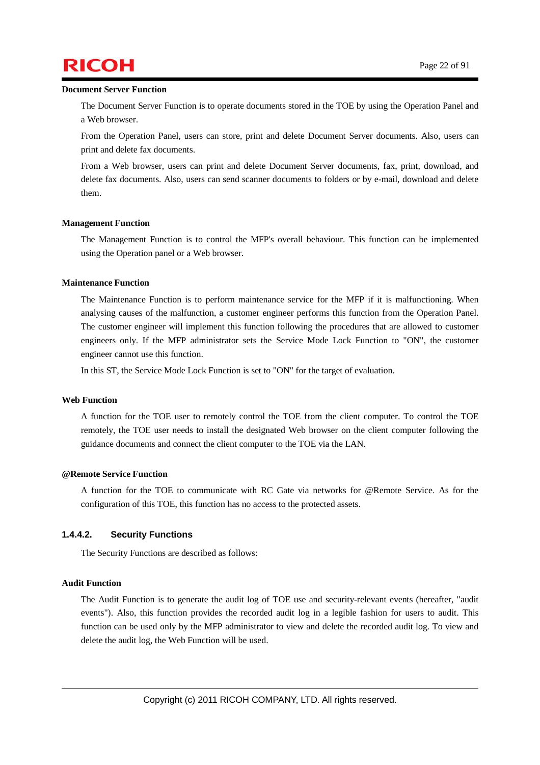**Document Server Function**

The Document Server Function is to operate documents stored in the TOE by using the Operation Panel and a Web browser.

From the Operation Panel, users can store, print and delete Document Server documents. Also, users can print and delete fax documents.

From a Web browser, users can print and delete Document Server documents, fax, print, download, and delete fax documents. Also, users can send scanner documents to folders or by e-mail, download and delete them.

**Management Function**

The Management Function is to control the MFP's overall behaviour. This function can be implemented using the Operation panel or a Web browser.

**Maintenance Function**

The Maintenance Function is to perform maintenance service for the MFP if it is malfunctioning. When analysing causes of the malfunction, a customer engineer performs this function from the Operation Panel. The customer engineer will implement this function following the procedures that are allowed to customer engineers only. If the MFP administrator sets the Service Mode Lock Function to "ON", the customer engineer cannot use this function.

In this ST, the Service Mode Lock Function is set to "ON" for the target of evaluation.

**Web Function**

A function for the TOE user to remotely control the TOE from the client computer. To control the TOE remotely, the TOE user needs to install the designated Web browser on the client computer following the guidance documents and connect the client computer to the TOE via the LAN.

**@Remote Service Function**

A function for the TOE to communicate with RC Gate via networks for @Remote Service. As for the configuration of this TOE, this function has no access to the protected assets.

#### 1.4.4.2. Security Functions

The Security Functions are described as follows:

**Audit Function**

The Audit Function is to generate the audit log of TOE use and security-relevant events (hereafter, "audit events"). Also, this function provides the recorded audit log in a legible fashion for users to audit. This function can be used only by the MFP administrator to view and delete the recorded audit log. To view and delete the audit log, the Web Function will be used.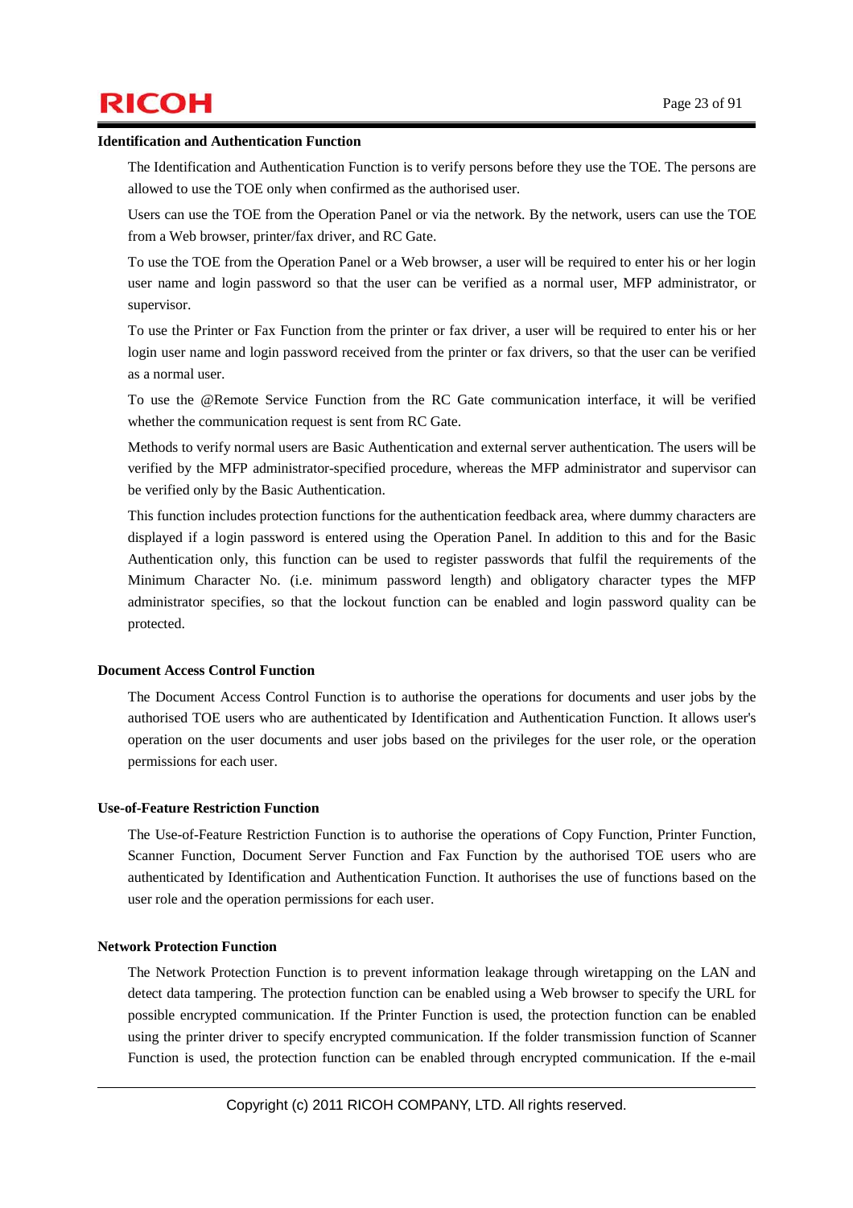**Identification and Authentication Function**

The Identification and Authentication Function is to verify persons before they use the TOE. The persons are allowed to use the TOE only when confirmed as the authorised user.

Users can use the TOE from the Operation Panel or via the network. By the network, users can use the TOE from a Web browser, printer/fax driver, and RC Gate.

To use the TOE from the Operation Panel or a Web browser, a user will be required to enter his or her login user name and login password so that the user can be verified as a normal user, MFP administrator, or supervisor.

To use the Printer or Fax Function from the printer or fax driver, a user will be required to enter his or her login user name and login password received from the printer or fax drivers, so that the user can be verified as a normal user.

To use the @Remote Service Function from the RC Gate communication interface, it will be verified whether the communication request is sent from RC Gate.

Methods to verify normal users are Basic Authentication and external server authentication. The users will be verified by the MFP administrator-specified procedure, whereas the MFP administrator and supervisor can be verified only by the Basic Authentication.

This function includes protection functions for the authentication feedback area, where dummy characters are displayed if a login password is entered using the Operation Panel. In addition to this and for the Basic Authentication only, this function can be used to register passwords that fulfil the requirements of the Minimum Character No. (i.e. minimum password length) and obligatory character types the MFP administrator specifies, so that the lockout function can be enabled and login password quality can be protected.

**Document Access Control Function**

The Document Access Control Function is to authorise the operations for documents and user jobs by the authorised TOE users who are authenticated by Identification and Authentication Function. It allows user's operation on the user documents and user jobs based on the privileges for the user role, or the operation permissions for each user.

**Use-of-Feature Restriction Function**

The Use-of-Feature Restriction Function is to authorise the operations of Copy Function, Printer Function, Scanner Function, Document Server Function and Fax Function by the authorised TOE users who are authenticated by Identification and Authentication Function. It authorises the use of functions based on the user role and the operation permissions for each user.

**Network Protection Function**

The Network Protection Function is to prevent information leakage through wiretapping on the LAN and detect data tampering. The protection function can be enabled using a Web browser to specify the URL for possible encrypted communication. If the Printer Function is used, the protection function can be enabled using the printer driver to specify encrypted communication. If the folder transmission function of Scanner Function is used, the protection function can be enabled through encrypted communication. If the e-mail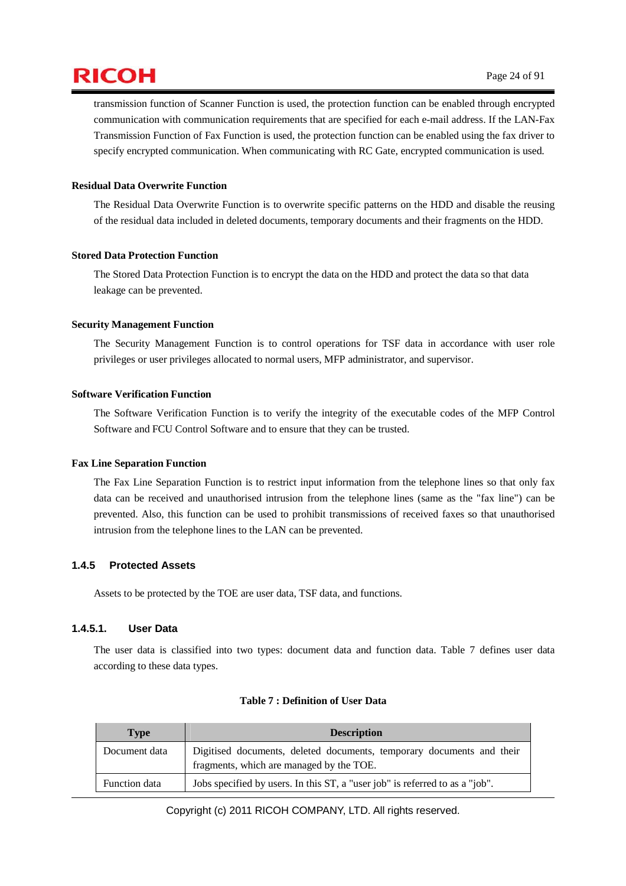transmission function of Scanner Function is used, the protection function can be enabled through encrypted communication with communication requirements that are specified for each e-mail address. If the LAN-Fax Transmission Function of Fax Function is used, the protection function can be enabled using the fax driver to specify encrypted communication. When communicating with RC Gate, encrypted communication is used.

**Residual Data Overwrite Function**

The Residual Data Overwrite Function is to overwrite specific patterns on the HDD and disable the reusing of the residual data included in deleted documents, temporary documents and their fragments on the HDD.

**Stored Data Protection Function**

The Stored Data Protection Function is to encrypt the data on the HDD and protect the data so that data leakage can be prevented.

**Security Management Function**

The Security Management Function is to control operations for TSF data in accordance with user role privileges or user privileges allocated to normal users, MFP administrator, and supervisor.

**Software Verification Function**

The Software Verification Function is to verify the integrity of the executable codes of the MFP Control Software and FCU Control Software and to ensure that they can be trusted.

**Fax Line Separation Function**

The Fax Line Separation Function is to restrict input information from the telephone lines so that only fax data can be received and unauthorised intrusion from the telephone lines (same as the "fax line") can be prevented. Also, this function can be used to prohibit transmissions of received faxes so that unauthorised intrusion from the telephone lines to the LAN can be prevented.

### 1.4.5 Protected Assets

Assets to be protected by the TOE are user data, TSF data, and functions.

#### 1.4.5.1. User Data

The user data is classified into two types: document data and function data. Table 7 defines user data according to these data types.

**Table 7 : Definition of User Data**

| Type | Description |
|---|---|
| Document data | Digitised documents, deleted documents, temporary documents and their fragments, which are managed by the TOE. |
| Function data | Jobs specified by users. In this ST, a "user job" is referred to as a "job". |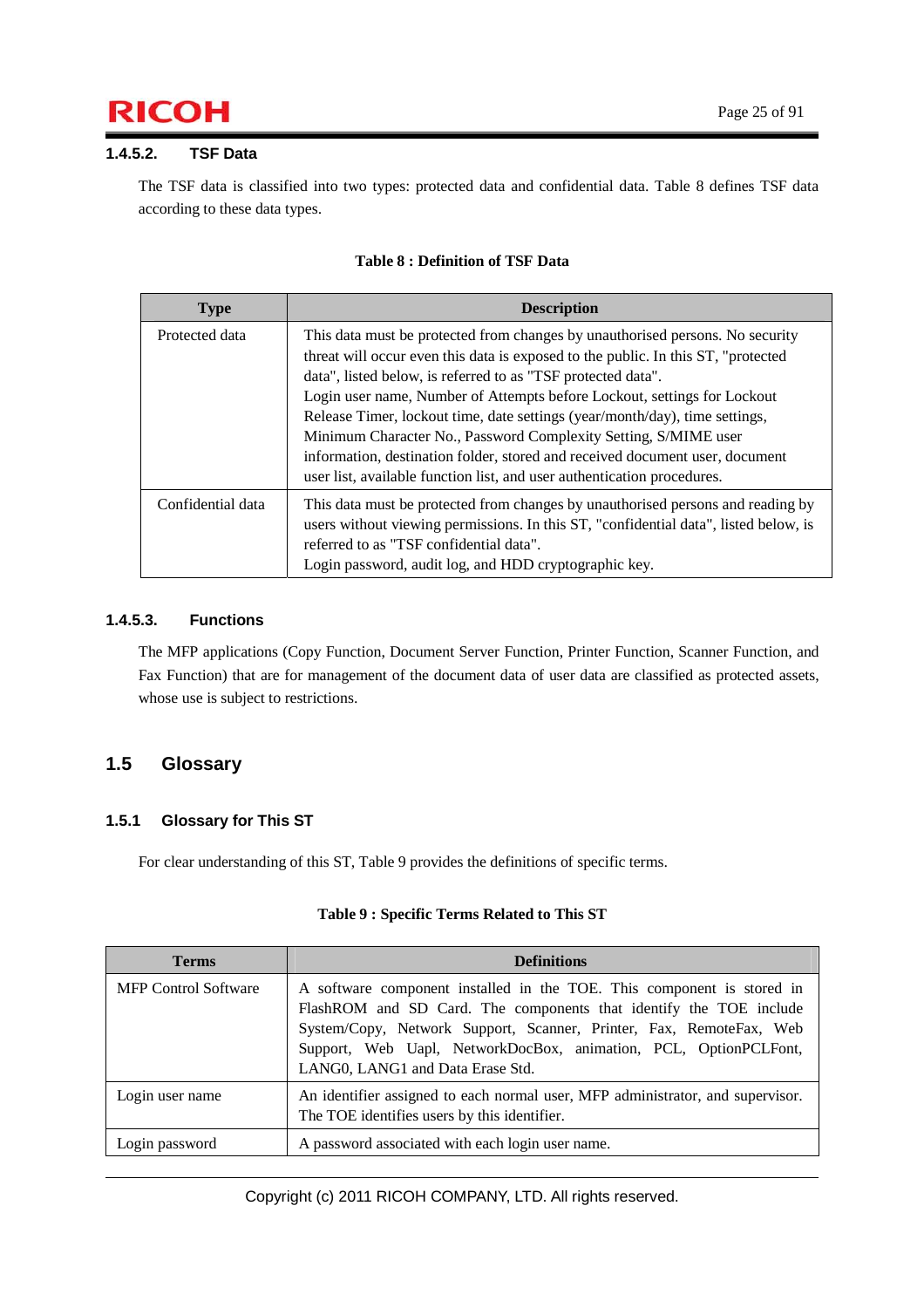#### 1.4.5.2. TSF Data

The TSF data is classified into two types: protected data and confidential data. Table 8 defines TSF data according to these data types.

**Table 8 : Definition of TSF Data**

| Type | Description |
|---|---|
| Protected data | This data must be protected from changes by unauthorised persons. No security threat will occur even this data is exposed to the public. In this ST, "protected data", listed below, is referred to as "TSF protected data".<br>Login user name, Number of Attempts before Lockout, settings for Lockout Release Timer, lockout time, date settings (year/month/day), time settings, Minimum Character No., Password Complexity Setting, S/MIME user information, destination folder, stored and received document user, document user list, available function list, and user authentication procedures. |
| Confidential data | This data must be protected from changes by unauthorised persons and reading by users without viewing permissions. In this ST, "confidential data", listed below, is referred to as "TSF confidential data".<br>Login password, audit log, and HDD cryptographic key. |

#### 1.4.5.3. Functions

The MFP applications (Copy Function, Document Server Function, Printer Function, Scanner Function, and Fax Function) that are for management of the document data of user data are classified as protected assets, whose use is subject to restrictions.

## 1.5 Glossary

### 1.5.1 Glossary for This ST

For clear understanding of this ST, Table 9 provides the definitions of specific terms.

**Table 9 : Specific Terms Related to This ST**

| Terms | Definitions |
|---|---|
| MFP Control Software | A software component installed in the TOE. This component is stored in FlashROM and SD Card. The components that identify the TOE include System/Copy, Network Support, Scanner, Printer, Fax, RemoteFax, Web Support, Web Uapl, NetworkDocBox, animation, PCL, OptionPCLFont, LANG0, LANG1 and Data Erase Std. |
| Login user name | An identifier assigned to each normal user, MFP administrator, and supervisor. The TOE identifies users by this identifier. |
| Login password | A password associated with each login user name. |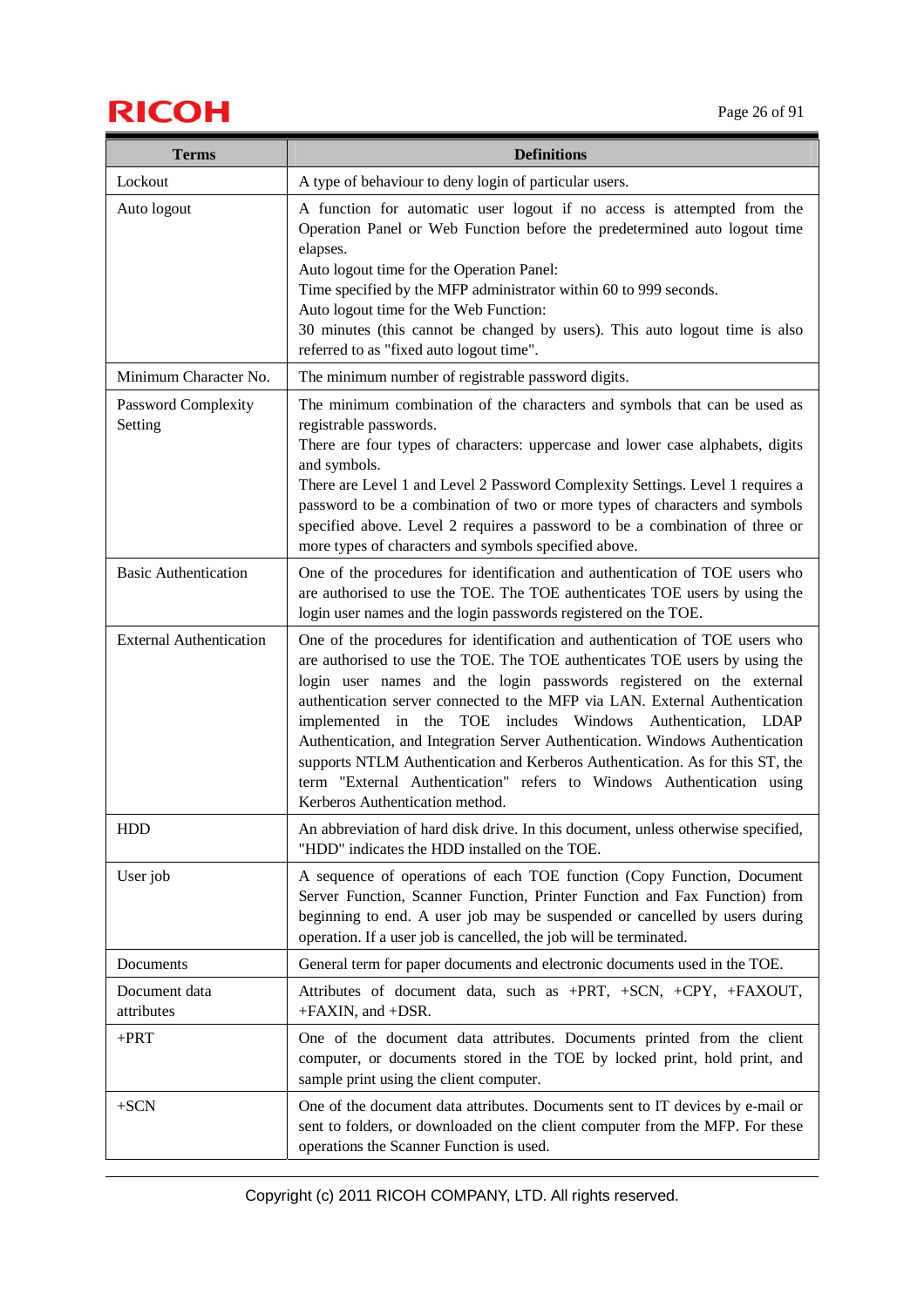| Terms | Definitions |
|---|---|
| Lockout | A type of behaviour to deny login of particular users. |
| Auto logout | A function for automatic user logout if no access is attempted from the Operation Panel or Web Function before the predetermined auto logout time elapses.<br>Auto logout time for the Operation Panel:<br>Time specified by the MFP administrator within 60 to 999 seconds.<br>Auto logout time for the Web Function:<br>30 minutes (this cannot be changed by users). This auto logout time is also referred to as "fixed auto logout time". |
| Minimum Character No. | The minimum number of registrable password digits. |
| Password Complexity Setting | The minimum combination of the characters and symbols that can be used as registrable passwords.<br>There are four types of characters: uppercase and lower case alphabets, digits and symbols.<br>There are Level 1 and Level 2 Password Complexity Settings. Level 1 requires a password to be a combination of two or more types of characters and symbols specified above. Level 2 requires a password to be a combination of three or more types of characters and symbols specified above. |
| Basic Authentication | One of the procedures for identification and authentication of TOE users who are authorised to use the TOE. The TOE authenticates TOE users by using the login user names and the login passwords registered on the TOE. |
| External Authentication | One of the procedures for identification and authentication of TOE users who are authorised to use the TOE. The TOE authenticates TOE users by using the login user names and the login passwords registered on the external authentication server connected to the MFP via LAN. External Authentication implemented in the TOE includes Windows Authentication, LDAP Authentication, and Integration Server Authentication. Windows Authentication supports NTLM Authentication and Kerberos Authentication. As for this ST, the term "External Authentication" refers to Windows Authentication using Kerberos Authentication method. |
| HDD | An abbreviation of hard disk drive. In this document, unless otherwise specified, "HDD" indicates the HDD installed on the TOE. |
| User job | A sequence of operations of each TOE function (Copy Function, Document Server Function, Scanner Function, Printer Function and Fax Function) from beginning to end. A user job may be suspended or cancelled by users during operation. If a user job is cancelled, the job will be terminated. |
| Documents | General term for paper documents and electronic documents used in the TOE. |
| Document data attributes | Attributes of document data, such as +PRT, +SCN, +CPY, +FAXOUT, +FAXIN, and +DSR. |
| +PRT | One of the document data attributes. Documents printed from the client computer, or documents stored in the TOE by locked print, hold print, and sample print using the client computer. |
| +SCN | One of the document data attributes. Documents sent to IT devices by e-mail or sent to folders, or downloaded on the client computer from the MFP. For these operations the Scanner Function is used. |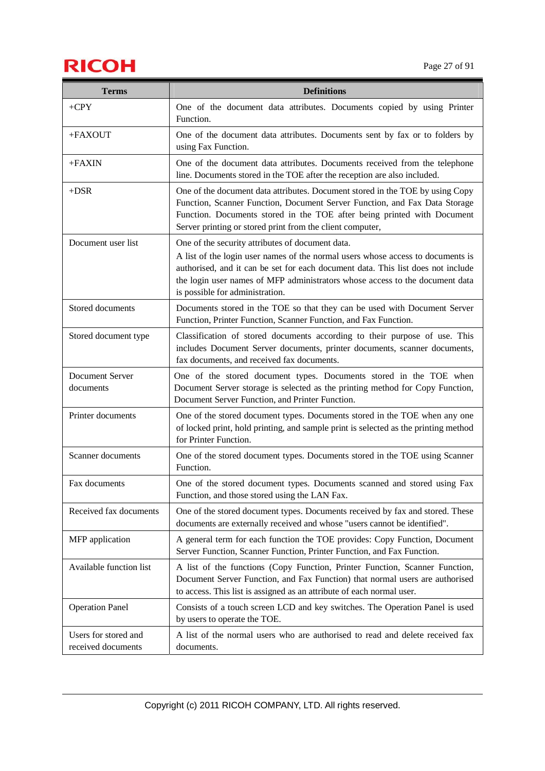| Terms | Definitions |
|---|---|
| +CPY | One of the document data attributes. Documents copied by using Printer Function. |
| +FAXOUT | One of the document data attributes. Documents sent by fax or to folders by using Fax Function. |
| +FAXIN | One of the document data attributes. Documents received from the telephone line. Documents stored in the TOE after the reception are also included. |
| +DSR | One of the document data attributes. Document stored in the TOE by using Copy Function, Scanner Function, Document Server Function, and Fax Data Storage Function. Documents stored in the TOE after being printed with Document Server printing or stored print from the client computer, |
| Document user list | One of the security attributes of document data.<br>A list of the login user names of the normal users whose access to documents is authorised, and it can be set for each document data. This list does not include the login user names of MFP administrators whose access to the document data is possible for administration. |
| Stored documents | Documents stored in the TOE so that they can be used with Document Server Function, Printer Function, Scanner Function, and Fax Function. |
| Stored document type | Classification of stored documents according to their purpose of use. This includes Document Server documents, printer documents, scanner documents, fax documents, and received fax documents. |
| Document Server documents | One of the stored document types. Documents stored in the TOE when Document Server storage is selected as the printing method for Copy Function, Document Server Function, and Printer Function. |
| Printer documents | One of the stored document types. Documents stored in the TOE when any one of locked print, hold printing, and sample print is selected as the printing method for Printer Function. |
| Scanner documents | One of the stored document types. Documents stored in the TOE using Scanner Function. |
| Fax documents | One of the stored document types. Documents scanned and stored using Fax Function, and those stored using the LAN Fax. |
| Received fax documents | One of the stored document types. Documents received by fax and stored. These documents are externally received and whose "users cannot be identified". |
| MFP application | A general term for each function the TOE provides: Copy Function, Document Server Function, Scanner Function, Printer Function, and Fax Function. |
| Available function list | A list of the functions (Copy Function, Printer Function, Scanner Function, Document Server Function, and Fax Function) that normal users are authorised to access. This list is assigned as an attribute of each normal user. |
| Operation Panel | Consists of a touch screen LCD and key switches. The Operation Panel is used by users to operate the TOE. |
| Users for stored and received documents | A list of the normal users who are authorised to read and delete received fax documents. |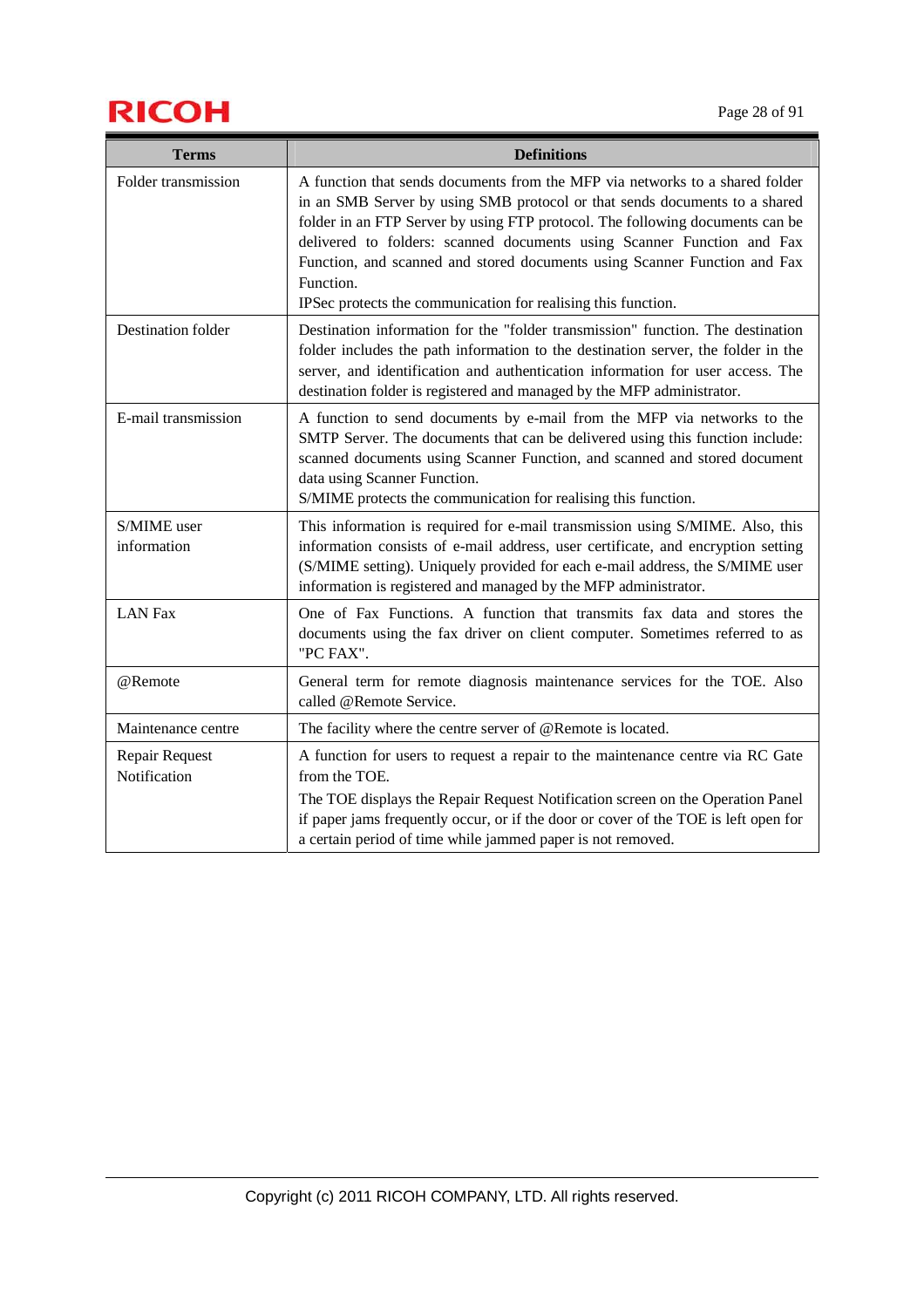| Terms | Definitions |
|---|---|
| Folder transmission | A function that sends documents from the MFP via networks to a shared folder in an SMB Server by using SMB protocol or that sends documents to a shared folder in an FTP Server by using FTP protocol. The following documents can be delivered to folders: scanned documents using Scanner Function and Fax Function, and scanned and stored documents using Scanner Function and Fax Function.<br>IPSec protects the communication for realising this function. |
| Destination folder | Destination information for the "folder transmission" function. The destination folder includes the path information to the destination server, the folder in the server, and identification and authentication information for user access. The destination folder is registered and managed by the MFP administrator. |
| E-mail transmission | A function to send documents by e-mail from the MFP via networks to the SMTP Server. The documents that can be delivered using this function include: scanned documents using Scanner Function, and scanned and stored document data using Scanner Function.<br>S/MIME protects the communication for realising this function. |
| S/MIME user information | This information is required for e-mail transmission using S/MIME. Also, this information consists of e-mail address, user certificate, and encryption setting (S/MIME setting). Uniquely provided for each e-mail address, the S/MIME user information is registered and managed by the MFP administrator. |
| LAN Fax | One of Fax Functions. A function that transmits fax data and stores the documents using the fax driver on client computer. Sometimes referred to as "PC FAX". |
| @Remote | General term for remote diagnosis maintenance services for the TOE. Also called @Remote Service. |
| Maintenance centre | The facility where the centre server of @Remote is located. |
| Repair Request Notification | A function for users to request a repair to the maintenance centre via RC Gate from the TOE.<br>The TOE displays the Repair Request Notification screen on the Operation Panel if paper jams frequently occur, or if the door or cover of the TOE is left open for a certain period of time while jammed paper is not removed. |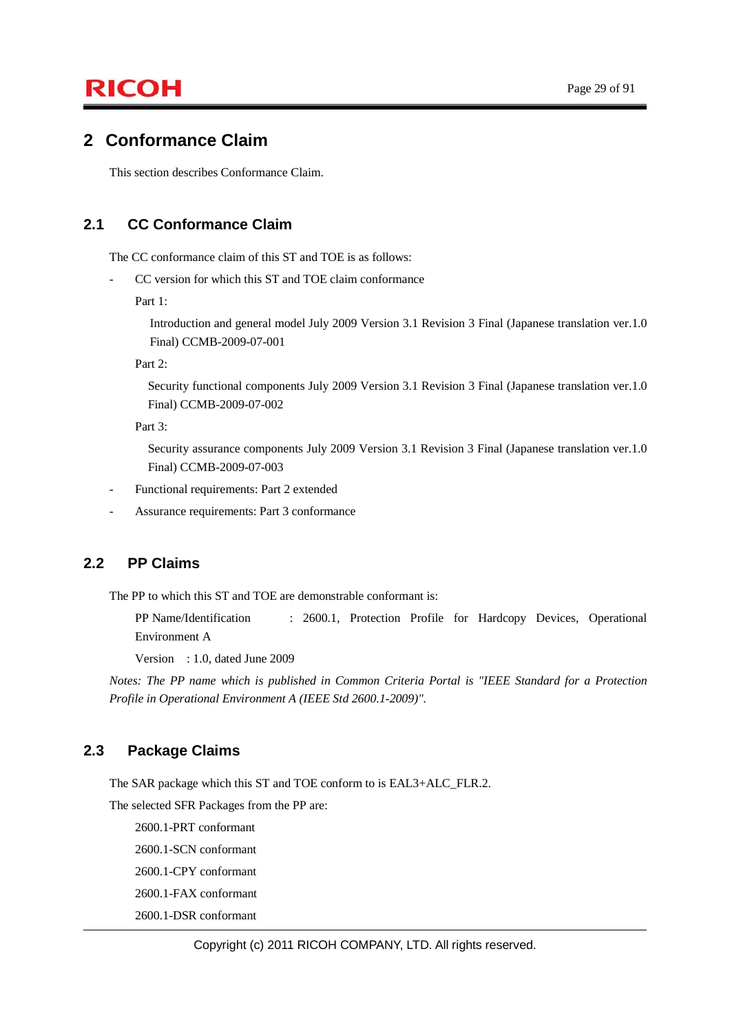# 2 Conformance Claim

This section describes Conformance Claim.

## 2.1 CC Conformance Claim

The CC conformance claim of this ST and TOE is as follows:

- CC version for which this ST and TOE claim conformance

  Part 1:

  Introduction and general model July 2009 Version 3.1 Revision 3 Final (Japanese translation ver.1.0 Final) CCMB-2009-07-001

  Part 2:

  Security functional components July 2009 Version 3.1 Revision 3 Final (Japanese translation ver.1.0 Final) CCMB-2009-07-002

  Part 3:

  Security assurance components July 2009 Version 3.1 Revision 3 Final (Japanese translation ver.1.0 Final) CCMB-2009-07-003

- Functional requirements: Part 2 extended
- Assurance requirements: Part 3 conformance

## 2.2 PP Claims

The PP to which this ST and TOE are demonstrable conformant is:

PP Name/Identification : 2600.1, Protection Profile for Hardcopy Devices, Operational Environment A

Version : 1.0, dated June 2009

*Notes: The PP name which is published in Common Criteria Portal is "IEEE Standard for a Protection Profile in Operational Environment A (IEEE Std 2600.1-2009)".*

## 2.3 Package Claims

The SAR package which this ST and TOE conform to is EAL3+ALC_FLR.2.

The selected SFR Packages from the PP are:

2600.1-PRT conformant

2600.1-SCN conformant

2600.1-CPY conformant

2600.1-FAX conformant

2600.1-DSR conformant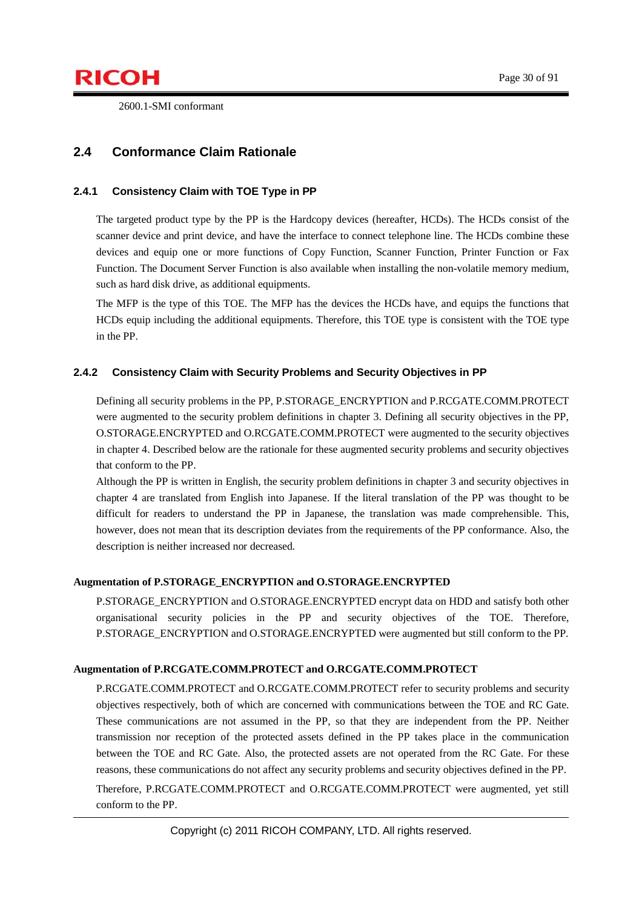2600.1-SMI conformant

## 2.4 Conformance Claim Rationale

### 2.4.1 Consistency Claim with TOE Type in PP

The targeted product type by the PP is the Hardcopy devices (hereafter, HCDs). The HCDs consist of the scanner device and print device, and have the interface to connect telephone line. The HCDs combine these devices and equip one or more functions of Copy Function, Scanner Function, Printer Function or Fax Function. The Document Server Function is also available when installing the non-volatile memory medium, such as hard disk drive, as additional equipments.

The MFP is the type of this TOE. The MFP has the devices the HCDs have, and equips the functions that HCDs equip including the additional equipments. Therefore, this TOE type is consistent with the TOE type in the PP.

### 2.4.2 Consistency Claim with Security Problems and Security Objectives in PP

Defining all security problems in the PP, P.STORAGE_ENCRYPTION and P.RCGATE.COMM.PROTECT were augmented to the security problem definitions in chapter 3. Defining all security objectives in the PP, O.STORAGE.ENCRYPTED and O.RCGATE.COMM.PROTECT were augmented to the security objectives in chapter 4. Described below are the rationale for these augmented security problems and security objectives that conform to the PP.

Although the PP is written in English, the security problem definitions in chapter 3 and security objectives in chapter 4 are translated from English into Japanese. If the literal translation of the PP was thought to be difficult for readers to understand the PP in Japanese, the translation was made comprehensible. This, however, does not mean that its description deviates from the requirements of the PP conformance. Also, the description is neither increased nor decreased.

**Augmentation of P.STORAGE_ENCRYPTION and O.STORAGE.ENCRYPTED**

P.STORAGE_ENCRYPTION and O.STORAGE.ENCRYPTED encrypt data on HDD and satisfy both other organisational security policies in the PP and security objectives of the TOE. Therefore, P.STORAGE_ENCRYPTION and O.STORAGE.ENCRYPTED were augmented but still conform to the PP.

**Augmentation of P.RCGATE.COMM.PROTECT and O.RCGATE.COMM.PROTECT**

P.RCGATE.COMM.PROTECT and O.RCGATE.COMM.PROTECT refer to security problems and security objectives respectively, both of which are concerned with communications between the TOE and RC Gate. These communications are not assumed in the PP, so that they are independent from the PP. Neither transmission nor reception of the protected assets defined in the PP takes place in the communication between the TOE and RC Gate. Also, the protected assets are not operated from the RC Gate. For these reasons, these communications do not affect any security problems and security objectives defined in the PP.

Therefore, P.RCGATE.COMM.PROTECT and O.RCGATE.COMM.PROTECT were augmented, yet still conform to the PP.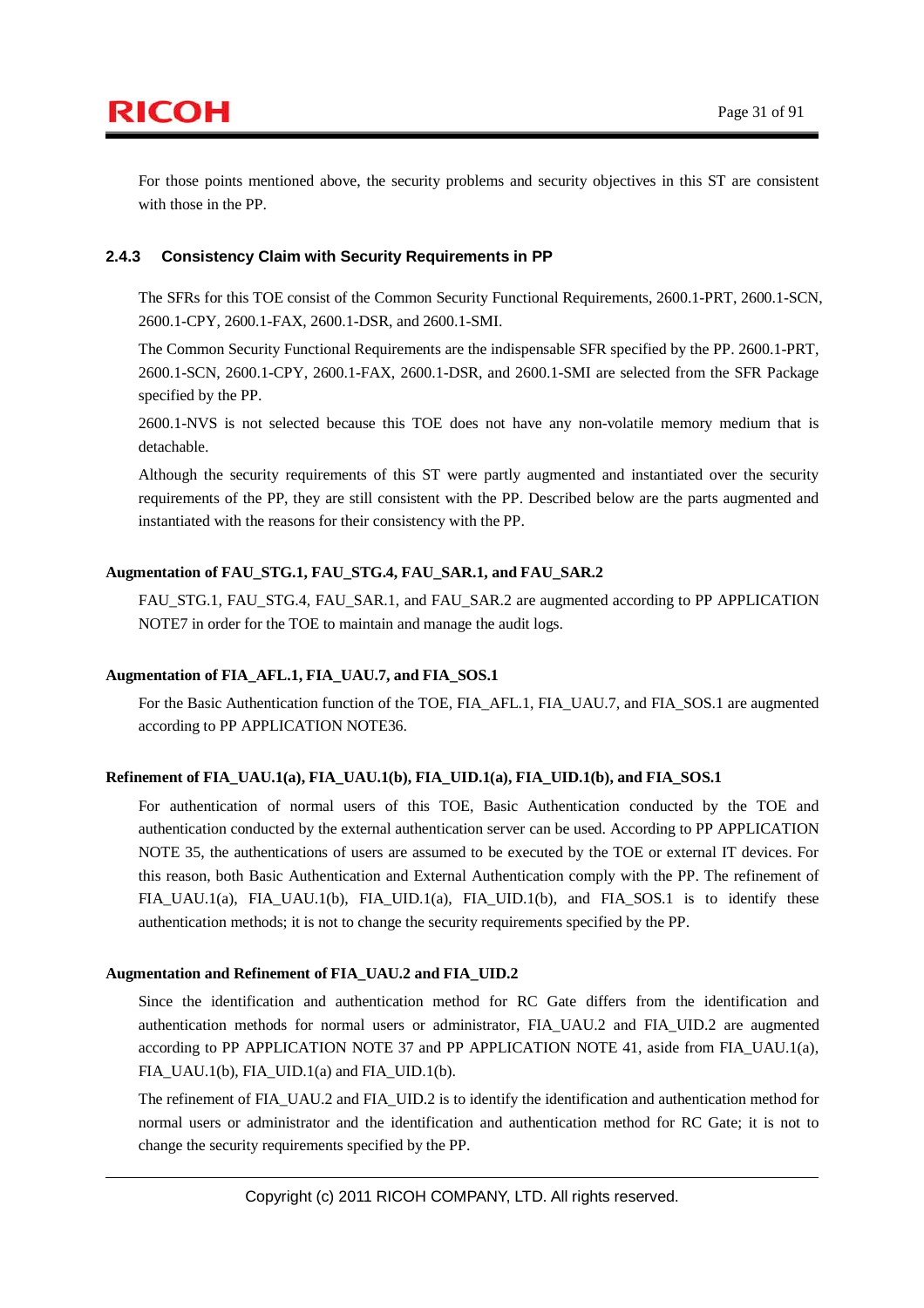For those points mentioned above, the security problems and security objectives in this ST are consistent with those in the PP.

### 2.4.3 Consistency Claim with Security Requirements in PP

The SFRs for this TOE consist of the Common Security Functional Requirements, 2600.1-PRT, 2600.1-SCN, 2600.1-CPY, 2600.1-FAX, 2600.1-DSR, and 2600.1-SMI.

The Common Security Functional Requirements are the indispensable SFR specified by the PP. 2600.1-PRT, 2600.1-SCN, 2600.1-CPY, 2600.1-FAX, 2600.1-DSR, and 2600.1-SMI are selected from the SFR Package specified by the PP.

2600.1-NVS is not selected because this TOE does not have any non-volatile memory medium that is detachable.

Although the security requirements of this ST were partly augmented and instantiated over the security requirements of the PP, they are still consistent with the PP. Described below are the parts augmented and instantiated with the reasons for their consistency with the PP.

**Augmentation of FAU_STG.1, FAU_STG.4, FAU_SAR.1, and FAU_SAR.2**

FAU_STG.1, FAU_STG.4, FAU_SAR.1, and FAU_SAR.2 are augmented according to PP APPLICATION NOTE7 in order for the TOE to maintain and manage the audit logs.

**Augmentation of FIA_AFL.1, FIA_UAU.7, and FIA_SOS.1**

For the Basic Authentication function of the TOE, FIA_AFL.1, FIA_UAU.7, and FIA_SOS.1 are augmented according to PP APPLICATION NOTE36.

**Refinement of FIA_UAU.1(a), FIA_UAU.1(b), FIA_UID.1(a), FIA_UID.1(b), and FIA_SOS.1**

For authentication of normal users of this TOE, Basic Authentication conducted by the TOE and authentication conducted by the external authentication server can be used. According to PP APPLICATION NOTE 35, the authentications of users are assumed to be executed by the TOE or external IT devices. For this reason, both Basic Authentication and External Authentication comply with the PP. The refinement of FIA_UAU.1(a), FIA_UAU.1(b), FIA_UID.1(a), FIA_UID.1(b), and FIA_SOS.1 is to identify these authentication methods; it is not to change the security requirements specified by the PP.

**Augmentation and Refinement of FIA_UAU.2 and FIA_UID.2**

Since the identification and authentication method for RC Gate differs from the identification and authentication methods for normal users or administrator, FIA_UAU.2 and FIA_UID.2 are augmented according to PP APPLICATION NOTE 37 and PP APPLICATION NOTE 41, aside from FIA_UAU.1(a), FIA_UAU.1(b), FIA_UID.1(a) and FIA_UID.1(b).

The refinement of FIA_UAU.2 and FIA_UID.2 is to identify the identification and authentication method for normal users or administrator and the identification and authentication method for RC Gate; it is not to change the security requirements specified by the PP.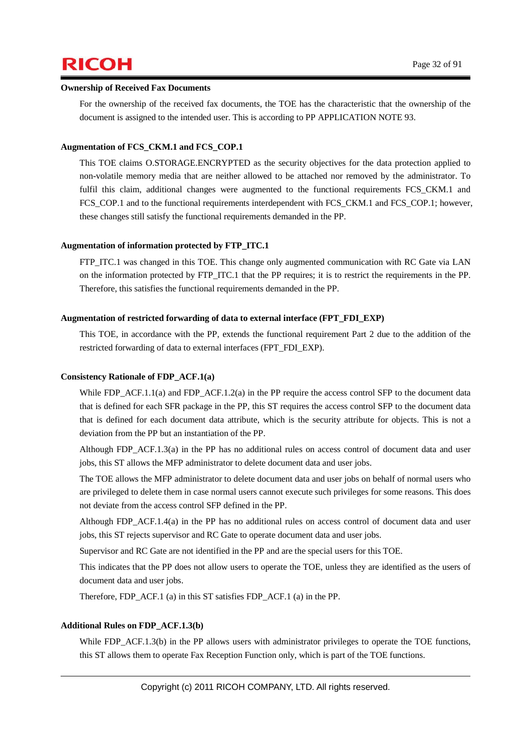**Ownership of Received Fax Documents**

For the ownership of the received fax documents, the TOE has the characteristic that the ownership of the document is assigned to the intended user. This is according to PP APPLICATION NOTE 93.

**Augmentation of FCS_CKM.1 and FCS_COP.1**

This TOE claims O.STORAGE.ENCRYPTED as the security objectives for the data protection applied to non-volatile memory media that are neither allowed to be attached nor removed by the administrator. To fulfil this claim, additional changes were augmented to the functional requirements FCS_CKM.1 and FCS_COP.1 and to the functional requirements interdependent with FCS_CKM.1 and FCS_COP.1; however, these changes still satisfy the functional requirements demanded in the PP.

**Augmentation of information protected by FTP_ITC.1**

FTP_ITC.1 was changed in this TOE. This change only augmented communication with RC Gate via LAN on the information protected by FTP_ITC.1 that the PP requires; it is to restrict the requirements in the PP. Therefore, this satisfies the functional requirements demanded in the PP.

**Augmentation of restricted forwarding of data to external interface (FPT_FDI_EXP)**

This TOE, in accordance with the PP, extends the functional requirement Part 2 due to the addition of the restricted forwarding of data to external interfaces (FPT_FDI_EXP).

**Consistency Rationale of FDP_ACF.1(a)**

While FDP_ACF.1.1(a) and FDP_ACF.1.2(a) in the PP require the access control SFP to the document data that is defined for each SFR package in the PP, this ST requires the access control SFP to the document data that is defined for each document data attribute, which is the security attribute for objects. This is not a deviation from the PP but an instantiation of the PP.

Although FDP_ACF.1.3(a) in the PP has no additional rules on access control of document data and user jobs, this ST allows the MFP administrator to delete document data and user jobs.

The TOE allows the MFP administrator to delete document data and user jobs on behalf of normal users who are privileged to delete them in case normal users cannot execute such privileges for some reasons. This does not deviate from the access control SFP defined in the PP.

Although FDP_ACF.1.4(a) in the PP has no additional rules on access control of document data and user jobs, this ST rejects supervisor and RC Gate to operate document data and user jobs.

Supervisor and RC Gate are not identified in the PP and are the special users for this TOE.

This indicates that the PP does not allow users to operate the TOE, unless they are identified as the users of document data and user jobs.

Therefore, FDP_ACF.1 (a) in this ST satisfies FDP_ACF.1 (a) in the PP.

**Additional Rules on FDP_ACF.1.3(b)**

While FDP_ACF.1.3(b) in the PP allows users with administrator privileges to operate the TOE functions, this ST allows them to operate Fax Reception Function only, which is part of the TOE functions.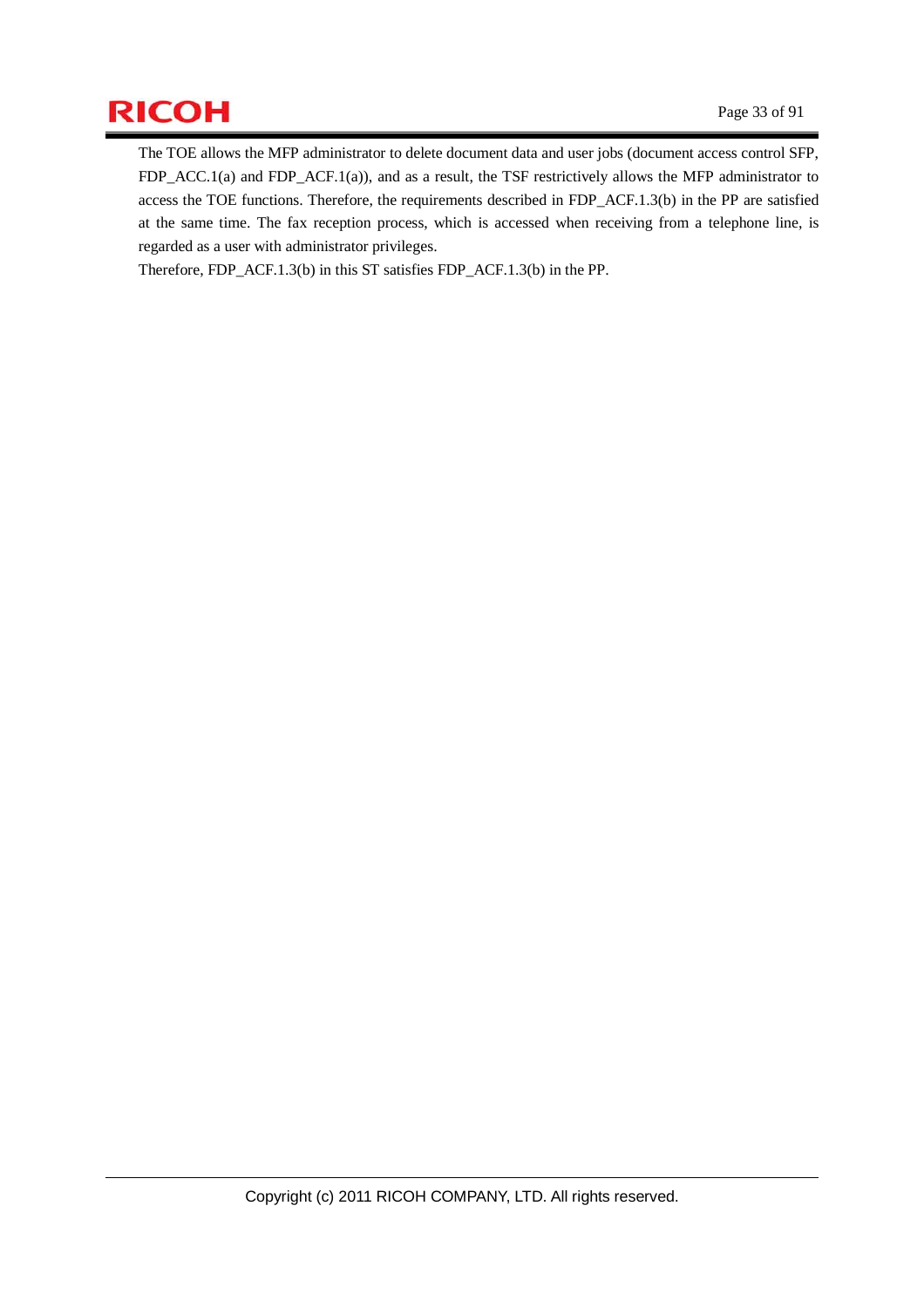The TOE allows the MFP administrator to delete document data and user jobs (document access control SFP, FDP_ACC.1(a) and FDP_ACF.1(a)), and as a result, the TSF restrictively allows the MFP administrator to access the TOE functions. Therefore, the requirements described in FDP_ACF.1.3(b) in the PP are satisfied at the same time. The fax reception process, which is accessed when receiving from a telephone line, is regarded as a user with administrator privileges.

Therefore, FDP_ACF.1.3(b) in this ST satisfies FDP_ACF.1.3(b) in the PP.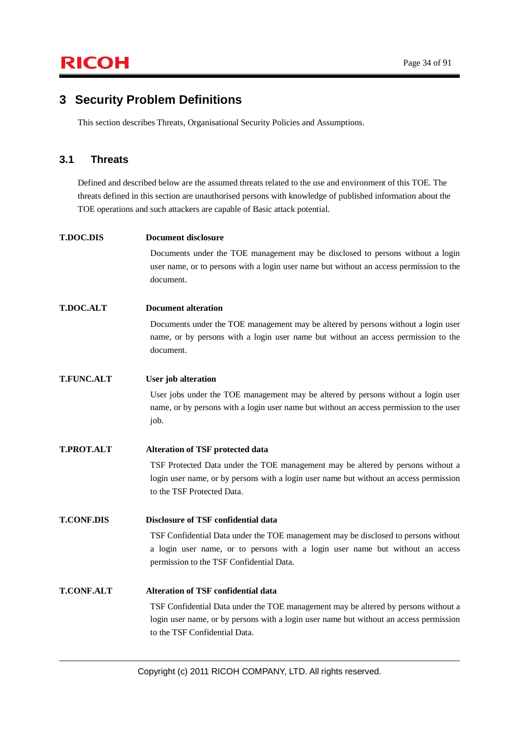# 3 Security Problem Definitions

This section describes Threats, Organisational Security Policies and Assumptions.

## 3.1 Threats

Defined and described below are the assumed threats related to the use and environment of this TOE. The threats defined in this section are unauthorised persons with knowledge of published information about the TOE operations and such attackers are capable of Basic attack potential.

**T.DOC.DIS** **Document disclosure**

Documents under the TOE management may be disclosed to persons without a login user name, or to persons with a login user name but without an access permission to the document.

**T.DOC.ALT** **Document alteration**

Documents under the TOE management may be altered by persons without a login user name, or by persons with a login user name but without an access permission to the document.

**T.FUNC.ALT** **User job alteration**

User jobs under the TOE management may be altered by persons without a login user name, or by persons with a login user name but without an access permission to the user job.

**T.PROT.ALT** **Alteration of TSF protected data**

TSF Protected Data under the TOE management may be altered by persons without a login user name, or by persons with a login user name but without an access permission to the TSF Protected Data.

**T.CONF.DIS** **Disclosure of TSF confidential data**

TSF Confidential Data under the TOE management may be disclosed to persons without a login user name, or to persons with a login user name but without an access permission to the TSF Confidential Data.

**T.CONF.ALT** **Alteration of TSF confidential data**

TSF Confidential Data under the TOE management may be altered by persons without a login user name, or by persons with a login user name but without an access permission to the TSF Confidential Data.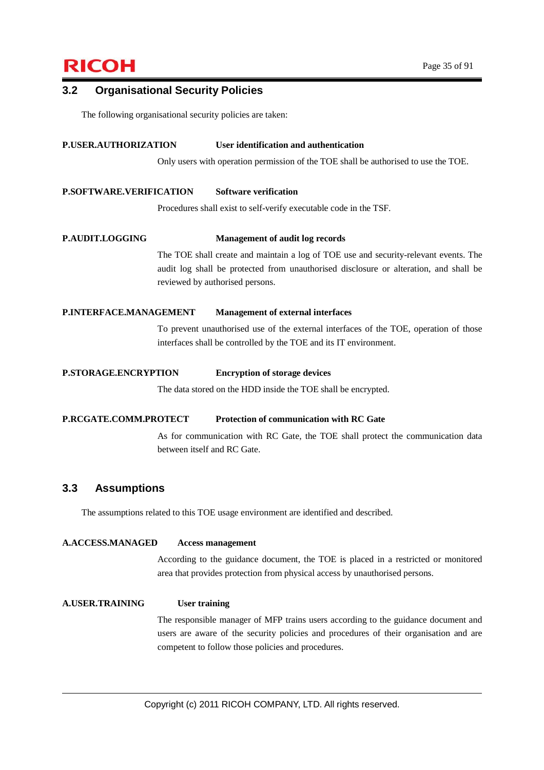## 3.2 Organisational Security Policies

The following organisational security policies are taken:

**P.USER.AUTHORIZATION** **User identification and authentication**

Only users with operation permission of the TOE shall be authorised to use the TOE.

**P.SOFTWARE.VERIFICATION** **Software verification**

Procedures shall exist to self-verify executable code in the TSF.

**P.AUDIT.LOGGING** **Management of audit log records**

The TOE shall create and maintain a log of TOE use and security-relevant events. The audit log shall be protected from unauthorised disclosure or alteration, and shall be reviewed by authorised persons.

**P.INTERFACE.MANAGEMENT** **Management of external interfaces**

To prevent unauthorised use of the external interfaces of the TOE, operation of those interfaces shall be controlled by the TOE and its IT environment.

**P.STORAGE.ENCRYPTION** **Encryption of storage devices**

The data stored on the HDD inside the TOE shall be encrypted.

**P.RCGATE.COMM.PROTECT** **Protection of communication with RC Gate**

As for communication with RC Gate, the TOE shall protect the communication data between itself and RC Gate.

## 3.3 Assumptions

The assumptions related to this TOE usage environment are identified and described.

**A.ACCESS.MANAGED** **Access management**

According to the guidance document, the TOE is placed in a restricted or monitored area that provides protection from physical access by unauthorised persons.

**A.USER.TRAINING** **User training**

The responsible manager of MFP trains users according to the guidance document and users are aware of the security policies and procedures of their organisation and are competent to follow those policies and procedures.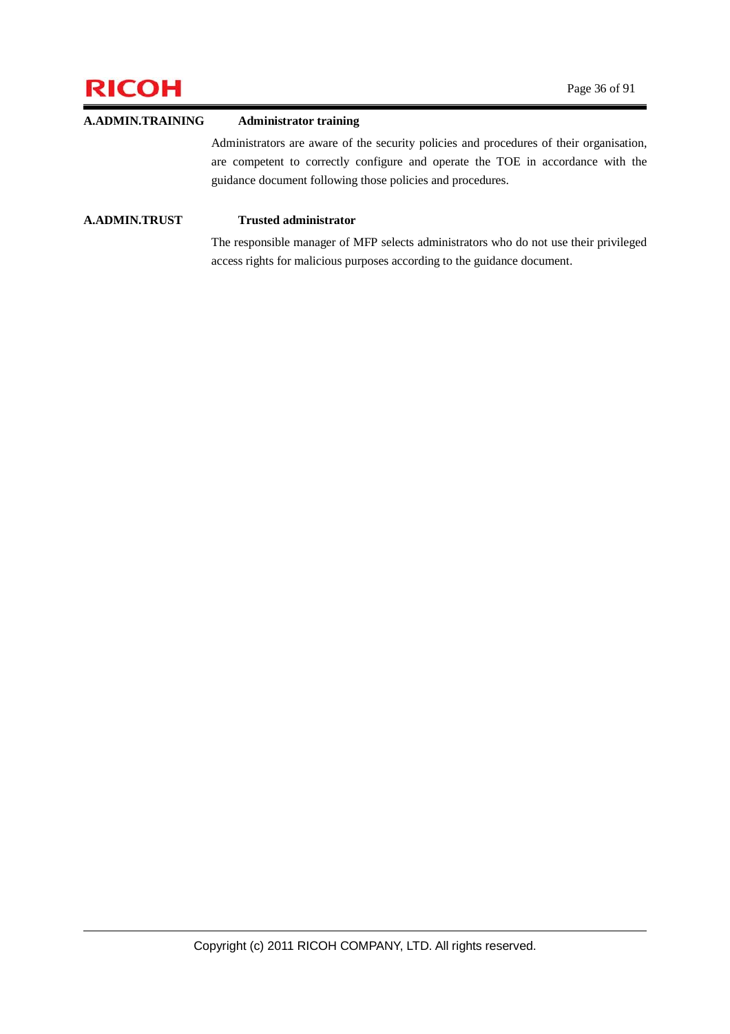**A.ADMIN.TRAINING** **Administrator training**

Administrators are aware of the security policies and procedures of their organisation, are competent to correctly configure and operate the TOE in accordance with the guidance document following those policies and procedures.

**A.ADMIN.TRUST** **Trusted administrator**

The responsible manager of MFP selects administrators who do not use their privileged access rights for malicious purposes according to the guidance document.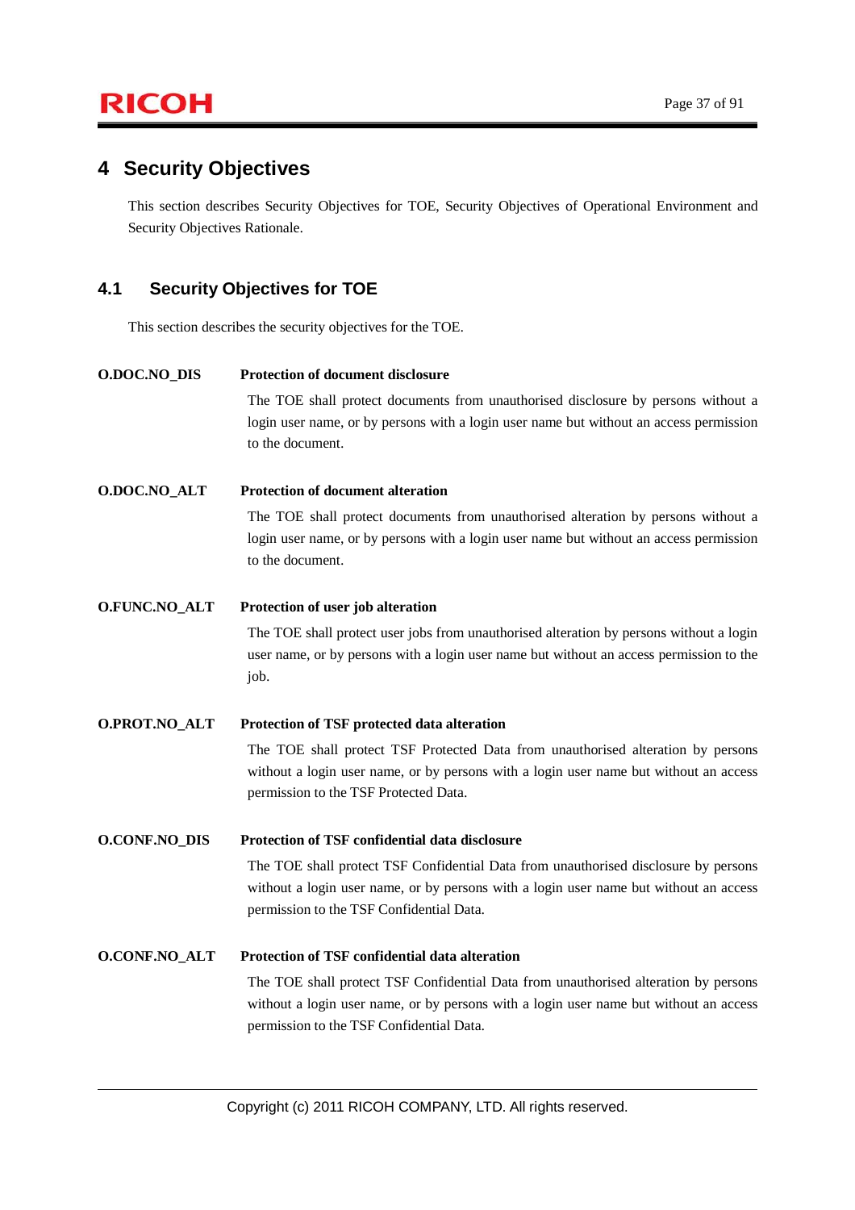# 4 Security Objectives

This section describes Security Objectives for TOE, Security Objectives of Operational Environment and Security Objectives Rationale.

## 4.1 Security Objectives for TOE

This section describes the security objectives for the TOE.

**O.DOC.NO_DIS** **Protection of document disclosure**

The TOE shall protect documents from unauthorised disclosure by persons without a login user name, or by persons with a login user name but without an access permission to the document.

**O.DOC.NO_ALT** **Protection of document alteration**

The TOE shall protect documents from unauthorised alteration by persons without a login user name, or by persons with a login user name but without an access permission to the document.

**O.FUNC.NO_ALT** **Protection of user job alteration**

The TOE shall protect user jobs from unauthorised alteration by persons without a login user name, or by persons with a login user name but without an access permission to the job.

**O.PROT.NO_ALT** **Protection of TSF protected data alteration**

The TOE shall protect TSF Protected Data from unauthorised alteration by persons without a login user name, or by persons with a login user name but without an access permission to the TSF Protected Data.

**O.CONF.NO_DIS** **Protection of TSF confidential data disclosure**

The TOE shall protect TSF Confidential Data from unauthorised disclosure by persons without a login user name, or by persons with a login user name but without an access permission to the TSF Confidential Data.

**O.CONF.NO_ALT** **Protection of TSF confidential data alteration**

The TOE shall protect TSF Confidential Data from unauthorised alteration by persons without a login user name, or by persons with a login user name but without an access permission to the TSF Confidential Data.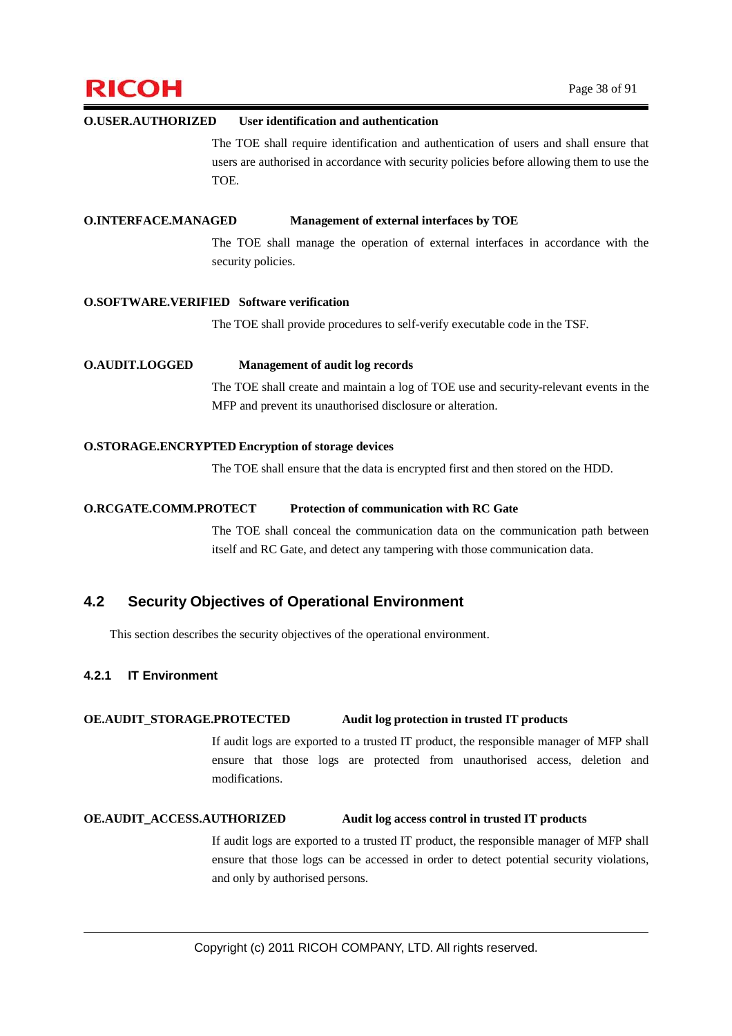**O.USER.AUTHORIZED** **User identification and authentication**

The TOE shall require identification and authentication of users and shall ensure that users are authorised in accordance with security policies before allowing them to use the TOE.

**O.INTERFACE.MANAGED** **Management of external interfaces by TOE**

The TOE shall manage the operation of external interfaces in accordance with the security policies.

**O.SOFTWARE.VERIFIED** **Software verification**

The TOE shall provide procedures to self-verify executable code in the TSF.

**O.AUDIT.LOGGED** **Management of audit log records**

The TOE shall create and maintain a log of TOE use and security-relevant events in the MFP and prevent its unauthorised disclosure or alteration.

**O.STORAGE.ENCRYPTED** **Encryption of storage devices**

The TOE shall ensure that the data is encrypted first and then stored on the HDD.

**O.RCGATE.COMM.PROTECT** **Protection of communication with RC Gate**

The TOE shall conceal the communication data on the communication path between itself and RC Gate, and detect any tampering with those communication data.

## 4.2 Security Objectives of Operational Environment

This section describes the security objectives of the operational environment.

### 4.2.1 IT Environment

**OE.AUDIT_STORAGE.PROTECTED** **Audit log protection in trusted IT products**

If audit logs are exported to a trusted IT product, the responsible manager of MFP shall ensure that those logs are protected from unauthorised access, deletion and modifications.

**OE.AUDIT_ACCESS.AUTHORIZED** **Audit log access control in trusted IT products**

If audit logs are exported to a trusted IT product, the responsible manager of MFP shall ensure that those logs can be accessed in order to detect potential security violations, and only by authorised persons.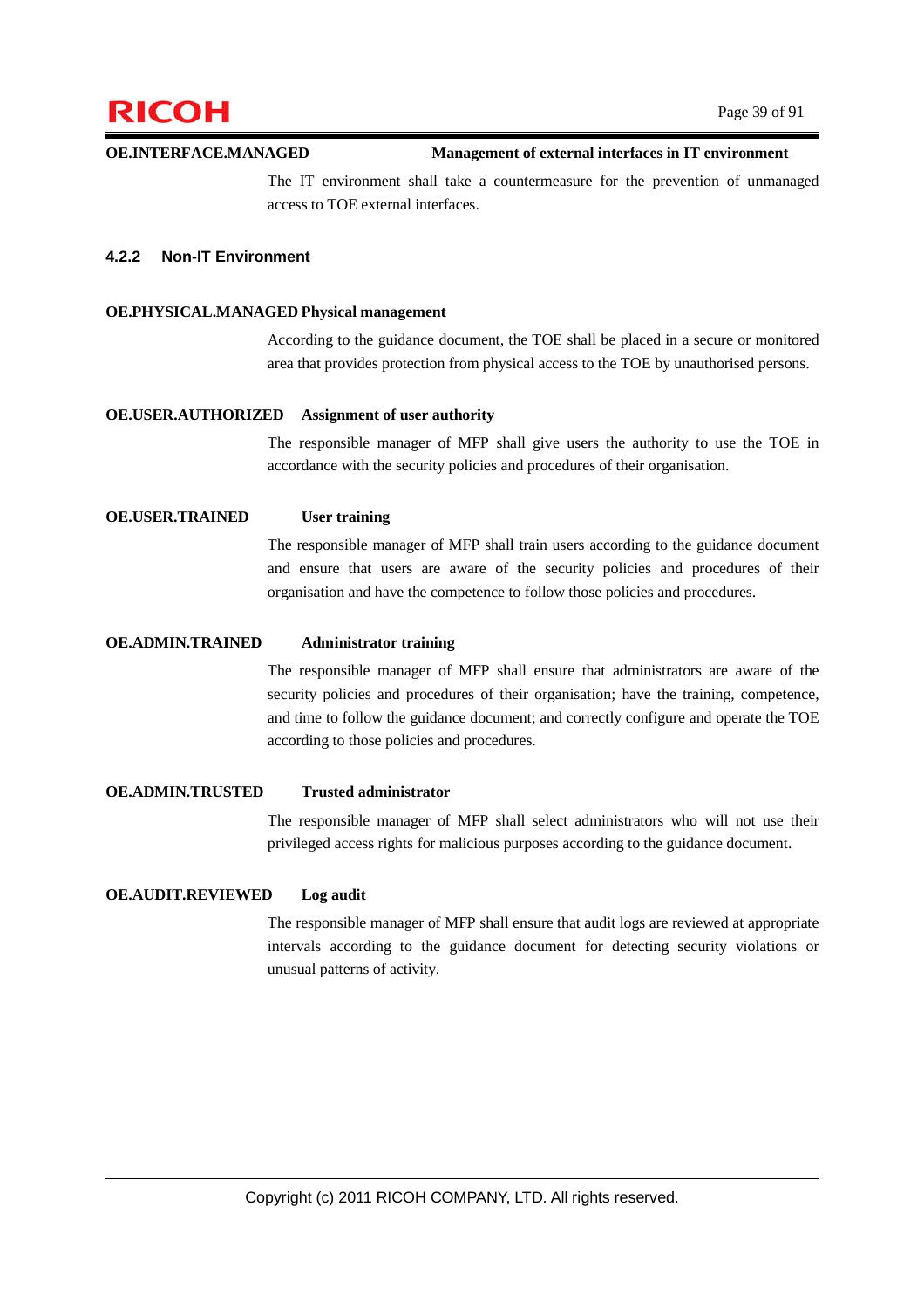**OE.INTERFACE.MANAGED** **Management of external interfaces in IT environment**

The IT environment shall take a countermeasure for the prevention of unmanaged access to TOE external interfaces.

### 4.2.2 Non-IT Environment

**OE.PHYSICAL.MANAGED** **Physical management**

According to the guidance document, the TOE shall be placed in a secure or monitored area that provides protection from physical access to the TOE by unauthorised persons.

**OE.USER.AUTHORIZED** **Assignment of user authority**

The responsible manager of MFP shall give users the authority to use the TOE in accordance with the security policies and procedures of their organisation.

**OE.USER.TRAINED** **User training**

The responsible manager of MFP shall train users according to the guidance document and ensure that users are aware of the security policies and procedures of their organisation and have the competence to follow those policies and procedures.

**OE.ADMIN.TRAINED** **Administrator training**

The responsible manager of MFP shall ensure that administrators are aware of the security policies and procedures of their organisation; have the training, competence, and time to follow the guidance document; and correctly configure and operate the TOE according to those policies and procedures.

**OE.ADMIN.TRUSTED** **Trusted administrator**

The responsible manager of MFP shall select administrators who will not use their privileged access rights for malicious purposes according to the guidance document.

**OE.AUDIT.REVIEWED** **Log audit**

The responsible manager of MFP shall ensure that audit logs are reviewed at appropriate intervals according to the guidance document for detecting security violations or unusual patterns of activity.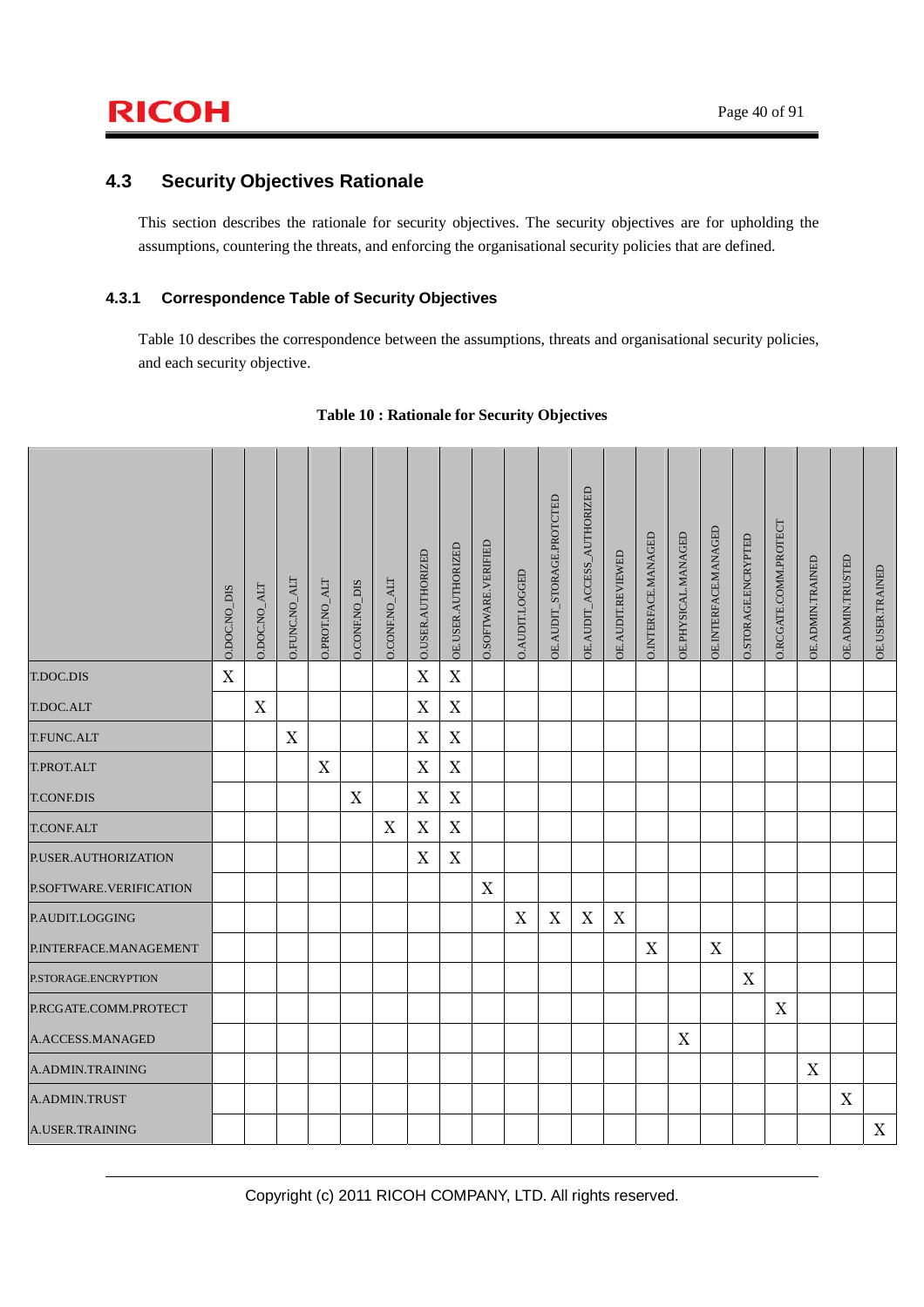## 4.3 Security Objectives Rationale

This section describes the rationale for security objectives. The security objectives are for upholding the assumptions, countering the threats, and enforcing the organisational security policies that are defined.

### 4.3.1 Correspondence Table of Security Objectives

Table 10 describes the correspondence between the assumptions, threats and organisational security policies, and each security objective.

**Table 10 : Rationale for Security Objectives**

| | O.DOC.NO_DIS | O.DOC.NO_ALT | O.FUNC.NO_ALT | O.PROT.NO_ALT | O.CONF.NO_DIS | O.CONF.NO_ALT | O.USER.AUTHORIZED | OE.USER.AUTHORIZED | O.SOFTWARE.VERIFIED | O.AUDIT.LOGGED | OE.AUDIT_STORAGE.PROTCTED | OE.AUDIT_ACCESS_AUTHORIZED | OE.AUDIT.REVIEWED | O.INTERFACE.MANAGED | OE.PHYSICAL.MANAGED | OE.INTERFACE.MANAGED | O.STORAGE.ENCRYPTED | O.RCGATE.COMM.PROTECT | OE.ADMIN.TRAINED | OE.ADMIN.TRUSTED | OE.USER.TRAINED |
|---|---|---|---|---|---|---|---|---|---|---|---|---|---|---|---|---|---|---|---|---|---|
| T.DOC.DIS | X | | | | | | X | X | | | | | | | | | | | | | |
| T.DOC.ALT | | X | | | | | X | X | | | | | | | | | | | | | |
| T.FUNC.ALT | | | X | | | | X | X | | | | | | | | | | | | | |
| T.PROT.ALT | | | | X | | | X | X | | | | | | | | | | | | | |
| T.CONF.DIS | | | | | X | | X | X | | | | | | | | | | | | | |
| T.CONF.ALT | | | | | | X | X | X | | | | | | | | | | | | | |
| P.USER.AUTHORIZATION | | | | | | | X | X | | | | | | | | | | | | | |
| P.SOFTWARE.VERIFICATION | | | | | | | | | X | | | | | | | | | | | | |
| P.AUDIT.LOGGING | | | | | | | | | | X | X | X | X | | | | | | | | |
| P.INTERFACE.MANAGEMENT | | | | | | | | | | | | | | X | | X | | | | | |
| P.STORAGE.ENCRYPTION | | | | | | | | | | | | | | | | | X | | | | |
| P.RCGATE.COMM.PROTECT | | | | | | | | | | | | | | | | | | X | | | |
| A.ACCESS.MANAGED | | | | | | | | | | | | | | | X | | | | | | |
| A.ADMIN.TRAINING | | | | | | | | | | | | | | | | | | | X | | |
| A.ADMIN.TRUST | | | | | | | | | | | | | | | | | | | | X | |
| A.USER.TRAINING | | | | | | | | | | | | | | | | | | | | | X |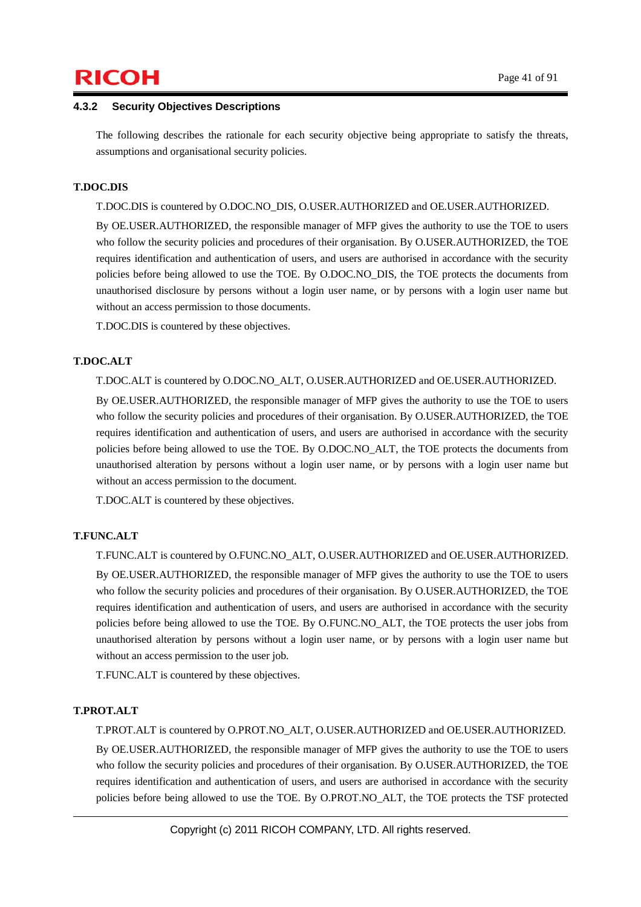### 4.3.2 Security Objectives Descriptions

The following describes the rationale for each security objective being appropriate to satisfy the threats, assumptions and organisational security policies.

**T.DOC.DIS**

T.DOC.DIS is countered by O.DOC.NO_DIS, O.USER.AUTHORIZED and OE.USER.AUTHORIZED.

By OE.USER.AUTHORIZED, the responsible manager of MFP gives the authority to use the TOE to users who follow the security policies and procedures of their organisation. By O.USER.AUTHORIZED, the TOE requires identification and authentication of users, and users are authorised in accordance with the security policies before being allowed to use the TOE. By O.DOC.NO_DIS, the TOE protects the documents from unauthorised disclosure by persons without a login user name, or by persons with a login user name but without an access permission to those documents.

T.DOC.DIS is countered by these objectives.

**T.DOC.ALT**

T.DOC.ALT is countered by O.DOC.NO_ALT, O.USER.AUTHORIZED and OE.USER.AUTHORIZED.

By OE.USER.AUTHORIZED, the responsible manager of MFP gives the authority to use the TOE to users who follow the security policies and procedures of their organisation. By O.USER.AUTHORIZED, the TOE requires identification and authentication of users, and users are authorised in accordance with the security policies before being allowed to use the TOE. By O.DOC.NO_ALT, the TOE protects the documents from unauthorised alteration by persons without a login user name, or by persons with a login user name but without an access permission to the document.

T.DOC.ALT is countered by these objectives.

**T.FUNC.ALT**

T.FUNC.ALT is countered by O.FUNC.NO_ALT, O.USER.AUTHORIZED and OE.USER.AUTHORIZED.

By OE.USER.AUTHORIZED, the responsible manager of MFP gives the authority to use the TOE to users who follow the security policies and procedures of their organisation. By O.USER.AUTHORIZED, the TOE requires identification and authentication of users, and users are authorised in accordance with the security policies before being allowed to use the TOE. By O.FUNC.NO_ALT, the TOE protects the user jobs from unauthorised alteration by persons without a login user name, or by persons with a login user name but without an access permission to the user job.

T.FUNC.ALT is countered by these objectives.

**T.PROT.ALT**

T.PROT.ALT is countered by O.PROT.NO_ALT, O.USER.AUTHORIZED and OE.USER.AUTHORIZED.

By OE.USER.AUTHORIZED, the responsible manager of MFP gives the authority to use the TOE to users who follow the security policies and procedures of their organisation. By O.USER.AUTHORIZED, the TOE requires identification and authentication of users, and users are authorised in accordance with the security policies before being allowed to use the TOE. By O.PROT.NO_ALT, the TOE protects the TSF protected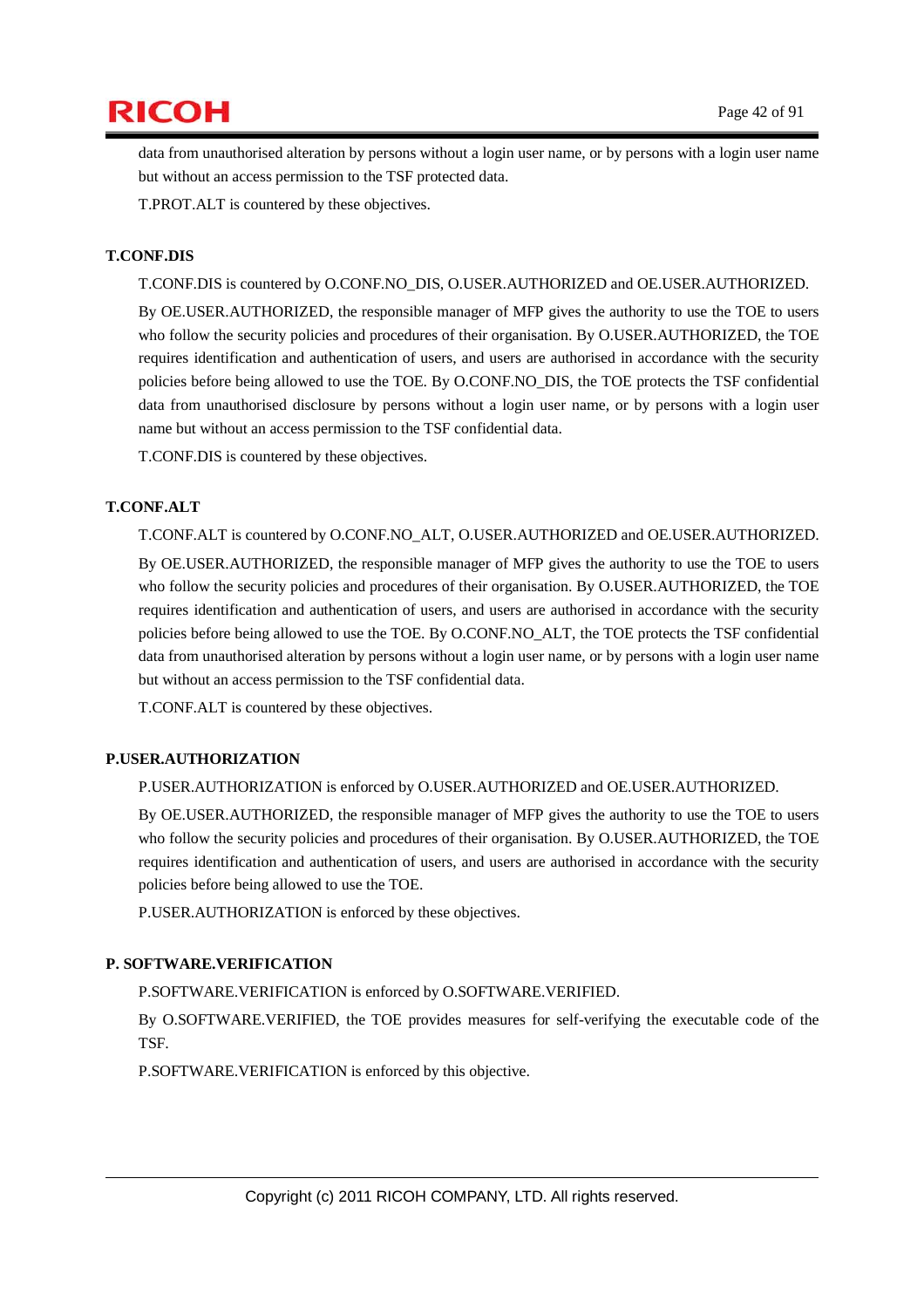data from unauthorised alteration by persons without a login user name, or by persons with a login user name but without an access permission to the TSF protected data.

T.PROT.ALT is countered by these objectives.

**T.CONF.DIS**

T.CONF.DIS is countered by O.CONF.NO_DIS, O.USER.AUTHORIZED and OE.USER.AUTHORIZED.

By OE.USER.AUTHORIZED, the responsible manager of MFP gives the authority to use the TOE to users who follow the security policies and procedures of their organisation. By O.USER.AUTHORIZED, the TOE requires identification and authentication of users, and users are authorised in accordance with the security policies before being allowed to use the TOE. By O.CONF.NO_DIS, the TOE protects the TSF confidential data from unauthorised disclosure by persons without a login user name, or by persons with a login user name but without an access permission to the TSF confidential data.

T.CONF.DIS is countered by these objectives.

**T.CONF.ALT**

T.CONF.ALT is countered by O.CONF.NO_ALT, O.USER.AUTHORIZED and OE.USER.AUTHORIZED.

By OE.USER.AUTHORIZED, the responsible manager of MFP gives the authority to use the TOE to users who follow the security policies and procedures of their organisation. By O.USER.AUTHORIZED, the TOE requires identification and authentication of users, and users are authorised in accordance with the security policies before being allowed to use the TOE. By O.CONF.NO_ALT, the TOE protects the TSF confidential data from unauthorised alteration by persons without a login user name, or by persons with a login user name but without an access permission to the TSF confidential data.

T.CONF.ALT is countered by these objectives.

**P.USER.AUTHORIZATION**

P.USER.AUTHORIZATION is enforced by O.USER.AUTHORIZED and OE.USER.AUTHORIZED.

By OE.USER.AUTHORIZED, the responsible manager of MFP gives the authority to use the TOE to users who follow the security policies and procedures of their organisation. By O.USER.AUTHORIZED, the TOE requires identification and authentication of users, and users are authorised in accordance with the security policies before being allowed to use the TOE.

P.USER.AUTHORIZATION is enforced by these objectives.

**P. SOFTWARE.VERIFICATION**

P.SOFTWARE.VERIFICATION is enforced by O.SOFTWARE.VERIFIED.

By O.SOFTWARE.VERIFIED, the TOE provides measures for self-verifying the executable code of the TSF.

P.SOFTWARE.VERIFICATION is enforced by this objective.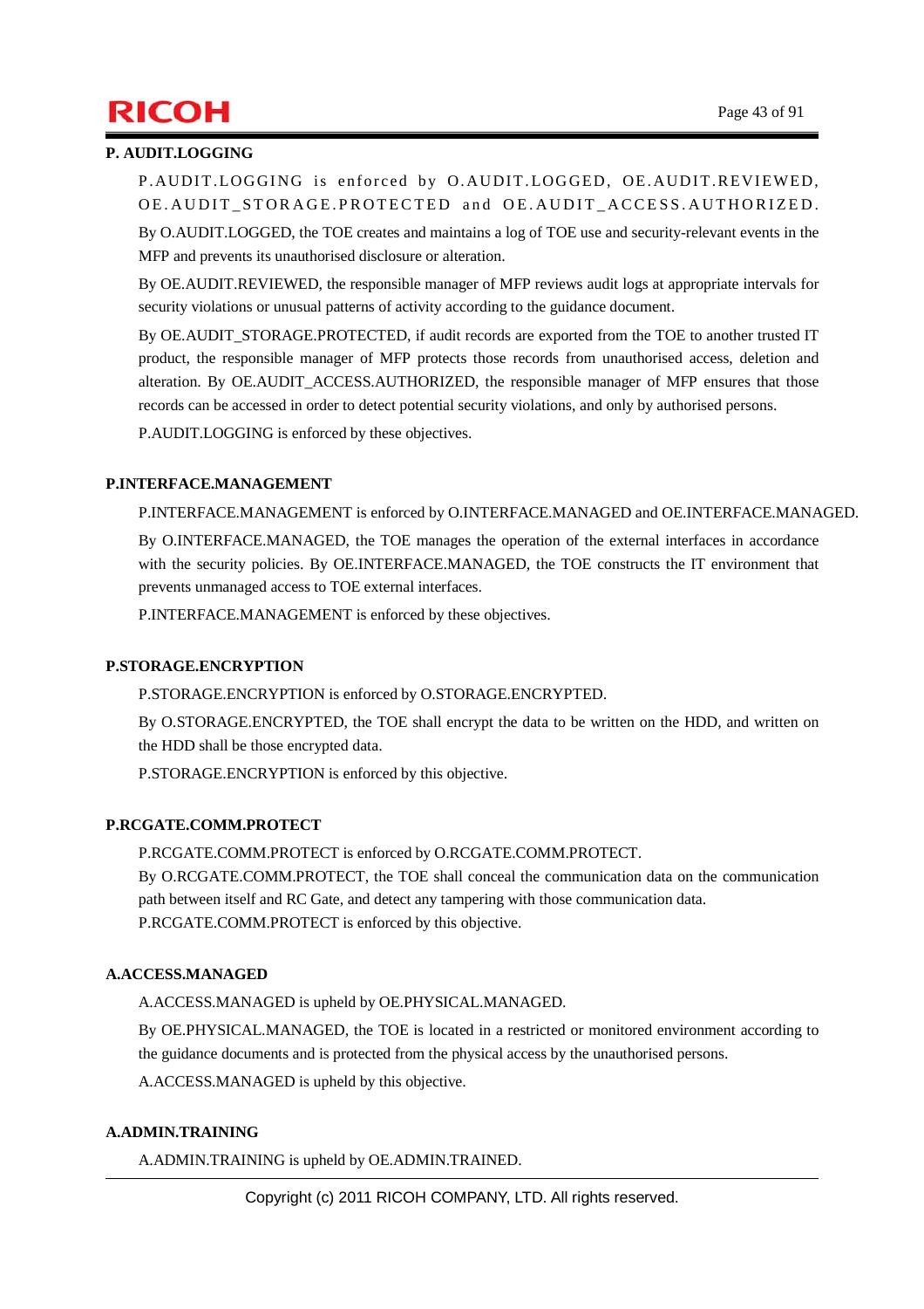**P. AUDIT.LOGGING**

P.AUDIT.LOGGING is enforced by O.AUDIT.LOGGED, OE.AUDIT.REVIEWED, OE.AUDIT_STORAGE.PROTECTED and OE.AUDIT_ACCESS.AUTHORIZED.

By O.AUDIT.LOGGED, the TOE creates and maintains a log of TOE use and security-relevant events in the MFP and prevents its unauthorised disclosure or alteration.

By OE.AUDIT.REVIEWED, the responsible manager of MFP reviews audit logs at appropriate intervals for security violations or unusual patterns of activity according to the guidance document.

By OE.AUDIT_STORAGE.PROTECTED, if audit records are exported from the TOE to another trusted IT product, the responsible manager of MFP protects those records from unauthorised access, deletion and alteration. By OE.AUDIT_ACCESS.AUTHORIZED, the responsible manager of MFP ensures that those records can be accessed in order to detect potential security violations, and only by authorised persons.

P.AUDIT.LOGGING is enforced by these objectives.

**P.INTERFACE.MANAGEMENT**

P.INTERFACE.MANAGEMENT is enforced by O.INTERFACE.MANAGED and OE.INTERFACE.MANAGED.

By O.INTERFACE.MANAGED, the TOE manages the operation of the external interfaces in accordance with the security policies. By OE.INTERFACE.MANAGED, the TOE constructs the IT environment that prevents unmanaged access to TOE external interfaces.

P.INTERFACE.MANAGEMENT is enforced by these objectives.

**P.STORAGE.ENCRYPTION**

P.STORAGE.ENCRYPTION is enforced by O.STORAGE.ENCRYPTED.

By O.STORAGE.ENCRYPTED, the TOE shall encrypt the data to be written on the HDD, and written on the HDD shall be those encrypted data.

P.STORAGE.ENCRYPTION is enforced by this objective.

**P.RCGATE.COMM.PROTECT**

P.RCGATE.COMM.PROTECT is enforced by O.RCGATE.COMM.PROTECT.

By O.RCGATE.COMM.PROTECT, the TOE shall conceal the communication data on the communication path between itself and RC Gate, and detect any tampering with those communication data.

P.RCGATE.COMM.PROTECT is enforced by this objective.

**A.ACCESS.MANAGED**

A.ACCESS.MANAGED is upheld by OE.PHYSICAL.MANAGED.

By OE.PHYSICAL.MANAGED, the TOE is located in a restricted or monitored environment according to the guidance documents and is protected from the physical access by the unauthorised persons.

A.ACCESS.MANAGED is upheld by this objective.

**A.ADMIN.TRAINING**

A.ADMIN.TRAINING is upheld by OE.ADMIN.TRAINED.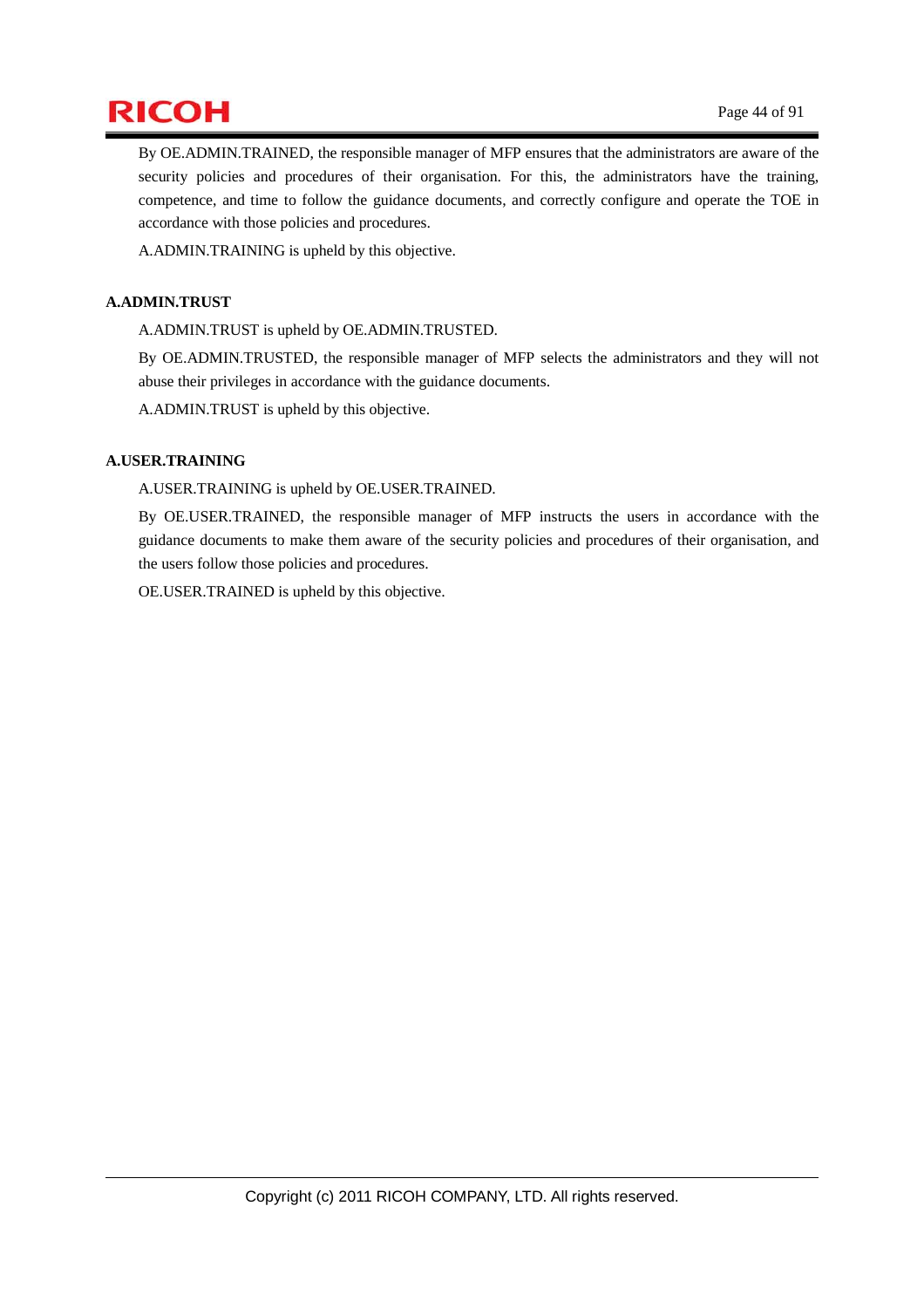By OE.ADMIN.TRAINED, the responsible manager of MFP ensures that the administrators are aware of the security policies and procedures of their organisation. For this, the administrators have the training, competence, and time to follow the guidance documents, and correctly configure and operate the TOE in accordance with those policies and procedures.

A.ADMIN.TRAINING is upheld by this objective.

**A.ADMIN.TRUST**

A.ADMIN.TRUST is upheld by OE.ADMIN.TRUSTED.

By OE.ADMIN.TRUSTED, the responsible manager of MFP selects the administrators and they will not abuse their privileges in accordance with the guidance documents.

A.ADMIN.TRUST is upheld by this objective.

**A.USER.TRAINING**

A.USER.TRAINING is upheld by OE.USER.TRAINED.

By OE.USER.TRAINED, the responsible manager of MFP instructs the users in accordance with the guidance documents to make them aware of the security policies and procedures of their organisation, and the users follow those policies and procedures.

OE.USER.TRAINED is upheld by this objective.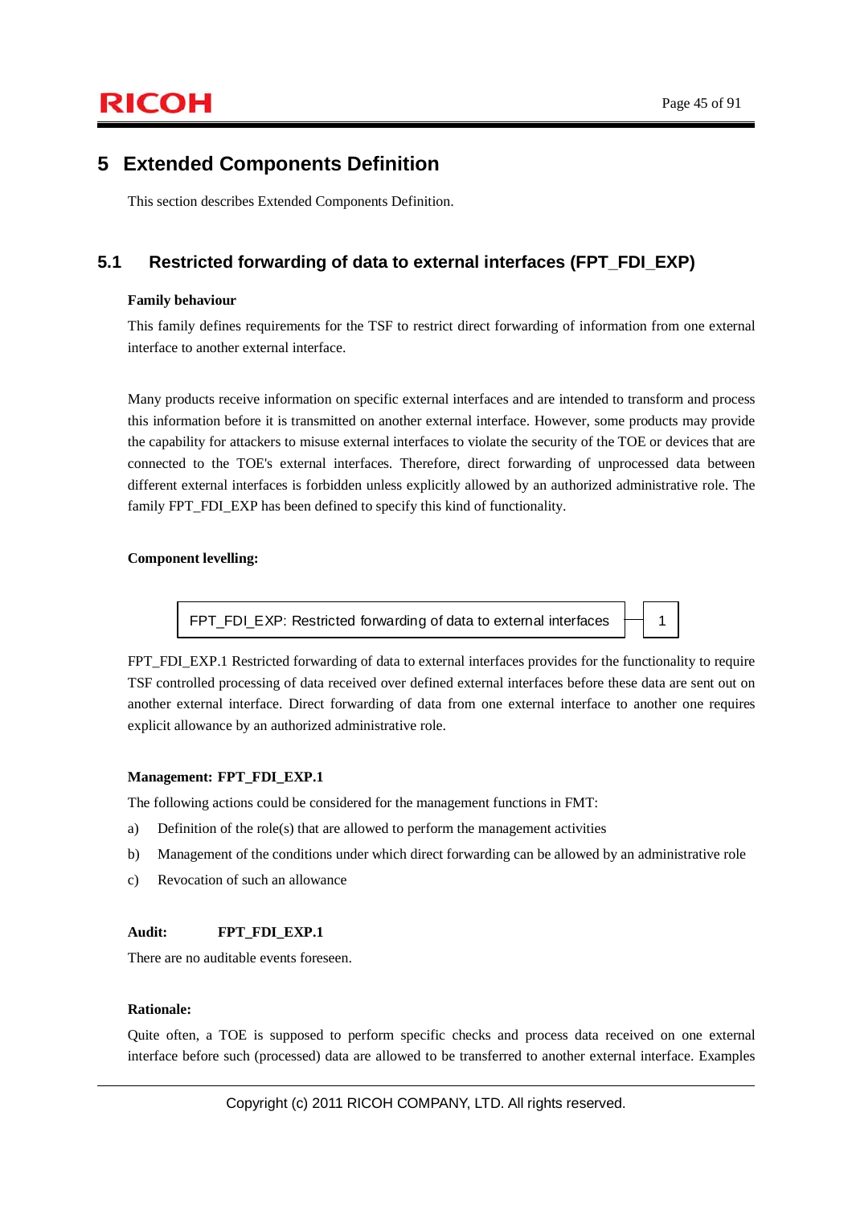# 5 Extended Components Definition

This section describes Extended Components Definition.

## 5.1 Restricted forwarding of data to external interfaces (FPT_FDI_EXP)

**Family behaviour**

This family defines requirements for the TSF to restrict direct forwarding of information from one external interface to another external interface.

Many products receive information on specific external interfaces and are intended to transform and process this information before it is transmitted on another external interface. However, some products may provide the capability for attackers to misuse external interfaces to violate the security of the TOE or devices that are connected to the TOE's external interfaces. Therefore, direct forwarding of unprocessed data between different external interfaces is forbidden unless explicitly allowed by an authorized administrative role. The family FPT_FDI_EXP has been defined to specify this kind of functionality.

**Component levelling:**

| FPT_FDI_EXP: Restricted forwarding of data to external interfaces | 1 |
|---|---|

FPT_FDI_EXP.1 Restricted forwarding of data to external interfaces provides for the functionality to require TSF controlled processing of data received over defined external interfaces before these data are sent out on another external interface. Direct forwarding of data from one external interface to another one requires explicit allowance by an authorized administrative role.

**Management: FPT_FDI_EXP.1**

The following actions could be considered for the management functions in FMT:

a) Definition of the role(s) that are allowed to perform the management activities

b) Management of the conditions under which direct forwarding can be allowed by an administrative role

c) Revocation of such an allowance

**Audit: FPT_FDI_EXP.1**

There are no auditable events foreseen.

**Rationale:**

Quite often, a TOE is supposed to perform specific checks and process data received on one external interface before such (processed) data are allowed to be transferred to another external interface. Examples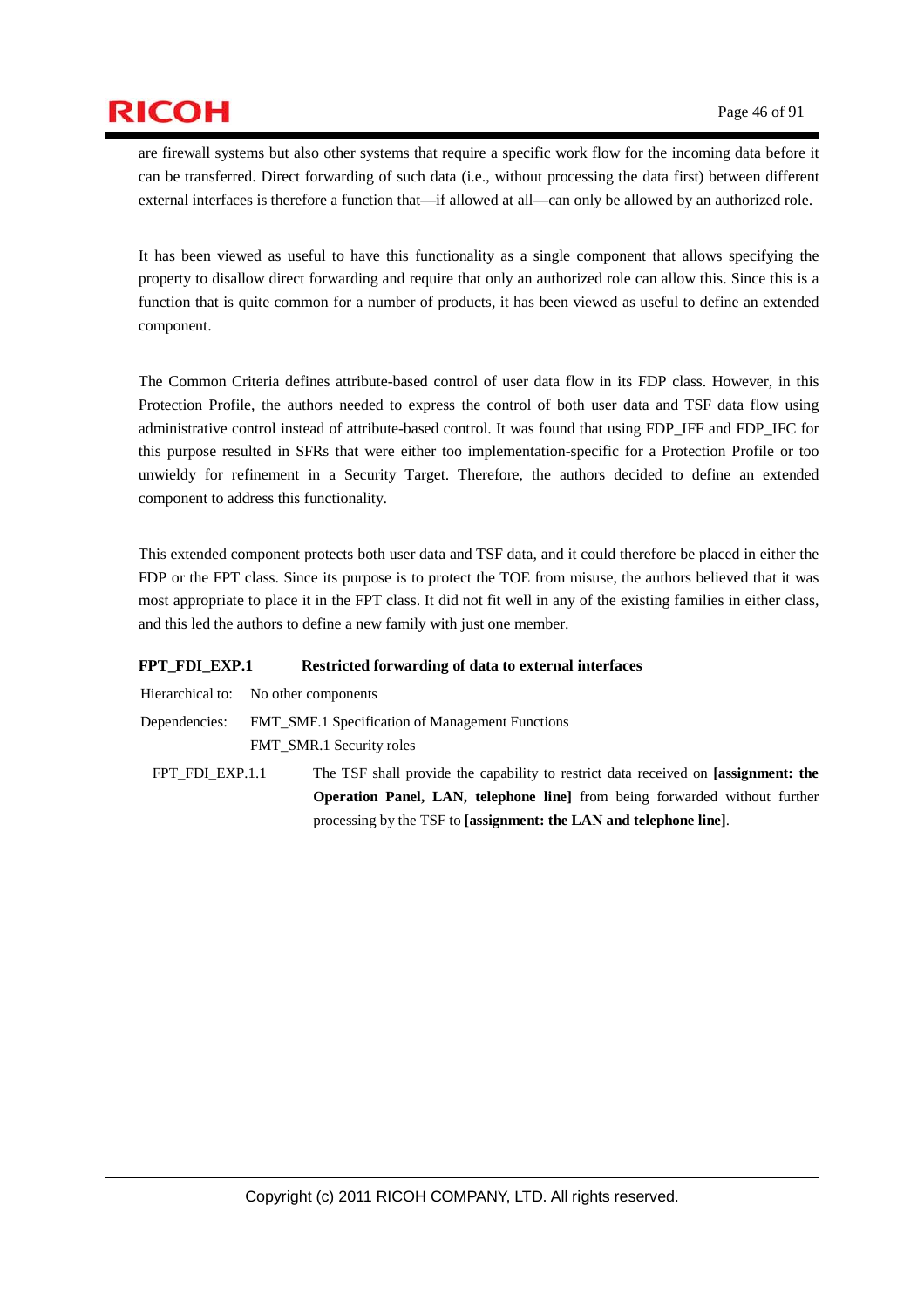are firewall systems but also other systems that require a specific work flow for the incoming data before it can be transferred. Direct forwarding of such data (i.e., without processing the data first) between different external interfaces is therefore a function that—if allowed at all—can only be allowed by an authorized role.

It has been viewed as useful to have this functionality as a single component that allows specifying the property to disallow direct forwarding and require that only an authorized role can allow this. Since this is a function that is quite common for a number of products, it has been viewed as useful to define an extended component.

The Common Criteria defines attribute-based control of user data flow in its FDP class. However, in this Protection Profile, the authors needed to express the control of both user data and TSF data flow using administrative control instead of attribute-based control. It was found that using FDP_IFF and FDP_IFC for this purpose resulted in SFRs that were either too implementation-specific for a Protection Profile or too unwieldy for refinement in a Security Target. Therefore, the authors decided to define an extended component to address this functionality.

This extended component protects both user data and TSF data, and it could therefore be placed in either the FDP or the FPT class. Since its purpose is to protect the TOE from misuse, the authors believed that it was most appropriate to place it in the FPT class. It did not fit well in any of the existing families in either class, and this led the authors to define a new family with just one member.

**FPT_FDI_EXP.1 Restricted forwarding of data to external interfaces**

Hierarchical to: No other components

Dependencies: FMT_SMF.1 Specification of Management Functions
FMT_SMR.1 Security roles

FPT_FDI_EXP.1.1 The TSF shall provide the capability to restrict data received on **[assignment: the Operation Panel, LAN, telephone line]** from being forwarded without further processing by the TSF to **[assignment: the LAN and telephone line]**.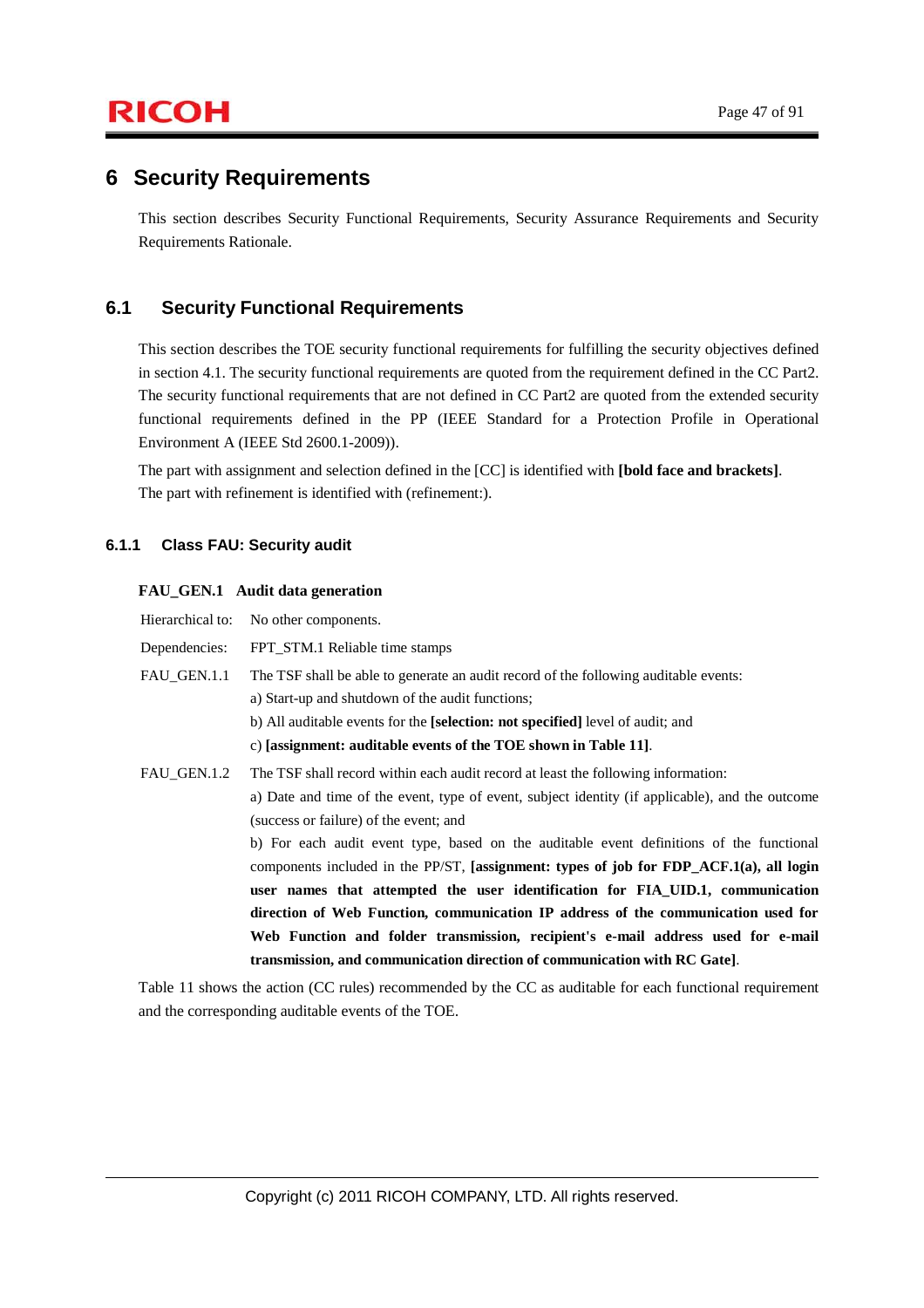# 6 Security Requirements

This section describes Security Functional Requirements, Security Assurance Requirements and Security Requirements Rationale.

## 6.1 Security Functional Requirements

This section describes the TOE security functional requirements for fulfilling the security objectives defined in section 4.1. The security functional requirements are quoted from the requirement defined in the CC Part2. The security functional requirements that are not defined in CC Part2 are quoted from the extended security functional requirements defined in the PP (IEEE Standard for a Protection Profile in Operational Environment A (IEEE Std 2600.1-2009)).

The part with assignment and selection defined in the [CC] is identified with **[bold face and brackets]**.
The part with refinement is identified with (refinement:).

### 6.1.1 Class FAU: Security audit

**FAU_GEN.1 Audit data generation**

Hierarchical to: No other components.

Dependencies: FPT_STM.1 Reliable time stamps

FAU_GEN.1.1 The TSF shall be able to generate an audit record of the following auditable events:
a) Start-up and shutdown of the audit functions;
b) All auditable events for the **[selection: not specified]** level of audit; and
c) **[assignment: auditable events of the TOE shown in Table 11]**.

FAU_GEN.1.2 The TSF shall record within each audit record at least the following information:
a) Date and time of the event, type of event, subject identity (if applicable), and the outcome (success or failure) of the event; and
b) For each audit event type, based on the auditable event definitions of the functional components included in the PP/ST, **[assignment: types of job for FDP_ACF.1(a), all login user names that attempted the user identification for FIA_UID.1, communication direction of Web Function, communication IP address of the communication used for Web Function and folder transmission, recipient's e-mail address used for e-mail transmission, and communication direction of communication with RC Gate]**.

Table 11 shows the action (CC rules) recommended by the CC as auditable for each functional requirement and the corresponding auditable events of the TOE.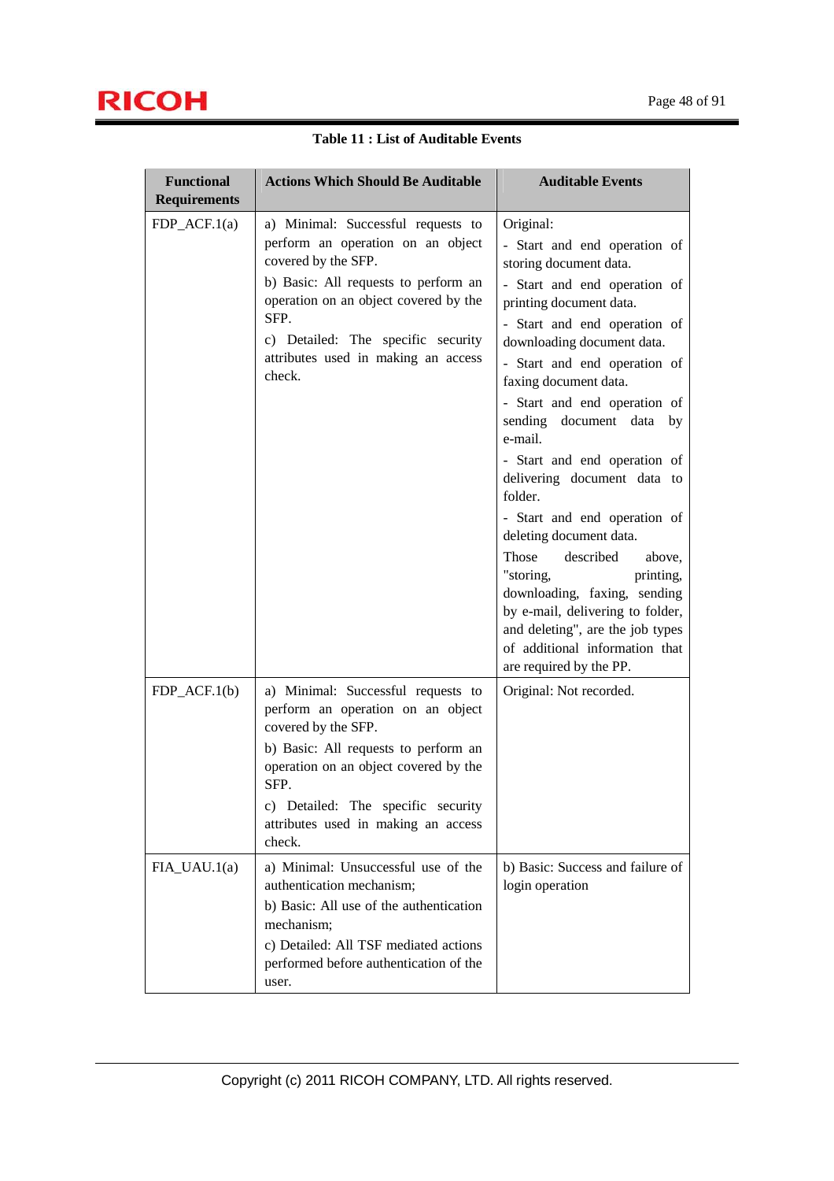**Table 11 : List of Auditable Events**

| Functional Requirements | Actions Which Should Be Auditable | Auditable Events |
|---|---|---|
| FDP_ACF.1(a) | a) Minimal: Successful requests to perform an operation on an object covered by the SFP.<br>b) Basic: All requests to perform an operation on an object covered by the SFP.<br>c) Detailed: The specific security attributes used in making an access check. | Original:<br>- Start and end operation of storing document data.<br>- Start and end operation of printing document data.<br>- Start and end operation of downloading document data.<br>- Start and end operation of faxing document data.<br>- Start and end operation of sending document data by e-mail.<br>- Start and end operation of delivering document data to folder.<br>- Start and end operation of deleting document data.<br>Those described above, "storing, printing, downloading, faxing, sending by e-mail, delivering to folder, and deleting", are the job types of additional information that are required by the PP. |
| FDP_ACF.1(b) | a) Minimal: Successful requests to perform an operation on an object covered by the SFP.<br>b) Basic: All requests to perform an operation on an object covered by the SFP.<br>c) Detailed: The specific security attributes used in making an access check. | Original: Not recorded. |
| FIA_UAU.1(a) | a) Minimal: Unsuccessful use of the authentication mechanism;<br>b) Basic: All use of the authentication mechanism;<br>c) Detailed: All TSF mediated actions performed before authentication of the user. | b) Basic: Success and failure of login operation |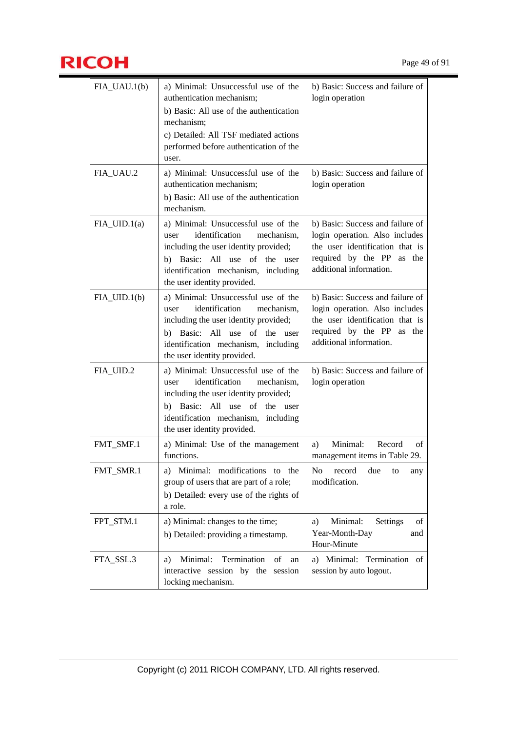| | | |
|---|---|---|
| FIA_UAU.1(b) | a) Minimal: Unsuccessful use of the authentication mechanism;<br>b) Basic: All use of the authentication mechanism;<br>c) Detailed: All TSF mediated actions performed before authentication of the user. | b) Basic: Success and failure of login operation |
| FIA_UAU.2 | a) Minimal: Unsuccessful use of the authentication mechanism;<br>b) Basic: All use of the authentication mechanism. | b) Basic: Success and failure of login operation |
| FIA_UID.1(a) | a) Minimal: Unsuccessful use of the user identification mechanism, including the user identity provided;<br>b) Basic: All use of the user identification mechanism, including the user identity provided. | b) Basic: Success and failure of login operation. Also includes the user identification that is required by the PP as the additional information. |
| FIA_UID.1(b) | a) Minimal: Unsuccessful use of the user identification mechanism, including the user identity provided;<br>b) Basic: All use of the user identification mechanism, including the user identity provided. | b) Basic: Success and failure of login operation. Also includes the user identification that is required by the PP as the additional information. |
| FIA_UID.2 | a) Minimal: Unsuccessful use of the user identification mechanism, including the user identity provided;<br>b) Basic: All use of the user identification mechanism, including the user identity provided. | b) Basic: Success and failure of login operation |
| FMT_SMF.1 | a) Minimal: Use of the management functions. | a) Minimal: Record of management items in Table 29. |
| FMT_SMR.1 | a) Minimal: modifications to the group of users that are part of a role;<br>b) Detailed: every use of the rights of a role. | No record due to any modification. |
| FPT_STM.1 | a) Minimal: changes to the time;<br>b) Detailed: providing a timestamp. | a) Minimal: Settings of Year-Month-Day and Hour-Minute |
| FTA_SSL.3 | a) Minimal: Termination of an interactive session by the session locking mechanism. | a) Minimal: Termination of session by auto logout. |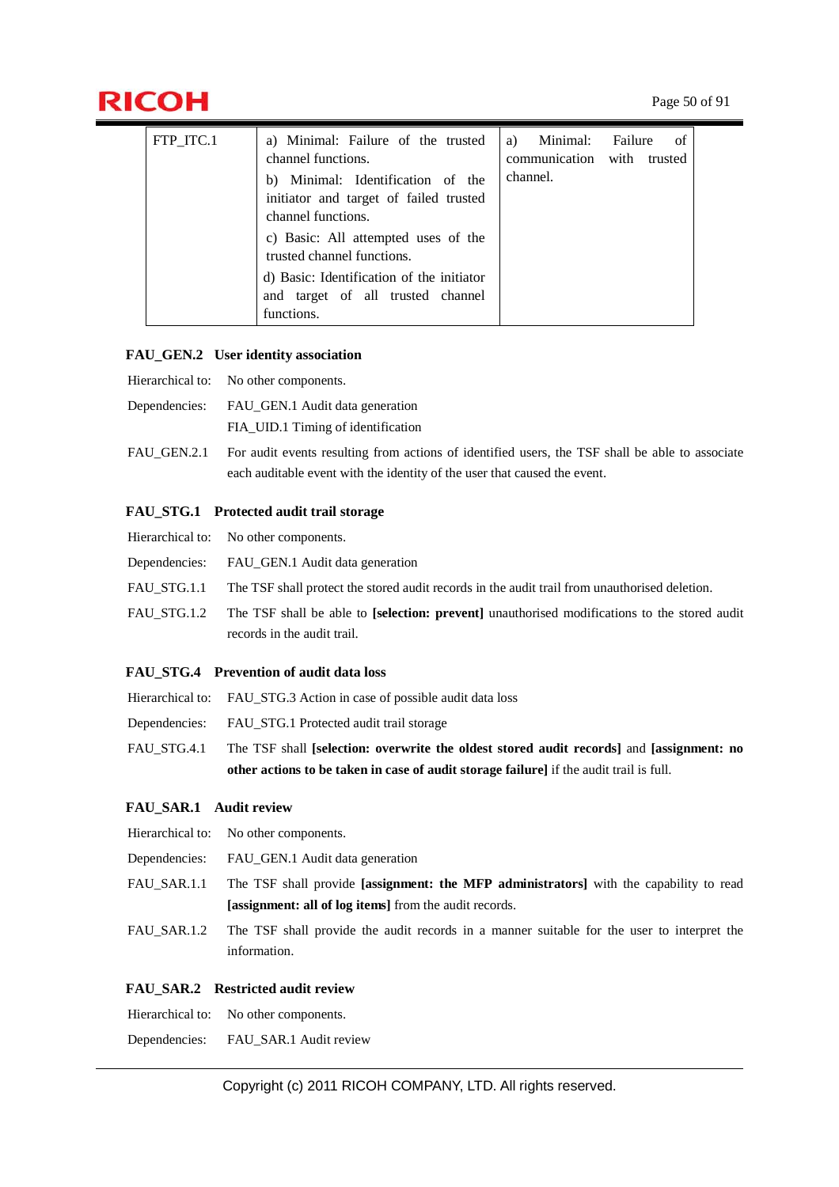| FTP_ITC.1 | a) Minimal: Failure of the trusted channel functions.<br>b) Minimal: Identification of the initiator and target of failed trusted channel functions.<br>c) Basic: All attempted uses of the trusted channel functions.<br>d) Basic: Identification of the initiator and target of all trusted channel functions. | a) Minimal: Failure of communication with trusted channel. |
|---|---|---|

### FAU_GEN.2 User identity association

Hierarchical to: No other components.

Dependencies: FAU_GEN.1 Audit data generation

FIA_UID.1 Timing of identification

FAU_GEN.2.1 For audit events resulting from actions of identified users, the TSF shall be able to associate each auditable event with the identity of the user that caused the event.

### FAU_STG.1 Protected audit trail storage

Hierarchical to: No other components.

Dependencies: FAU_GEN.1 Audit data generation

FAU_STG.1.1 The TSF shall protect the stored audit records in the audit trail from unauthorised deletion.

FAU_STG.1.2 The TSF shall be able to **[selection: prevent]** unauthorised modifications to the stored audit records in the audit trail.

### FAU_STG.4 Prevention of audit data loss

Hierarchical to: FAU_STG.3 Action in case of possible audit data loss

Dependencies: FAU_STG.1 Protected audit trail storage

FAU_STG.4.1 The TSF shall **[selection: overwrite the oldest stored audit records]** and **[assignment: no other actions to be taken in case of audit storage failure]** if the audit trail is full.

### FAU_SAR.1 Audit review

Hierarchical to: No other components.

Dependencies: FAU_GEN.1 Audit data generation

FAU_SAR.1.1 The TSF shall provide **[assignment: the MFP administrators]** with the capability to read **[assignment: all of log items]** from the audit records.

FAU_SAR.1.2 The TSF shall provide the audit records in a manner suitable for the user to interpret the information.

### FAU_SAR.2 Restricted audit review

Hierarchical to: No other components.

Dependencies: FAU_SAR.1 Audit review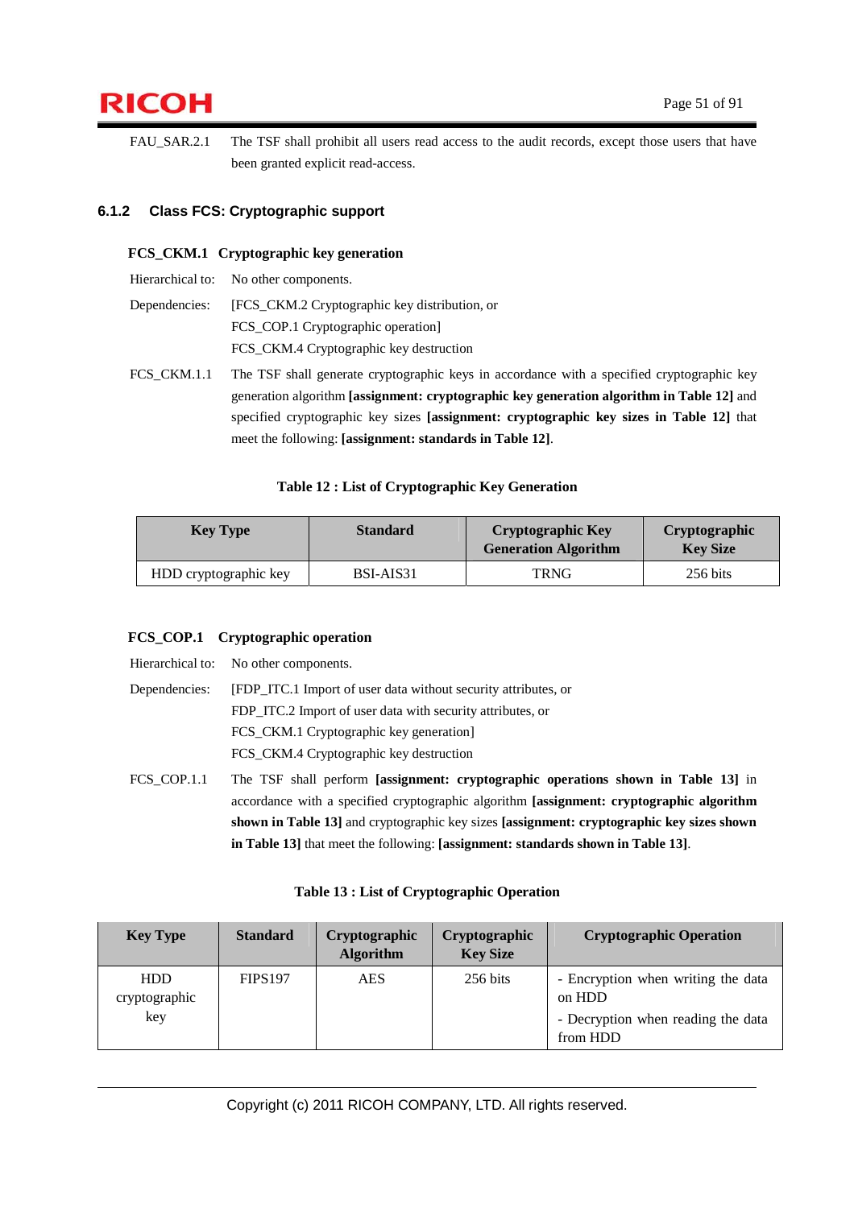FAU_SAR.2.1 The TSF shall prohibit all users read access to the audit records, except those users that have been granted explicit read-access.

### 6.1.2 Class FCS: Cryptographic support

**FCS_CKM.1 Cryptographic key generation**

Hierarchical to: No other components.

Dependencies: [FCS_CKM.2 Cryptographic key distribution, or
FCS_COP.1 Cryptographic operation]
FCS_CKM.4 Cryptographic key destruction

FCS_CKM.1.1 The TSF shall generate cryptographic keys in accordance with a specified cryptographic key generation algorithm **[assignment: cryptographic key generation algorithm in Table 12]** and specified cryptographic key sizes **[assignment: cryptographic key sizes in Table 12]** that meet the following: **[assignment: standards in Table 12]**.

**Table 12 : List of Cryptographic Key Generation**

| Key Type | Standard | Cryptographic Key Generation Algorithm | Cryptographic Key Size |
|---|---|---|---|
| HDD cryptographic key | BSI-AIS31 | TRNG | 256 bits |

**FCS_COP.1 Cryptographic operation**

Hierarchical to: No other components.

Dependencies: [FDP_ITC.1 Import of user data without security attributes, or
FDP_ITC.2 Import of user data with security attributes, or
FCS_CKM.1 Cryptographic key generation]
FCS_CKM.4 Cryptographic key destruction

FCS_COP.1.1 The TSF shall perform **[assignment: cryptographic operations shown in Table 13]** in accordance with a specified cryptographic algorithm **[assignment: cryptographic algorithm shown in Table 13]** and cryptographic key sizes **[assignment: cryptographic key sizes shown in Table 13]** that meet the following: **[assignment: standards shown in Table 13]**.

**Table 13 : List of Cryptographic Operation**

| Key Type | Standard | Cryptographic Algorithm | Cryptographic Key Size | Cryptographic Operation |
|---|---|---|---|---|
| HDD cryptographic key | FIPS197 | AES | 256 bits | - Encryption when writing the data on HDD<br>- Decryption when reading the data from HDD |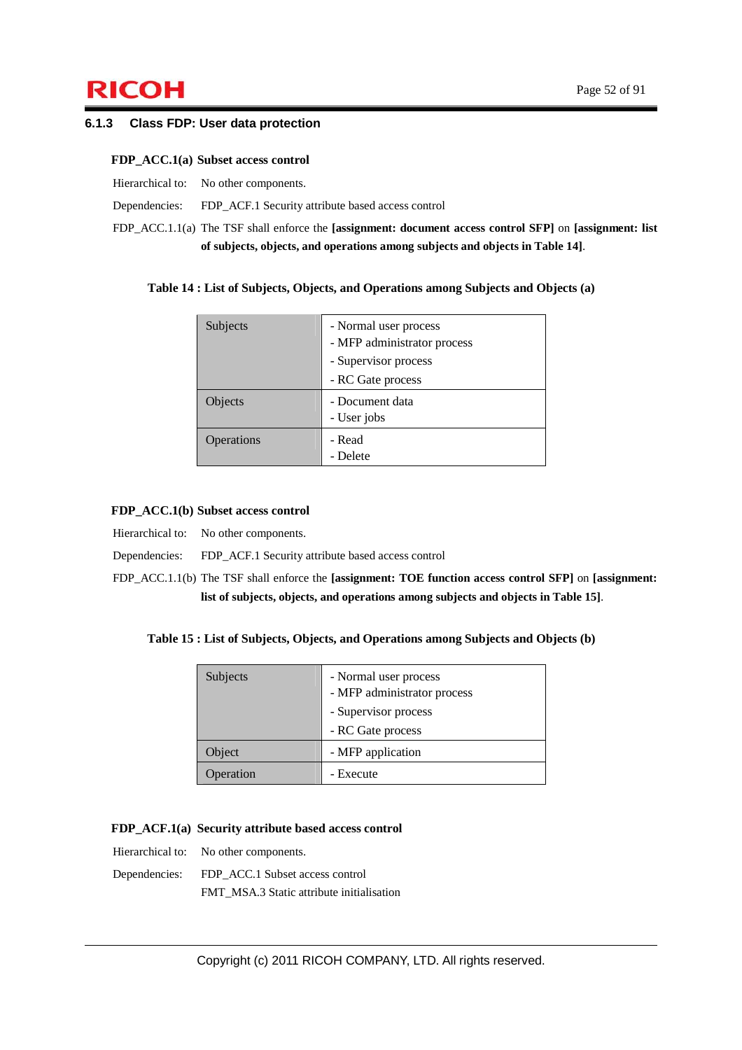### 6.1.3 Class FDP: User data protection

**FDP_ACC.1(a) Subset access control**

Hierarchical to: No other components.

Dependencies: FDP_ACF.1 Security attribute based access control

FDP_ACC.1.1(a) The TSF shall enforce the **[assignment: document access control SFP]** on **[assignment: list of subjects, objects, and operations among subjects and objects in Table 14]**.

**Table 14 : List of Subjects, Objects, and Operations among Subjects and Objects (a)**

| | |
|---|---|
| Subjects | - Normal user process<br>- MFP administrator process<br>- Supervisor process<br>- RC Gate process |
| Objects | - Document data<br>- User jobs |
| Operations | - Read<br>- Delete |

**FDP_ACC.1(b) Subset access control**

Hierarchical to: No other components.

Dependencies: FDP_ACF.1 Security attribute based access control

FDP_ACC.1.1(b) The TSF shall enforce the **[assignment: TOE function access control SFP]** on **[assignment: list of subjects, objects, and operations among subjects and objects in Table 15]**.

**Table 15 : List of Subjects, Objects, and Operations among Subjects and Objects (b)**

| | |
|---|---|
| Subjects | - Normal user process<br>- MFP administrator process<br>- Supervisor process<br>- RC Gate process |
| Object | - MFP application |
| Operation | - Execute |

**FDP_ACF.1(a) Security attribute based access control**

Hierarchical to: No other components.

Dependencies: FDP_ACC.1 Subset access control
FMT_MSA.3 Static attribute initialisation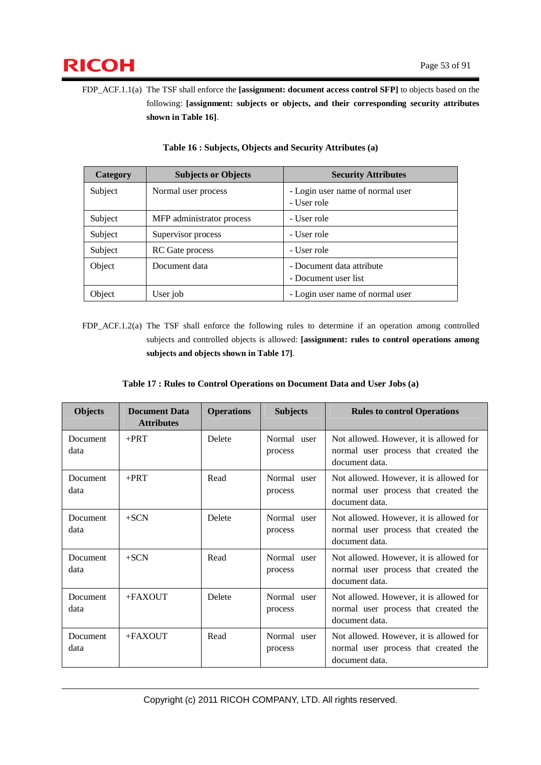FDP_ACF.1.1(a) The TSF shall enforce the **[assignment: document access control SFP]** to objects based on the following: **[assignment: subjects or objects, and their corresponding security attributes shown in Table 16]**.

**Table 16 : Subjects, Objects and Security Attributes (a)**

| Category | Subjects or Objects | Security Attributes |
|---|---|---|
| Subject | Normal user process | - Login user name of normal user<br>- User role |
| Subject | MFP administrator process | - User role |
| Subject | Supervisor process | - User role |
| Subject | RC Gate process | - User role |
| Object | Document data | - Document data attribute<br>- Document user list |
| Object | User job | - Login user name of normal user |

FDP_ACF.1.2(a) The TSF shall enforce the following rules to determine if an operation among controlled subjects and controlled objects is allowed: **[assignment: rules to control operations among subjects and objects shown in Table 17]**.

**Table 17 : Rules to Control Operations on Document Data and User Jobs (a)**

| Objects | Document Data Attributes | Operations | Subjects | Rules to control Operations |
|---|---|---|---|---|
| Document data | +PRT | Delete | Normal user process | Not allowed. However, it is allowed for normal user process that created the document data. |
| Document data | +PRT | Read | Normal user process | Not allowed. However, it is allowed for normal user process that created the document data. |
| Document data | +SCN | Delete | Normal user process | Not allowed. However, it is allowed for normal user process that created the document data. |
| Document data | +SCN | Read | Normal user process | Not allowed. However, it is allowed for normal user process that created the document data. |
| Document data | +FAXOUT | Delete | Normal user process | Not allowed. However, it is allowed for normal user process that created the document data. |
| Document data | +FAXOUT | Read | Normal user process | Not allowed. However, it is allowed for normal user process that created the document data. |

Copyright (c) 2011 RICOH COMPANY, LTD. All rights reserved.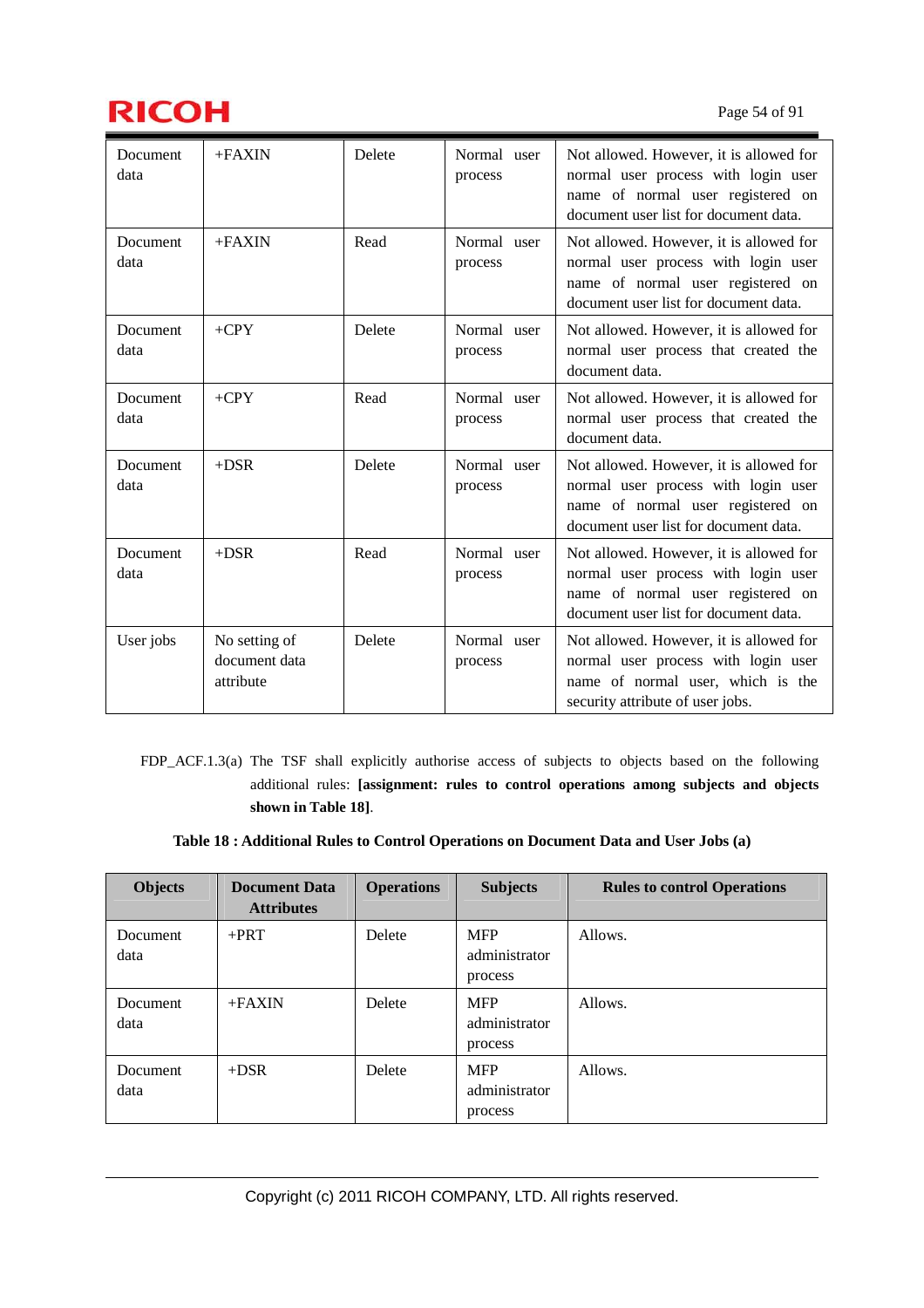| | | | | |
|---|---|---|---|---|
| Document data | +FAXIN | Delete | Normal user process | Not allowed. However, it is allowed for normal user process with login user name of normal user registered on document user list for document data. |
| Document data | +FAXIN | Read | Normal user process | Not allowed. However, it is allowed for normal user process with login user name of normal user registered on document user list for document data. |
| Document data | +CPY | Delete | Normal user process | Not allowed. However, it is allowed for normal user process that created the document data. |
| Document data | +CPY | Read | Normal user process | Not allowed. However, it is allowed for normal user process that created the document data. |
| Document data | +DSR | Delete | Normal user process | Not allowed. However, it is allowed for normal user process with login user name of normal user registered on document user list for document data. |
| Document data | +DSR | Read | Normal user process | Not allowed. However, it is allowed for normal user process with login user name of normal user registered on document user list for document data. |
| User jobs | No setting of document data attribute | Delete | Normal user process | Not allowed. However, it is allowed for normal user process with login user name of normal user, which is the security attribute of user jobs. |

FDP_ACF.1.3(a) The TSF shall explicitly authorise access of subjects to objects based on the following additional rules: **[assignment: rules to control operations among subjects and objects shown in Table 18]**.

**Table 18 : Additional Rules to Control Operations on Document Data and User Jobs (a)**

| Objects | Document Data Attributes | Operations | Subjects | Rules to control Operations |
|---|---|---|---|---|
| Document data | +PRT | Delete | MFP administrator process | Allows. |
| Document data | +FAXIN | Delete | MFP administrator process | Allows. |
| Document data | +DSR | Delete | MFP administrator process | Allows. |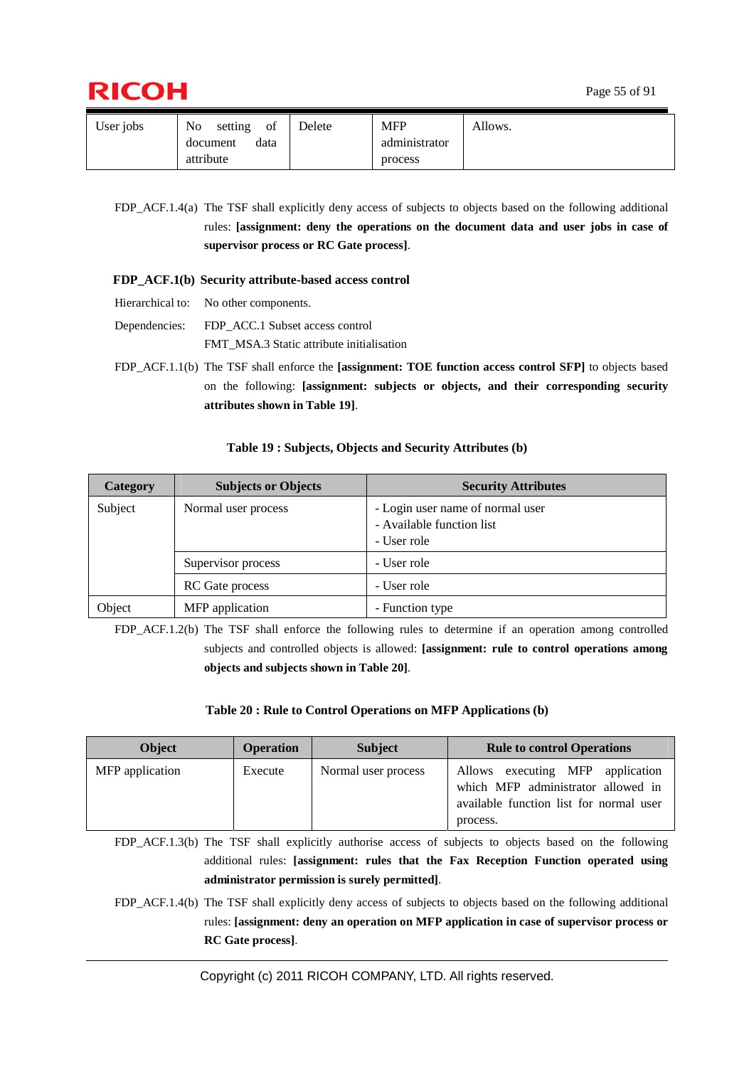| User jobs | No setting of document data attribute | Delete | MFP administrator process | Allows. |
|---|---|---|---|---|

FDP_ACF.1.4(a) The TSF shall explicitly deny access of subjects to objects based on the following additional rules: **[assignment: deny the operations on the document data and user jobs in case of supervisor process or RC Gate process]**.

**FDP_ACF.1(b) Security attribute-based access control**

Hierarchical to: No other components.

Dependencies: FDP_ACC.1 Subset access control
FMT_MSA.3 Static attribute initialisation

FDP_ACF.1.1(b) The TSF shall enforce the **[assignment: TOE function access control SFP]** to objects based on the following: **[assignment: subjects or objects, and their corresponding security attributes shown in Table 19]**.

**Table 19 : Subjects, Objects and Security Attributes (b)**

| Category | Subjects or Objects | Security Attributes |
|---|---|---|
| Subject | Normal user process | - Login user name of normal user<br>- Available function list<br>- User role |
| | Supervisor process | - User role |
| | RC Gate process | - User role |
| Object | MFP application | - Function type |

FDP_ACF.1.2(b) The TSF shall enforce the following rules to determine if an operation among controlled subjects and controlled objects is allowed: **[assignment: rule to control operations among objects and subjects shown in Table 20]**.

**Table 20 : Rule to Control Operations on MFP Applications (b)**

| Object | Operation | Subject | Rule to control Operations |
|---|---|---|---|
| MFP application | Execute | Normal user process | Allows executing MFP application which MFP administrator allowed in available function list for normal user process. |

FDP_ACF.1.3(b) The TSF shall explicitly authorise access of subjects to objects based on the following additional rules: **[assignment: rules that the Fax Reception Function operated using administrator permission is surely permitted]**.

FDP_ACF.1.4(b) The TSF shall explicitly deny access of subjects to objects based on the following additional rules: **[assignment: deny an operation on MFP application in case of supervisor process or RC Gate process]**.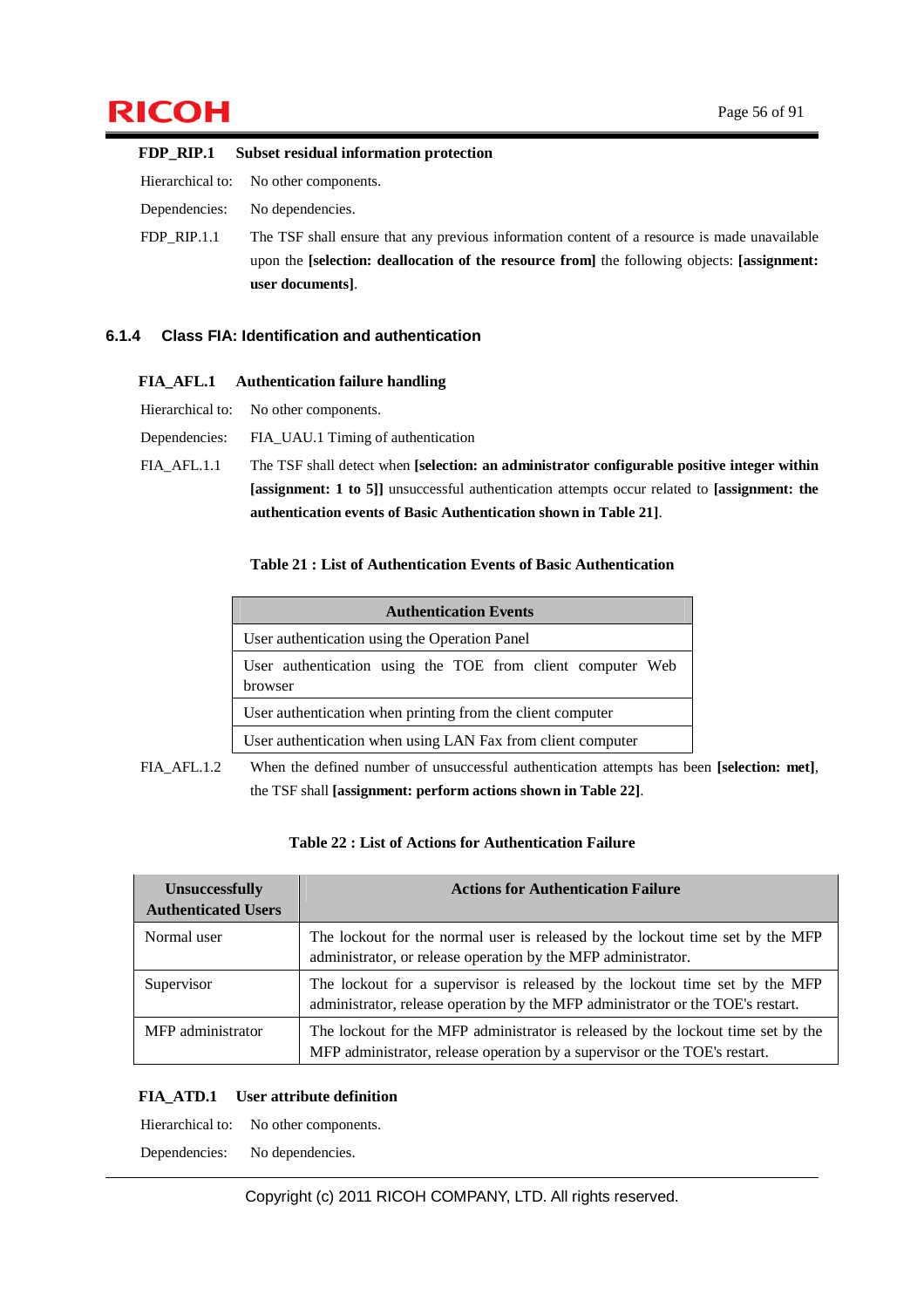**FDP_RIP.1 Subset residual information protection**

Hierarchical to: No other components.

Dependencies: No dependencies.

FDP_RIP.1.1 The TSF shall ensure that any previous information content of a resource is made unavailable upon the **[selection: deallocation of the resource from]** the following objects: **[assignment: user documents]**.

### 6.1.4 Class FIA: Identification and authentication

**FIA_AFL.1 Authentication failure handling**

Hierarchical to: No other components.

Dependencies: FIA_UAU.1 Timing of authentication

FIA_AFL.1.1 The TSF shall detect when **[selection: an administrator configurable positive integer within [assignment: 1 to 5]]** unsuccessful authentication attempts occur related to **[assignment: the authentication events of Basic Authentication shown in Table 21]**.

**Table 21 : List of Authentication Events of Basic Authentication**

| Authentication Events |
|---|
| User authentication using the Operation Panel |
| User authentication using the TOE from client computer Web browser |
| User authentication when printing from the client computer |
| User authentication when using LAN Fax from client computer |

FIA_AFL.1.2 When the defined number of unsuccessful authentication attempts has been **[selection: met]**, the TSF shall **[assignment: perform actions shown in Table 22]**.

**Table 22 : List of Actions for Authentication Failure**

| Unsuccessfully Authenticated Users | Actions for Authentication Failure |
|---|---|
| Normal user | The lockout for the normal user is released by the lockout time set by the MFP administrator, or release operation by the MFP administrator. |
| Supervisor | The lockout for a supervisor is released by the lockout time set by the MFP administrator, release operation by the MFP administrator or the TOE's restart. |
| MFP administrator | The lockout for the MFP administrator is released by the lockout time set by the MFP administrator, release operation by a supervisor or the TOE's restart. |

**FIA_ATD.1 User attribute definition**

Hierarchical to: No other components.

Dependencies: No dependencies.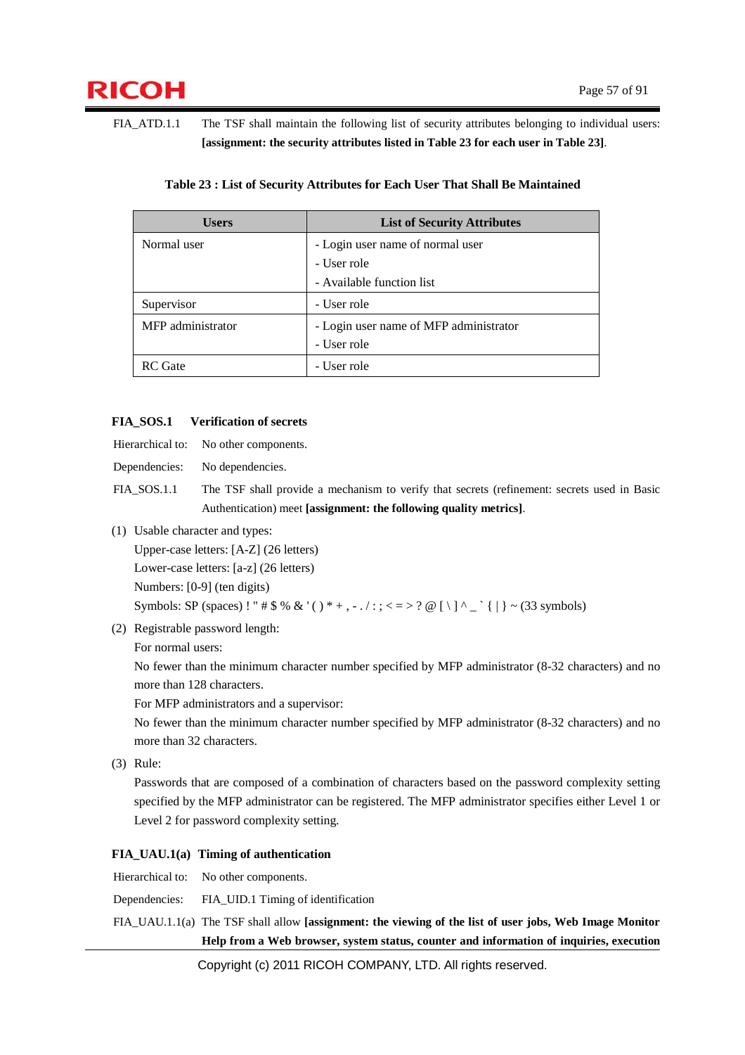FIA_ATD.1.1 The TSF shall maintain the following list of security attributes belonging to individual users: **[assignment: the security attributes listed in Table 23 for each user in Table 23]**.

**Table 23 : List of Security Attributes for Each User That Shall Be Maintained**

| Users | List of Security Attributes |
|---|---|
| Normal user | - Login user name of normal user<br>- User role<br>- Available function list |
| Supervisor | - User role |
| MFP administrator | - Login user name of MFP administrator<br>- User role |
| RC Gate | - User role |

### FIA_SOS.1 Verification of secrets

Hierarchical to: No other components.

Dependencies: No dependencies.

FIA_SOS.1.1 The TSF shall provide a mechanism to verify that secrets (refinement: secrets used in Basic Authentication) meet **[assignment: the following quality metrics]**.

(1) Usable character and types:
Upper-case letters: [A-Z] (26 letters)
Lower-case letters: [a-z] (26 letters)
Numbers: [0-9] (ten digits)
Symbols: SP (spaces) ! " # $ % & ' ( ) * + , - . / : ; < = > ? @ [ \ ] ^ _ ` { | } ~ (33 symbols)

(2) Registrable password length:
For normal users:
No fewer than the minimum character number specified by MFP administrator (8-32 characters) and no more than 128 characters.
For MFP administrators and a supervisor:
No fewer than the minimum character number specified by MFP administrator (8-32 characters) and no more than 32 characters.

(3) Rule:
Passwords that are composed of a combination of characters based on the password complexity setting specified by the MFP administrator can be registered. The MFP administrator specifies either Level 1 or Level 2 for password complexity setting.

### FIA_UAU.1(a) Timing of authentication

Hierarchical to: No other components.

Dependencies: FIA_UID.1 Timing of identification

FIA_UAU.1.1(a) The TSF shall allow **[assignment: the viewing of the list of user jobs, Web Image Monitor Help from a Web browser, system status, counter and information of inquiries, execution**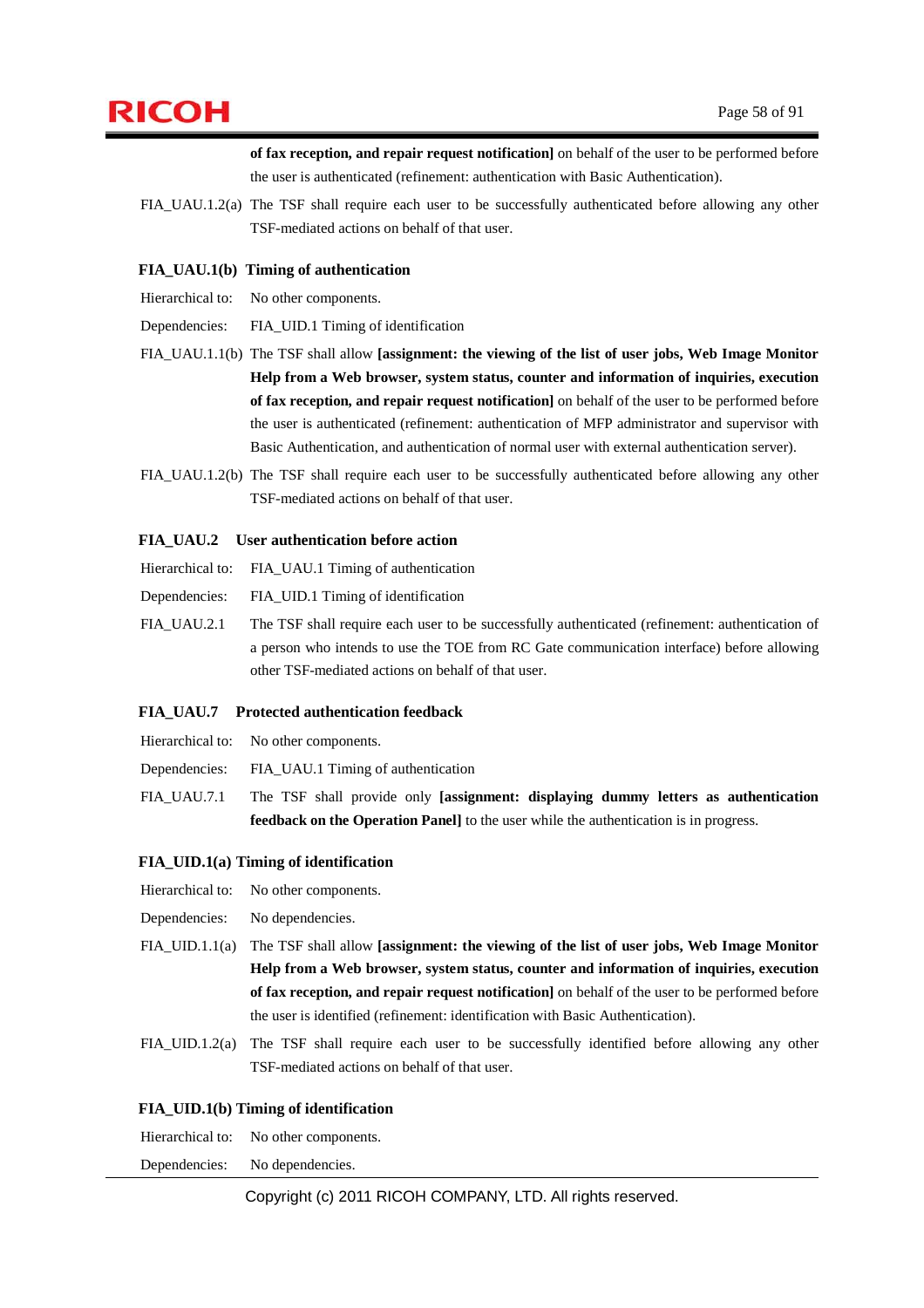**of fax reception, and repair request notification]** on behalf of the user to be performed before the user is authenticated (refinement: authentication with Basic Authentication).

FIA_UAU.1.2(a) The TSF shall require each user to be successfully authenticated before allowing any other TSF-mediated actions on behalf of that user.

**FIA_UAU.1(b) Timing of authentication**

Hierarchical to: No other components.

Dependencies: FIA_UID.1 Timing of identification

FIA_UAU.1.1(b) The TSF shall allow **[assignment: the viewing of the list of user jobs, Web Image Monitor Help from a Web browser, system status, counter and information of inquiries, execution of fax reception, and repair request notification]** on behalf of the user to be performed before the user is authenticated (refinement: authentication of MFP administrator and supervisor with Basic Authentication, and authentication of normal user with external authentication server).

FIA_UAU.1.2(b) The TSF shall require each user to be successfully authenticated before allowing any other TSF-mediated actions on behalf of that user.

**FIA_UAU.2 User authentication before action**

Hierarchical to: FIA_UAU.1 Timing of authentication

Dependencies: FIA_UID.1 Timing of identification

FIA_UAU.2.1 The TSF shall require each user to be successfully authenticated (refinement: authentication of a person who intends to use the TOE from RC Gate communication interface) before allowing other TSF-mediated actions on behalf of that user.

**FIA_UAU.7 Protected authentication feedback**

Hierarchical to: No other components.

Dependencies: FIA_UAU.1 Timing of authentication

FIA_UAU.7.1 The TSF shall provide only **[assignment: displaying dummy letters as authentication feedback on the Operation Panel]** to the user while the authentication is in progress.

**FIA_UID.1(a) Timing of identification**

Hierarchical to: No other components.

Dependencies: No dependencies.

FIA_UID.1.1(a) The TSF shall allow **[assignment: the viewing of the list of user jobs, Web Image Monitor Help from a Web browser, system status, counter and information of inquiries, execution of fax reception, and repair request notification]** on behalf of the user to be performed before the user is identified (refinement: identification with Basic Authentication).

FIA_UID.1.2(a) The TSF shall require each user to be successfully identified before allowing any other TSF-mediated actions on behalf of that user.

**FIA_UID.1(b) Timing of identification**

Hierarchical to: No other components.

Dependencies: No dependencies.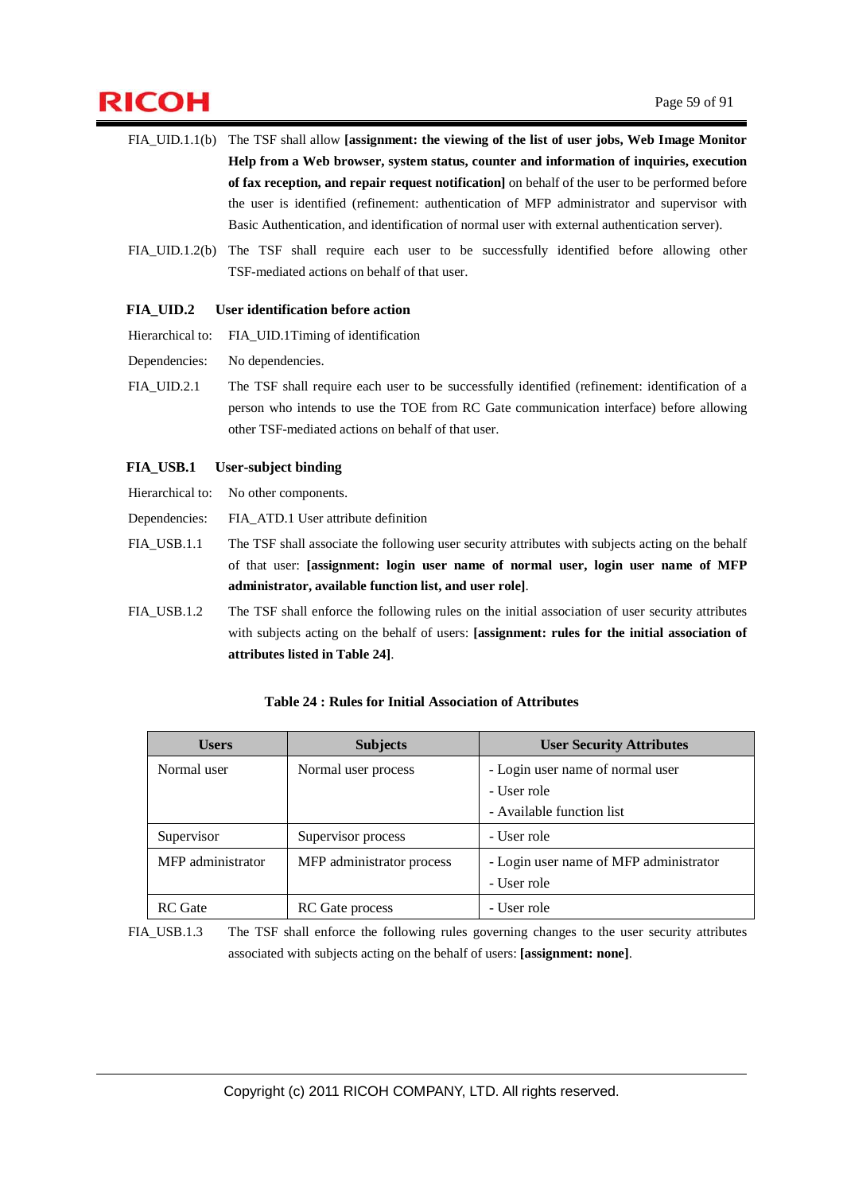FIA_UID.1.1(b) The TSF shall allow **[assignment: the viewing of the list of user jobs, Web Image Monitor Help from a Web browser, system status, counter and information of inquiries, execution of fax reception, and repair request notification]** on behalf of the user to be performed before the user is identified (refinement: authentication of MFP administrator and supervisor with Basic Authentication, and identification of normal user with external authentication server).

FIA_UID.1.2(b) The TSF shall require each user to be successfully identified before allowing other TSF-mediated actions on behalf of that user.

**FIA_UID.2 User identification before action**

Hierarchical to: FIA_UID.1Timing of identification

Dependencies: No dependencies.

FIA_UID.2.1 The TSF shall require each user to be successfully identified (refinement: identification of a person who intends to use the TOE from RC Gate communication interface) before allowing other TSF-mediated actions on behalf of that user.

**FIA_USB.1 User-subject binding**

Hierarchical to: No other components.

Dependencies: FIA_ATD.1 User attribute definition

FIA_USB.1.1 The TSF shall associate the following user security attributes with subjects acting on the behalf of that user: **[assignment: login user name of normal user, login user name of MFP administrator, available function list, and user role]**.

FIA_USB.1.2 The TSF shall enforce the following rules on the initial association of user security attributes with subjects acting on the behalf of users: **[assignment: rules for the initial association of attributes listed in Table 24]**.

**Table 24 : Rules for Initial Association of Attributes**

| Users | Subjects | User Security Attributes |
|---|---|---|
| Normal user | Normal user process | - Login user name of normal user<br>- User role<br>- Available function list |
| Supervisor | Supervisor process | - User role |
| MFP administrator | MFP administrator process | - Login user name of MFP administrator<br>- User role |
| RC Gate | RC Gate process | - User role |

FIA_USB.1.3 The TSF shall enforce the following rules governing changes to the user security attributes associated with subjects acting on the behalf of users: **[assignment: none]**.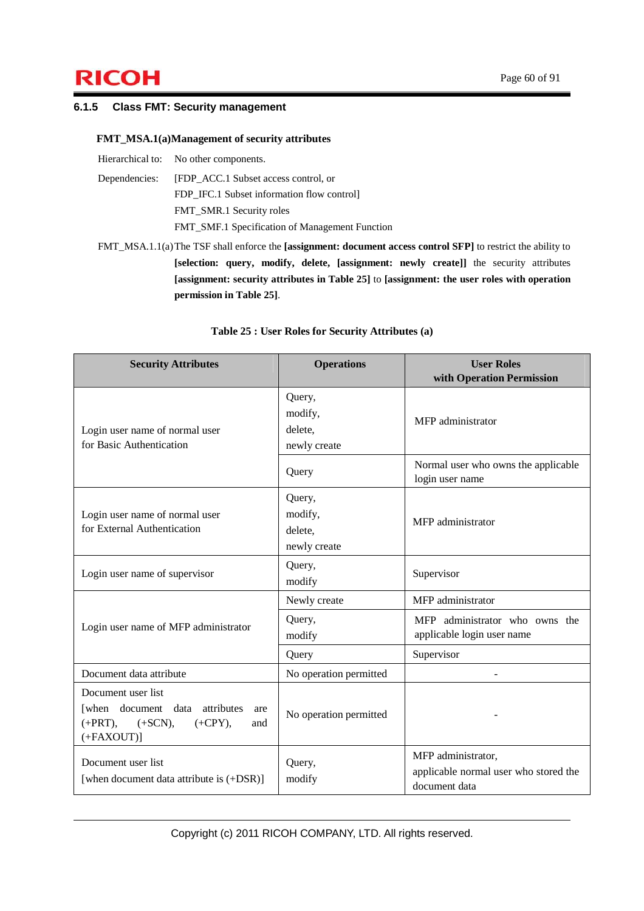### 6.1.5 Class FMT: Security management

**FMT_MSA.1(a)Management of security attributes**

Hierarchical to: No other components.

Dependencies: [FDP_ACC.1 Subset access control, or
FDP_IFC.1 Subset information flow control]
FMT_SMR.1 Security roles
FMT_SMF.1 Specification of Management Function

FMT_MSA.1.1(a) The TSF shall enforce the **[assignment: document access control SFP]** to restrict the ability to **[selection: query, modify, delete, [assignment: newly create]]** the security attributes **[assignment: security attributes in Table 25]** to **[assignment: the user roles with operation permission in Table 25]**.

**Table 25 : User Roles for Security Attributes (a)**

| Security Attributes | Operations | User Roles with Operation Permission |
|---|---|---|
| Login user name of normal user for Basic Authentication | Query, modify, delete, newly create | MFP administrator |
| | Query | Normal user who owns the applicable login user name |
| Login user name of normal user for External Authentication | Query, modify, delete, newly create | MFP administrator |
| Login user name of supervisor | Query, modify | Supervisor |
| Login user name of MFP administrator | Newly create | MFP administrator |
| | Query, modify | MFP administrator who owns the applicable login user name |
| | Query | Supervisor |
| Document data attribute | No operation permitted | - |
| Document user list [when document data attributes are (+PRT), (+SCN), (+CPY), and (+FAXOUT)] | No operation permitted | - |
| Document user list [when document data attribute is (+DSR)] | Query, modify | MFP administrator, applicable normal user who stored the document data |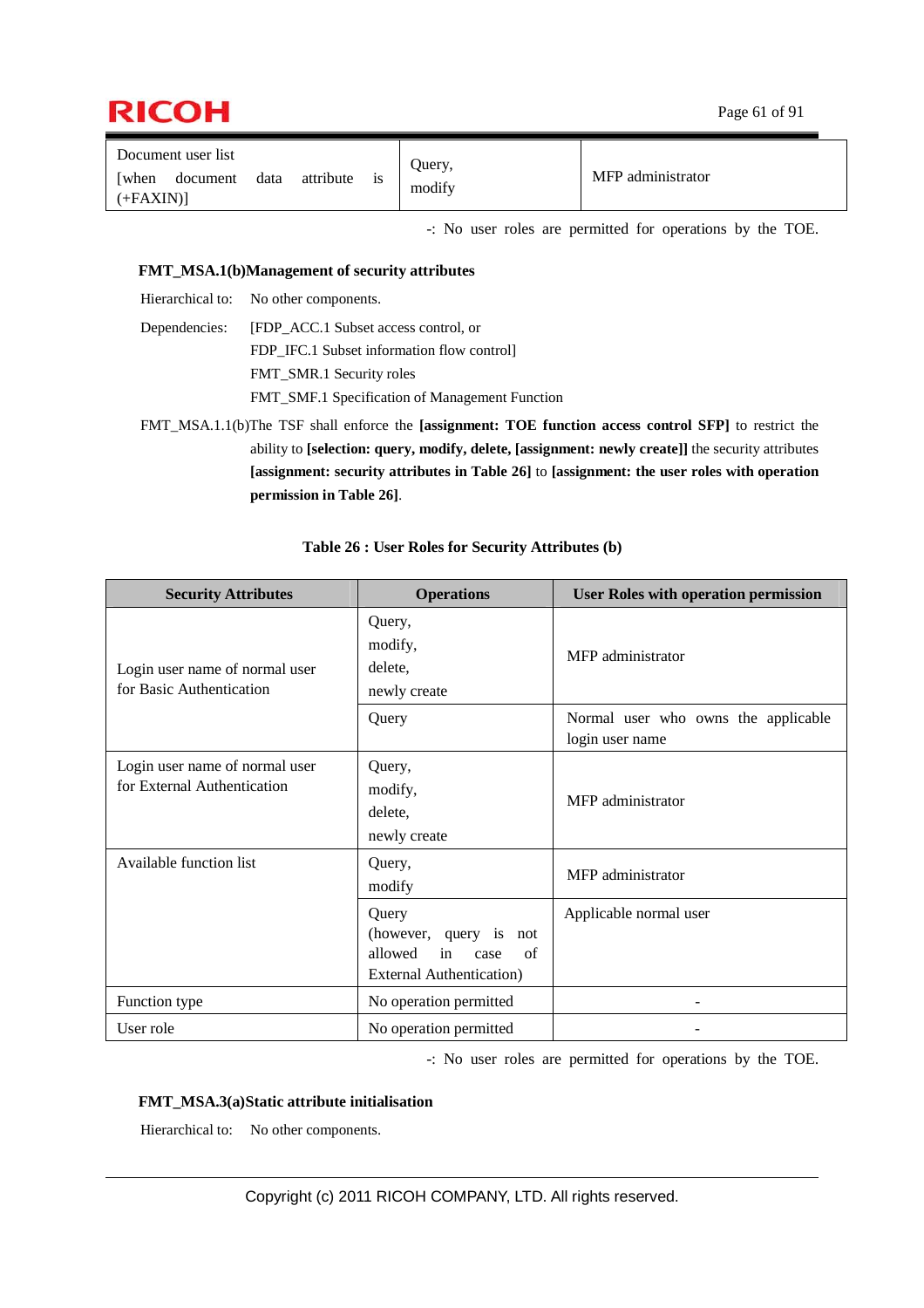| Document user list [when document data attribute is (+FAXIN)] | Query, modify | MFP administrator |
|---|---|---|

-: No user roles are permitted for operations by the TOE.

**FMT_MSA.1(b)Management of security attributes**

Hierarchical to: No other components.

Dependencies: [FDP_ACC.1 Subset access control, or
FDP_IFC.1 Subset information flow control]
FMT_SMR.1 Security roles
FMT_SMF.1 Specification of Management Function

FMT_MSA.1.1(b)The TSF shall enforce the **[assignment: TOE function access control SFP]** to restrict the ability to **[selection: query, modify, delete, [assignment: newly create]]** the security attributes **[assignment: security attributes in Table 26]** to **[assignment: the user roles with operation permission in Table 26]**.

**Table 26 : User Roles for Security Attributes (b)**

| Security Attributes | Operations | User Roles with operation permission |
|---|---|---|
| Login user name of normal user for Basic Authentication | Query, modify, delete, newly create | MFP administrator |
| | Query | Normal user who owns the applicable login user name |
| Login user name of normal user for External Authentication | Query, modify, delete, newly create | MFP administrator |
| Available function list | Query, modify | MFP administrator |
| | Query (however, query is not allowed in case of External Authentication) | Applicable normal user |
| Function type | No operation permitted | - |
| User role | No operation permitted | - |

-: No user roles are permitted for operations by the TOE.

**FMT_MSA.3(a)Static attribute initialisation**

Hierarchical to: No other components.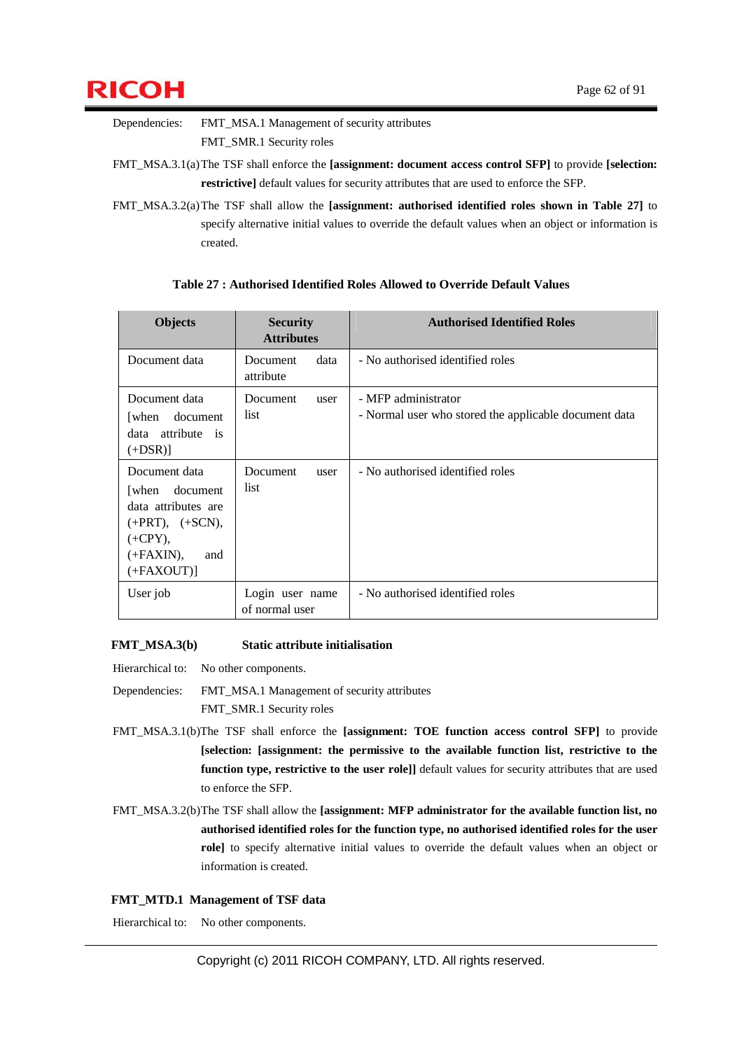Dependencies: FMT_MSA.1 Management of security attributes

FMT_SMR.1 Security roles

FMT_MSA.3.1(a) The TSF shall enforce the **[assignment: document access control SFP]** to provide **[selection: restrictive]** default values for security attributes that are used to enforce the SFP.

FMT_MSA.3.2(a) The TSF shall allow the **[assignment: authorised identified roles shown in Table 27]** to specify alternative initial values to override the default values when an object or information is created.

**Table 27 : Authorised Identified Roles Allowed to Override Default Values**

| Objects | Security Attributes | Authorised Identified Roles |
|---|---|---|
| Document data | Document data attribute | - No authorised identified roles |
| Document data [when document data attribute is (+DSR)] | Document user list | - MFP administrator<br>- Normal user who stored the applicable document data |
| Document data [when document data attributes are (+PRT), (+SCN), (+CPY), (+FAXIN), and (+FAXOUT)] | Document user list | - No authorised identified roles |
| User job | Login user name of normal user | - No authorised identified roles |

**FMT_MSA.3(b) Static attribute initialisation**

Hierarchical to: No other components.

Dependencies: FMT_MSA.1 Management of security attributes

FMT_SMR.1 Security roles

FMT_MSA.3.1(b) The TSF shall enforce the **[assignment: TOE function access control SFP]** to provide **[selection: [assignment: the permissive to the available function list, restrictive to the function type, restrictive to the user role]]** default values for security attributes that are used to enforce the SFP.

FMT_MSA.3.2(b) The TSF shall allow the **[assignment: MFP administrator for the available function list, no authorised identified roles for the function type, no authorised identified roles for the user role]** to specify alternative initial values to override the default values when an object or information is created.

**FMT_MTD.1 Management of TSF data**

Hierarchical to: No other components.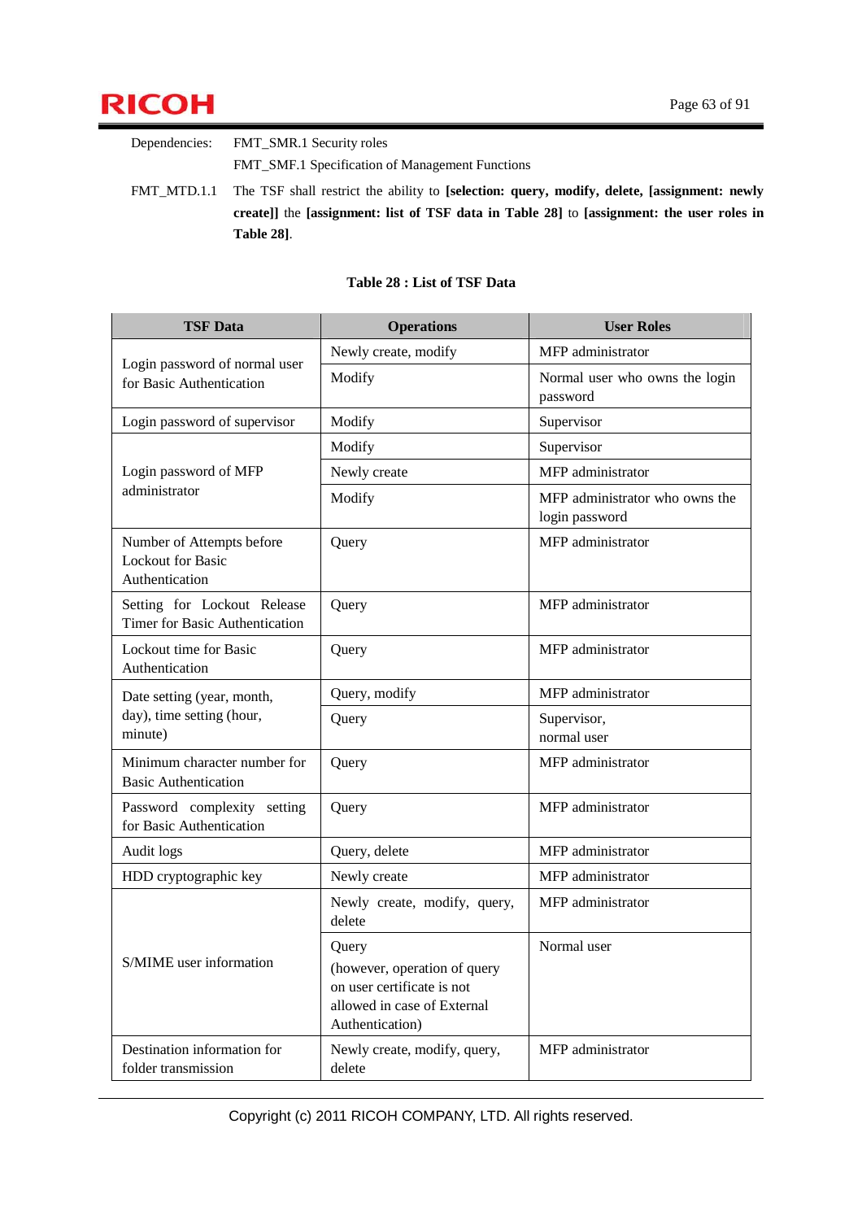Dependencies: FMT_SMR.1 Security roles

FMT_SMF.1 Specification of Management Functions

FMT_MTD.1.1 The TSF shall restrict the ability to **[selection: query, modify, delete, [assignment: newly create]]** the **[assignment: list of TSF data in Table 28]** to **[assignment: the user roles in Table 28]**.

**Table 28 : List of TSF Data**

| TSF Data | Operations | User Roles |
|---|---|---|
| Login password of normal user for Basic Authentication | Newly create, modify | MFP administrator |
| | Modify | Normal user who owns the login password |
| Login password of supervisor | Modify | Supervisor |
| Login password of MFP administrator | Modify | Supervisor |
| | Newly create | MFP administrator |
| | Modify | MFP administrator who owns the login password |
| Number of Attempts before Lockout for Basic Authentication | Query | MFP administrator |
| Setting for Lockout Release Timer for Basic Authentication | Query | MFP administrator |
| Lockout time for Basic Authentication | Query | MFP administrator |
| Date setting (year, month, day), time setting (hour, minute) | Query, modify | MFP administrator |
| | Query | Supervisor, normal user |
| Minimum character number for Basic Authentication | Query | MFP administrator |
| Password complexity setting for Basic Authentication | Query | MFP administrator |
| Audit logs | Query, delete | MFP administrator |
| HDD cryptographic key | Newly create | MFP administrator |
| S/MIME user information | Newly create, modify, query, delete | MFP administrator |
| | Query (however, operation of query on user certificate is not allowed in case of External Authentication) | Normal user |
| Destination information for folder transmission | Newly create, modify, query, delete | MFP administrator |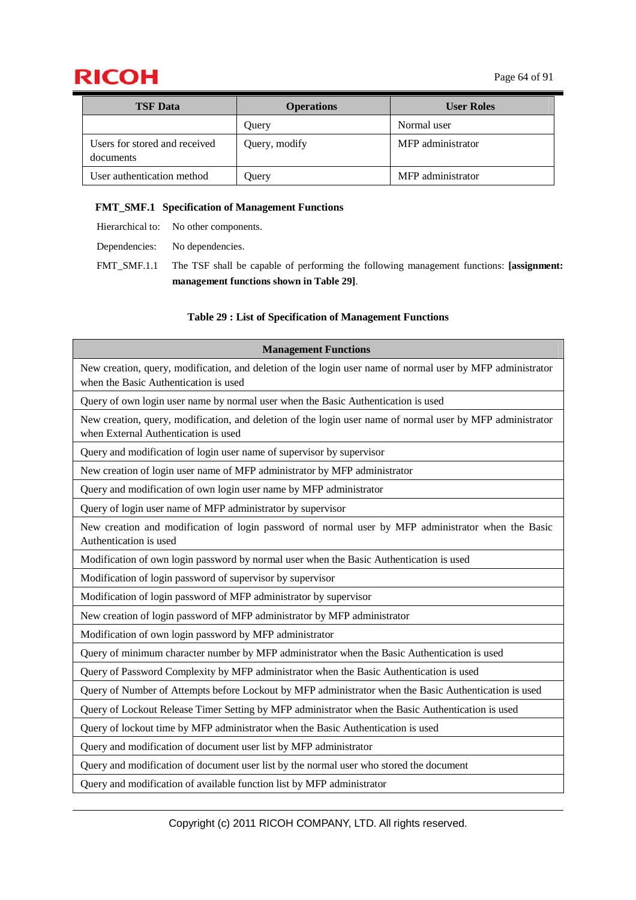| TSF Data | Operations | User Roles |
|---|---|---|
| | Query | Normal user |
| Users for stored and received documents | Query, modify | MFP administrator |
| User authentication method | Query | MFP administrator |

**FMT_SMF.1 Specification of Management Functions**

Hierarchical to: No other components.

Dependencies: No dependencies.

FMT_SMF.1.1 The TSF shall be capable of performing the following management functions: **[assignment: management functions shown in Table 29]**.

**Table 29 : List of Specification of Management Functions**

| Management Functions |
|---|
| New creation, query, modification, and deletion of the login user name of normal user by MFP administrator when the Basic Authentication is used |
| Query of own login user name by normal user when the Basic Authentication is used |
| New creation, query, modification, and deletion of the login user name of normal user by MFP administrator when External Authentication is used |
| Query and modification of login user name of supervisor by supervisor |
| New creation of login user name of MFP administrator by MFP administrator |
| Query and modification of own login user name by MFP administrator |
| Query of login user name of MFP administrator by supervisor |
| New creation and modification of login password of normal user by MFP administrator when the Basic Authentication is used |
| Modification of own login password by normal user when the Basic Authentication is used |
| Modification of login password of supervisor by supervisor |
| Modification of login password of MFP administrator by supervisor |
| New creation of login password of MFP administrator by MFP administrator |
| Modification of own login password by MFP administrator |
| Query of minimum character number by MFP administrator when the Basic Authentication is used |
| Query of Password Complexity by MFP administrator when the Basic Authentication is used |
| Query of Number of Attempts before Lockout by MFP administrator when the Basic Authentication is used |
| Query of Lockout Release Timer Setting by MFP administrator when the Basic Authentication is used |
| Query of lockout time by MFP administrator when the Basic Authentication is used |
| Query and modification of document user list by MFP administrator |
| Query and modification of document user list by the normal user who stored the document |
| Query and modification of available function list by MFP administrator |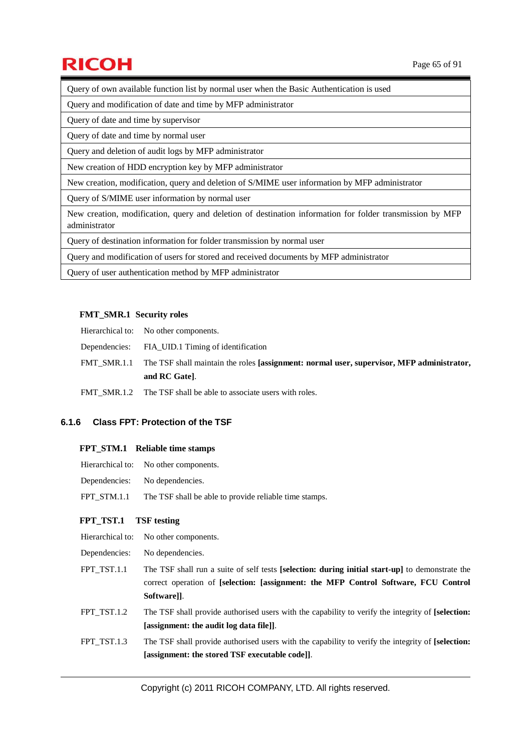| Query of own available function list by normal user when the Basic Authentication is used |
| --- |
| Query and modification of date and time by MFP administrator |
| Query of date and time by supervisor |
| Query of date and time by normal user |
| Query and deletion of audit logs by MFP administrator |
| New creation of HDD encryption key by MFP administrator |
| New creation, modification, query and deletion of S/MIME user information by MFP administrator |
| Query of S/MIME user information by normal user |
| New creation, modification, query and deletion of destination information for folder transmission by MFP administrator |
| Query of destination information for folder transmission by normal user |
| Query and modification of users for stored and received documents by MFP administrator |
| Query of user authentication method by MFP administrator |

#### FMT_SMR.1 Security roles

Hierarchical to: No other components.

Dependencies: FIA_UID.1 Timing of identification

FMT_SMR.1.1 The TSF shall maintain the roles **[assignment: normal user, supervisor, MFP administrator, and RC Gate]**.

FMT_SMR.1.2 The TSF shall be able to associate users with roles.

### 6.1.6 Class FPT: Protection of the TSF

#### FPT_STM.1 Reliable time stamps

Hierarchical to: No other components.

Dependencies: No dependencies.

FPT_STM.1.1 The TSF shall be able to provide reliable time stamps.

#### FPT_TST.1 TSF testing

Hierarchical to: No other components.

Dependencies: No dependencies.

FPT_TST.1.1 The TSF shall run a suite of self tests **[selection: during initial start-up]** to demonstrate the correct operation of **[selection: [assignment: the MFP Control Software, FCU Control Software]]**.

FPT_TST.1.2 The TSF shall provide authorised users with the capability to verify the integrity of **[selection: [assignment: the audit log data file]]**.

FPT_TST.1.3 The TSF shall provide authorised users with the capability to verify the integrity of **[selection: [assignment: the stored TSF executable code]]**.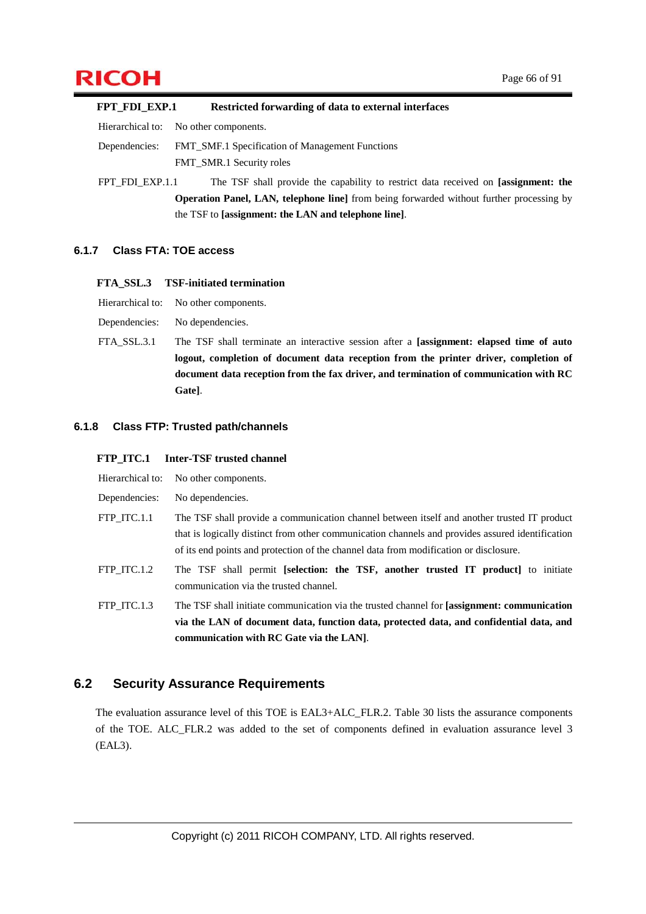**FPT_FDI_EXP.1 Restricted forwarding of data to external interfaces**

Hierarchical to: No other components.

Dependencies: FMT_SMF.1 Specification of Management Functions
FMT_SMR.1 Security roles

FPT_FDI_EXP.1.1 The TSF shall provide the capability to restrict data received on **[assignment: the Operation Panel, LAN, telephone line]** from being forwarded without further processing by the TSF to **[assignment: the LAN and telephone line]**.

### 6.1.7 Class FTA: TOE access

**FTA_SSL.3 TSF-initiated termination**

Hierarchical to: No other components.

Dependencies: No dependencies.

FTA_SSL.3.1 The TSF shall terminate an interactive session after a **[assignment: elapsed time of auto logout, completion of document data reception from the printer driver, completion of document data reception from the fax driver, and termination of communication with RC Gate]**.

### 6.1.8 Class FTP: Trusted path/channels

**FTP_ITC.1 Inter-TSF trusted channel**

Hierarchical to: No other components.

Dependencies: No dependencies.

FTP_ITC.1.1 The TSF shall provide a communication channel between itself and another trusted IT product that is logically distinct from other communication channels and provides assured identification of its end points and protection of the channel data from modification or disclosure.

FTP_ITC.1.2 The TSF shall permit **[selection: the TSF, another trusted IT product]** to initiate communication via the trusted channel.

FTP_ITC.1.3 The TSF shall initiate communication via the trusted channel for **[assignment: communication via the LAN of document data, function data, protected data, and confidential data, and communication with RC Gate via the LAN]**.

## 6.2 Security Assurance Requirements

The evaluation assurance level of this TOE is EAL3+ALC_FLR.2. Table 30 lists the assurance components of the TOE. ALC_FLR.2 was added to the set of components defined in evaluation assurance level 3 (EAL3).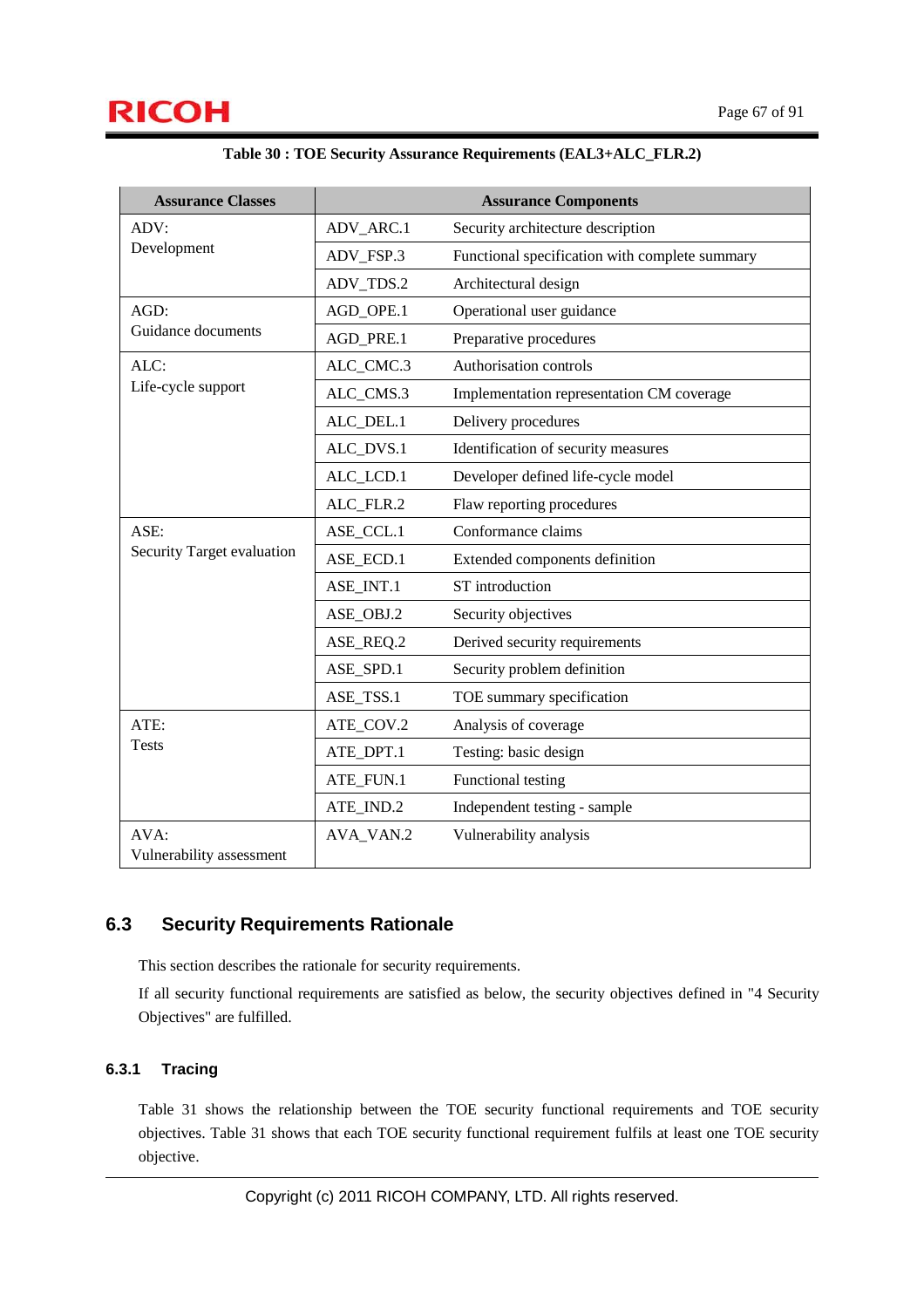**Table 30 : TOE Security Assurance Requirements (EAL3+ALC_FLR.2)**

| Assurance Classes | Assurance Components | |
|---|---|---|
| ADV: Development | ADV_ARC.1 | Security architecture description |
| | ADV_FSP.3 | Functional specification with complete summary |
| | ADV_TDS.2 | Architectural design |
| AGD: Guidance documents | AGD_OPE.1 | Operational user guidance |
| | AGD_PRE.1 | Preparative procedures |
| ALC: Life-cycle support | ALC_CMC.3 | Authorisation controls |
| | ALC_CMS.3 | Implementation representation CM coverage |
| | ALC_DEL.1 | Delivery procedures |
| | ALC_DVS.1 | Identification of security measures |
| | ALC_LCD.1 | Developer defined life-cycle model |
| | ALC_FLR.2 | Flaw reporting procedures |
| ASE: Security Target evaluation | ASE_CCL.1 | Conformance claims |
| | ASE_ECD.1 | Extended components definition |
| | ASE_INT.1 | ST introduction |
| | ASE_OBJ.2 | Security objectives |
| | ASE_REQ.2 | Derived security requirements |
| | ASE_SPD.1 | Security problem definition |
| | ASE_TSS.1 | TOE summary specification |
| ATE: Tests | ATE_COV.2 | Analysis of coverage |
| | ATE_DPT.1 | Testing: basic design |
| | ATE_FUN.1 | Functional testing |
| | ATE_IND.2 | Independent testing - sample |
| AVA: Vulnerability assessment | AVA_VAN.2 | Vulnerability analysis |

## 6.3 Security Requirements Rationale

This section describes the rationale for security requirements.

If all security functional requirements are satisfied as below, the security objectives defined in "4 Security Objectives" are fulfilled.

### 6.3.1 Tracing

Table 31 shows the relationship between the TOE security functional requirements and TOE security objectives. Table 31 shows that each TOE security functional requirement fulfils at least one TOE security objective.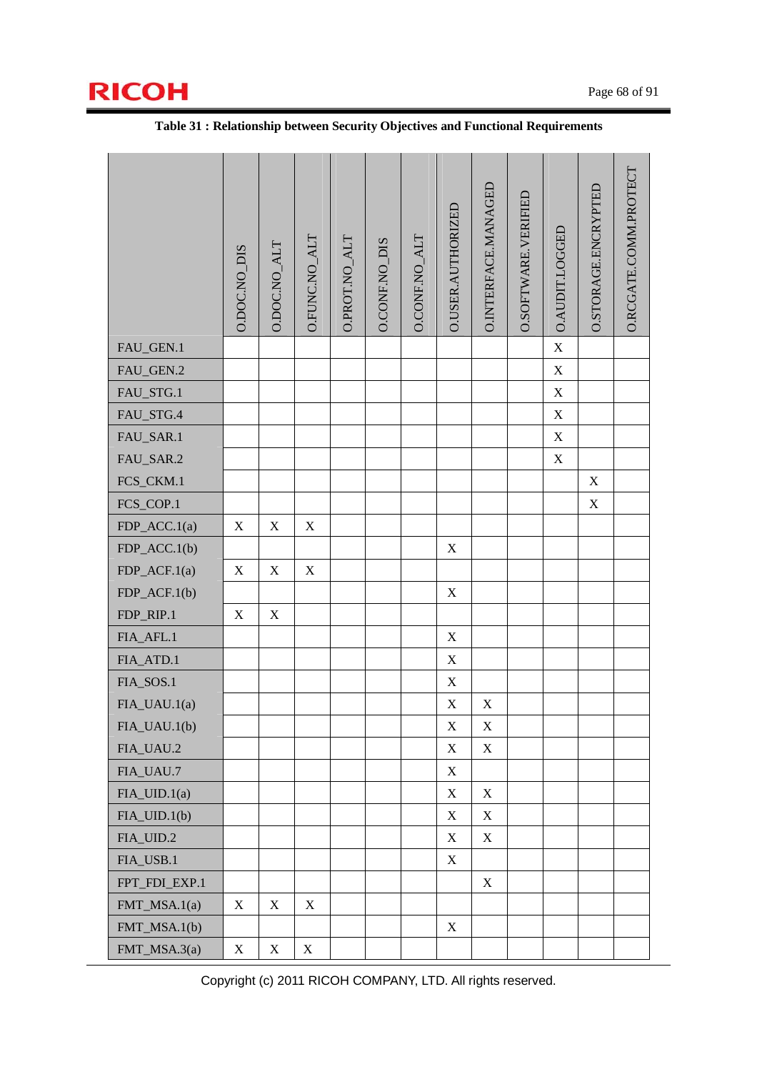**Table 31 : Relationship between Security Objectives and Functional Requirements**

| | O.DOC.NO_DIS | O.DOC.NO_ALT | O.FUNC.NO_ALT | O.PROT.NO_ALT | O.CONF.NO_DIS | O.CONF.NO_ALT | O.USER.AUTHORIZED | O.INTERFACE.MANAGED | O.SOFTWARE.VERIFIED | O.AUDIT.LOGGED | O.STORAGE.ENCRYPTED | O.RCGATE.COMM.PROTECT |
|---|---|---|---|---|---|---|---|---|---|---|---|---|
| FAU_GEN.1 | | | | | | | | | | X | | |
| FAU_GEN.2 | | | | | | | | | | X | | |
| FAU_STG.1 | | | | | | | | | | X | | |
| FAU_STG.4 | | | | | | | | | | X | | |
| FAU_SAR.1 | | | | | | | | | | X | | |
| FAU_SAR.2 | | | | | | | | | | X | | |
| FCS_CKM.1 | | | | | | | | | | | X | |
| FCS_COP.1 | | | | | | | | | | | X | |
| FDP_ACC.1(a) | X | X | X | | | | | | | | | |
| FDP_ACC.1(b) | | | | | | | X | | | | | |
| FDP_ACF.1(a) | X | X | X | | | | | | | | | |
| FDP_ACF.1(b) | | | | | | | X | | | | | |
| FDP_RIP.1 | X | X | | | | | | | | | | |
| FIA_AFL.1 | | | | | | | X | | | | | |
| FIA_ATD.1 | | | | | | | X | | | | | |
| FIA_SOS.1 | | | | | | | X | | | | | |
| FIA_UAU.1(a) | | | | | | | X | X | | | | |
| FIA_UAU.1(b) | | | | | | | X | X | | | | |
| FIA_UAU.2 | | | | | | | X | X | | | | |
| FIA_UAU.7 | | | | | | | X | | | | | |
| FIA_UID.1(a) | | | | | | | X | X | | | | |
| FIA_UID.1(b) | | | | | | | X | X | | | | |
| FIA_UID.2 | | | | | | | X | X | | | | |
| FIA_USB.1 | | | | | | | X | | | | | |
| FPT_FDI_EXP.1 | | | | | | | | X | | | | |
| FMT_MSA.1(a) | X | X | X | | | | | | | | | |
| FMT_MSA.1(b) | | | | | | | X | | | | | |
| FMT_MSA.3(a) | X | X | X | | | | | | | | | |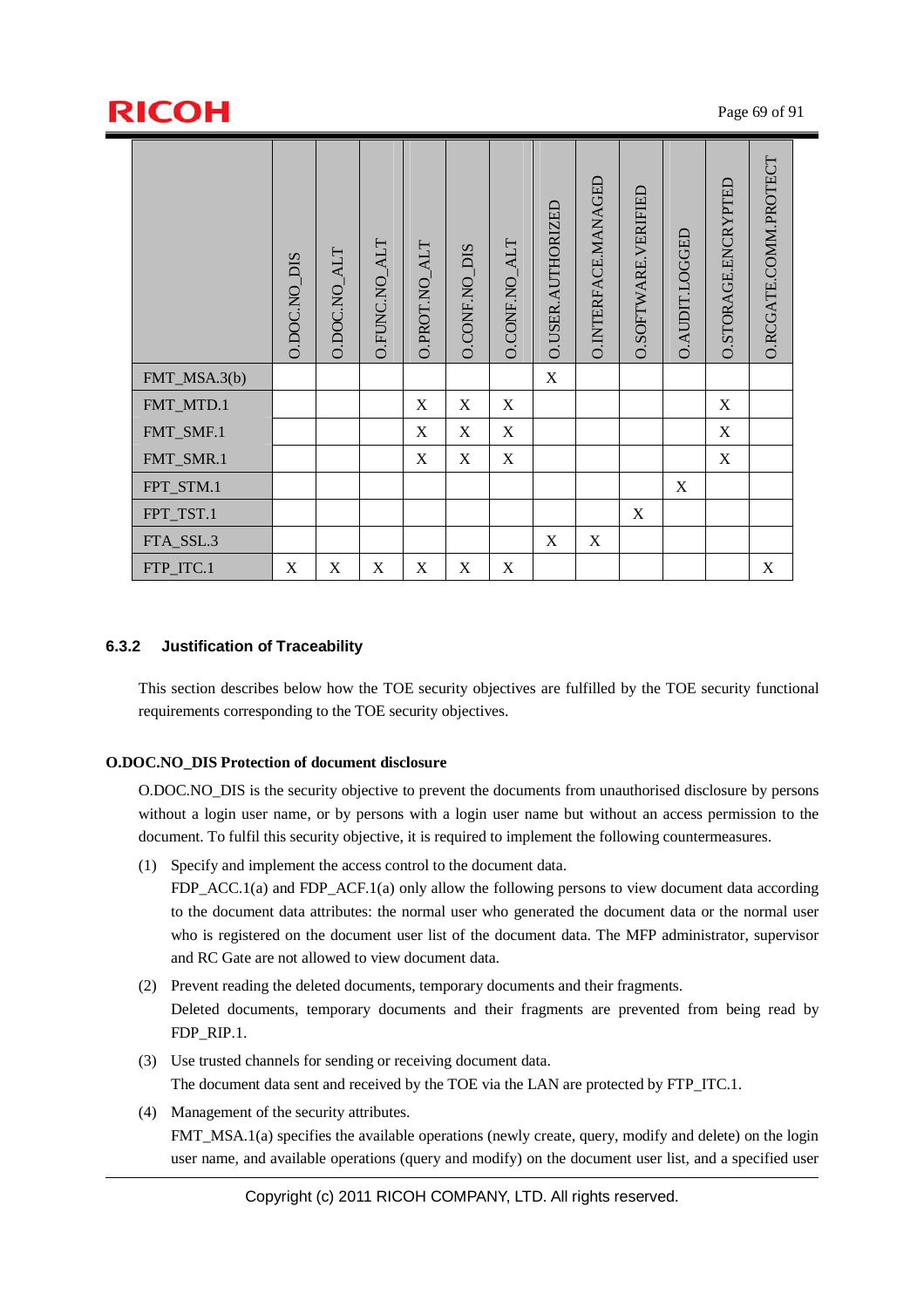| | O.DOC.NO_DIS | O.DOC.NO_ALT | O.FUNC.NO_ALT | O.PROT.NO_ALT | O.CONF.NO_DIS | O.CONF.NO_ALT | O.USER.AUTHORIZED | O.INTERFACE.MANAGED | O.SOFTWARE.VERIFIED | O.AUDIT.LOGGED | O.STORAGE.ENCRYPTED | O.RCGATE.COMM.PROTECT |
|---|---|---|---|---|---|---|---|---|---|---|---|---|
| FMT_MSA.3(b) | | | | | | | X | | | | | |
| FMT_MTD.1 | | | | X | X | X | | | | | X | |
| FMT_SMF.1 | | | | X | X | X | | | | | X | |
| FMT_SMR.1 | | | | X | X | X | | | | | X | |
| FPT_STM.1 | | | | | | | | | | X | | |
| FPT_TST.1 | | | | | | | | | X | | | |
| FTA_SSL.3 | | | | | | | X | X | | | | |
| FTP_ITC.1 | X | X | X | X | X | X | | | | | | X |

### 6.3.2 Justification of Traceability

This section describes below how the TOE security objectives are fulfilled by the TOE security functional requirements corresponding to the TOE security objectives.

**O.DOC.NO_DIS Protection of document disclosure**

O.DOC.NO_DIS is the security objective to prevent the documents from unauthorised disclosure by persons without a login user name, or by persons with a login user name but without an access permission to the document. To fulfil this security objective, it is required to implement the following countermeasures.

(1) Specify and implement the access control to the document data.
FDP_ACC.1(a) and FDP_ACF.1(a) only allow the following persons to view document data according to the document data attributes: the normal user who generated the document data or the normal user who is registered on the document user list of the document data. The MFP administrator, supervisor and RC Gate are not allowed to view document data.

(2) Prevent reading the deleted documents, temporary documents and their fragments.
Deleted documents, temporary documents and their fragments are prevented from being read by FDP_RIP.1.

(3) Use trusted channels for sending or receiving document data.
The document data sent and received by the TOE via the LAN are protected by FTP_ITC.1.

(4) Management of the security attributes.
FMT_MSA.1(a) specifies the available operations (newly create, query, modify and delete) on the login user name, and available operations (query and modify) on the document user list, and a specified user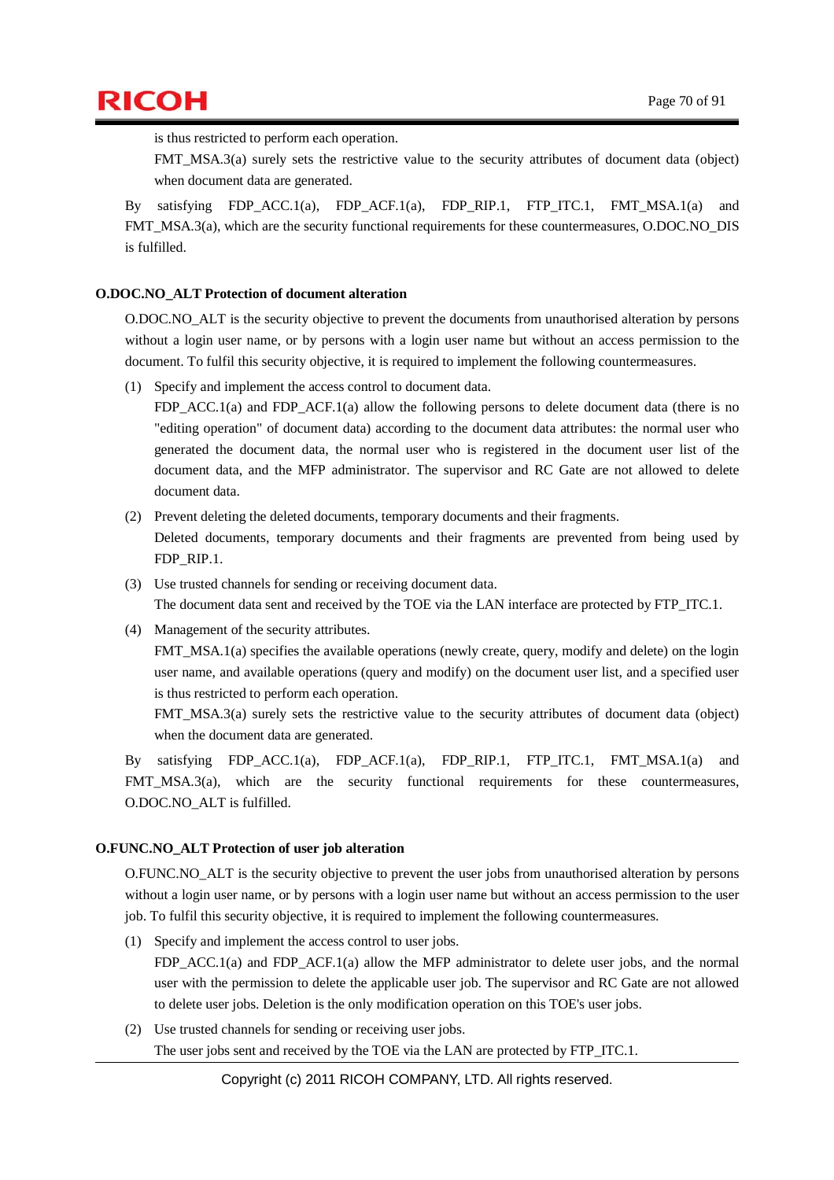is thus restricted to perform each operation.

FMT_MSA.3(a) surely sets the restrictive value to the security attributes of document data (object) when document data are generated.

By satisfying FDP_ACC.1(a), FDP_ACF.1(a), FDP_RIP.1, FTP_ITC.1, FMT_MSA.1(a) and FMT_MSA.3(a), which are the security functional requirements for these countermeasures, O.DOC.NO_DIS is fulfilled.

**O.DOC.NO_ALT Protection of document alteration**

O.DOC.NO_ALT is the security objective to prevent the documents from unauthorised alteration by persons without a login user name, or by persons with a login user name but without an access permission to the document. To fulfil this security objective, it is required to implement the following countermeasures.

(1) Specify and implement the access control to document data.
FDP_ACC.1(a) and FDP_ACF.1(a) allow the following persons to delete document data (there is no "editing operation" of document data) according to the document data attributes: the normal user who generated the document data, the normal user who is registered in the document user list of the document data, and the MFP administrator. The supervisor and RC Gate are not allowed to delete document data.

(2) Prevent deleting the deleted documents, temporary documents and their fragments.
Deleted documents, temporary documents and their fragments are prevented from being used by FDP_RIP.1.

(3) Use trusted channels for sending or receiving document data.
The document data sent and received by the TOE via the LAN interface are protected by FTP_ITC.1.

(4) Management of the security attributes.
FMT_MSA.1(a) specifies the available operations (newly create, query, modify and delete) on the login user name, and available operations (query and modify) on the document user list, and a specified user is thus restricted to perform each operation.
FMT_MSA.3(a) surely sets the restrictive value to the security attributes of document data (object) when the document data are generated.

By satisfying FDP_ACC.1(a), FDP_ACF.1(a), FDP_RIP.1, FTP_ITC.1, FMT_MSA.1(a) and FMT_MSA.3(a), which are the security functional requirements for these countermeasures, O.DOC.NO_ALT is fulfilled.

**O.FUNC.NO_ALT Protection of user job alteration**

O.FUNC.NO_ALT is the security objective to prevent the user jobs from unauthorised alteration by persons without a login user name, or by persons with a login user name but without an access permission to the user job. To fulfil this security objective, it is required to implement the following countermeasures.

(1) Specify and implement the access control to user jobs.
FDP_ACC.1(a) and FDP_ACF.1(a) allow the MFP administrator to delete user jobs, and the normal user with the permission to delete the applicable user job. The supervisor and RC Gate are not allowed to delete user jobs. Deletion is the only modification operation on this TOE's user jobs.

(2) Use trusted channels for sending or receiving user jobs.
The user jobs sent and received by the TOE via the LAN are protected by FTP_ITC.1.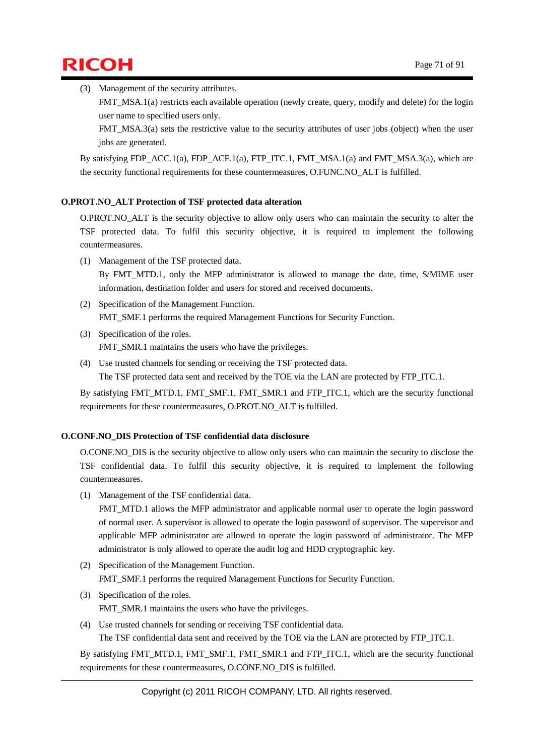(3) Management of the security attributes.
    FMT_MSA.1(a) restricts each available operation (newly create, query, modify and delete) for the login user name to specified users only.
    FMT_MSA.3(a) sets the restrictive value to the security attributes of user jobs (object) when the user jobs are generated.

By satisfying FDP_ACC.1(a), FDP_ACF.1(a), FTP_ITC.1, FMT_MSA.1(a) and FMT_MSA.3(a), which are the security functional requirements for these countermeasures, O.FUNC.NO_ALT is fulfilled.

**O.PROT.NO_ALT Protection of TSF protected data alteration**

O.PROT.NO_ALT is the security objective to allow only users who can maintain the security to alter the TSF protected data. To fulfil this security objective, it is required to implement the following countermeasures.

(1) Management of the TSF protected data.
    By FMT_MTD.1, only the MFP administrator is allowed to manage the date, time, S/MIME user information, destination folder and users for stored and received documents.

(2) Specification of the Management Function.
    FMT_SMF.1 performs the required Management Functions for Security Function.

(3) Specification of the roles.
    FMT_SMR.1 maintains the users who have the privileges.

(4) Use trusted channels for sending or receiving the TSF protected data.
    The TSF protected data sent and received by the TOE via the LAN are protected by FTP_ITC.1.

By satisfying FMT_MTD.1, FMT_SMF.1, FMT_SMR.1 and FTP_ITC.1, which are the security functional requirements for these countermeasures, O.PROT.NO_ALT is fulfilled.

**O.CONF.NO_DIS Protection of TSF confidential data disclosure**

O.CONF.NO_DIS is the security objective to allow only users who can maintain the security to disclose the TSF confidential data. To fulfil this security objective, it is required to implement the following countermeasures.

(1) Management of the TSF confidential data.
    FMT_MTD.1 allows the MFP administrator and applicable normal user to operate the login password of normal user. A supervisor is allowed to operate the login password of supervisor. The supervisor and applicable MFP administrator are allowed to operate the login password of administrator. The MFP administrator is only allowed to operate the audit log and HDD cryptographic key.

(2) Specification of the Management Function.
    FMT_SMF.1 performs the required Management Functions for Security Function.

(3) Specification of the roles.
    FMT_SMR.1 maintains the users who have the privileges.

(4) Use trusted channels for sending or receiving TSF confidential data.
    The TSF confidential data sent and received by the TOE via the LAN are protected by FTP_ITC.1.

By satisfying FMT_MTD.1, FMT_SMF.1, FMT_SMR.1 and FTP_ITC.1, which are the security functional requirements for these countermeasures, O.CONF.NO_DIS is fulfilled.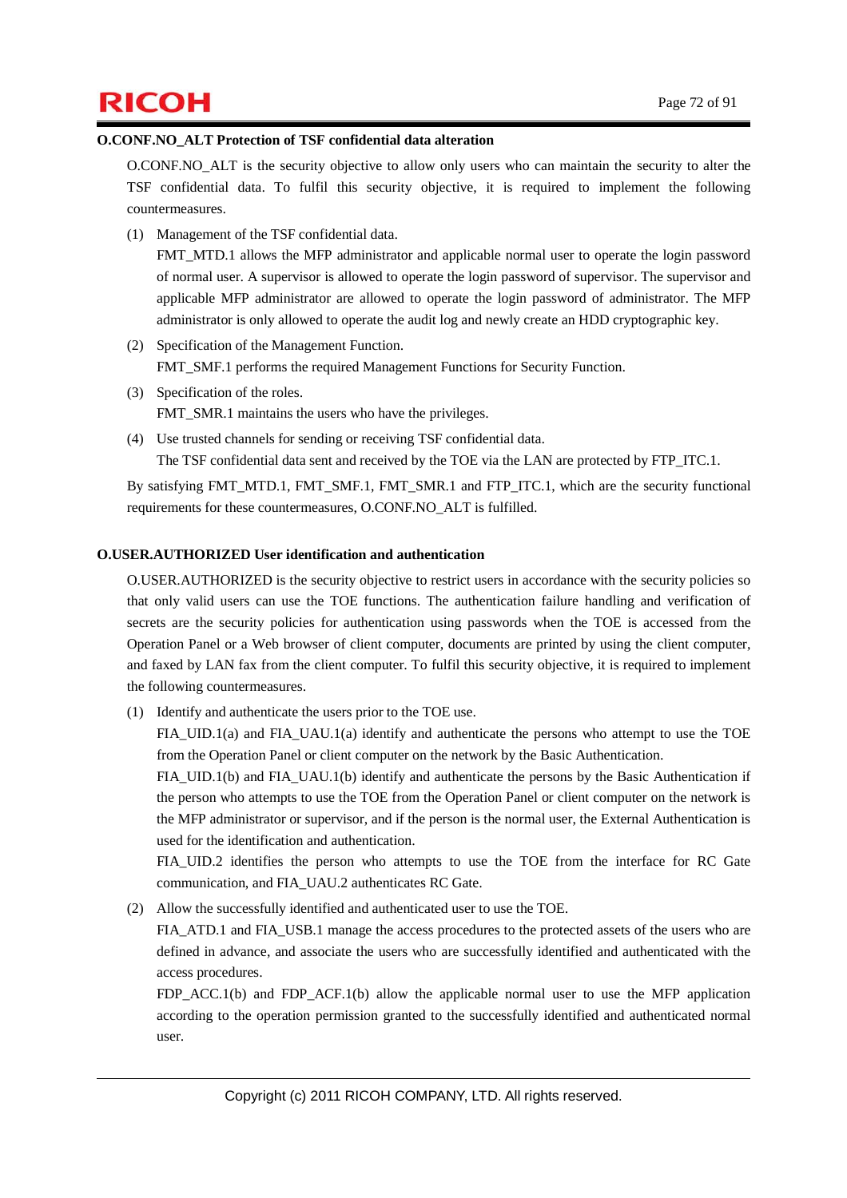**O.CONF.NO_ALT Protection of TSF confidential data alteration**

O.CONF.NO_ALT is the security objective to allow only users who can maintain the security to alter the TSF confidential data. To fulfil this security objective, it is required to implement the following countermeasures.

(1) Management of the TSF confidential data.
FMT_MTD.1 allows the MFP administrator and applicable normal user to operate the login password of normal user. A supervisor is allowed to operate the login password of supervisor. The supervisor and applicable MFP administrator are allowed to operate the login password of administrator. The MFP administrator is only allowed to operate the audit log and newly create an HDD cryptographic key.

(2) Specification of the Management Function.
FMT_SMF.1 performs the required Management Functions for Security Function.

(3) Specification of the roles.
FMT_SMR.1 maintains the users who have the privileges.

(4) Use trusted channels for sending or receiving TSF confidential data.
The TSF confidential data sent and received by the TOE via the LAN are protected by FTP_ITC.1.

By satisfying FMT_MTD.1, FMT_SMF.1, FMT_SMR.1 and FTP_ITC.1, which are the security functional requirements for these countermeasures, O.CONF.NO_ALT is fulfilled.

**O.USER.AUTHORIZED User identification and authentication**

O.USER.AUTHORIZED is the security objective to restrict users in accordance with the security policies so that only valid users can use the TOE functions. The authentication failure handling and verification of secrets are the security policies for authentication using passwords when the TOE is accessed from the Operation Panel or a Web browser of client computer, documents are printed by using the client computer, and faxed by LAN fax from the client computer. To fulfil this security objective, it is required to implement the following countermeasures.

(1) Identify and authenticate the users prior to the TOE use.
FIA_UID.1(a) and FIA_UAU.1(a) identify and authenticate the persons who attempt to use the TOE from the Operation Panel or client computer on the network by the Basic Authentication.
FIA_UID.1(b) and FIA_UAU.1(b) identify and authenticate the persons by the Basic Authentication if the person who attempts to use the TOE from the Operation Panel or client computer on the network is the MFP administrator or supervisor, and if the person is the normal user, the External Authentication is used for the identification and authentication.
FIA_UID.2 identifies the person who attempts to use the TOE from the interface for RC Gate communication, and FIA_UAU.2 authenticates RC Gate.

(2) Allow the successfully identified and authenticated user to use the TOE.
FIA_ATD.1 and FIA_USB.1 manage the access procedures to the protected assets of the users who are defined in advance, and associate the users who are successfully identified and authenticated with the access procedures.
FDP_ACC.1(b) and FDP_ACF.1(b) allow the applicable normal user to use the MFP application according to the operation permission granted to the successfully identified and authenticated normal user.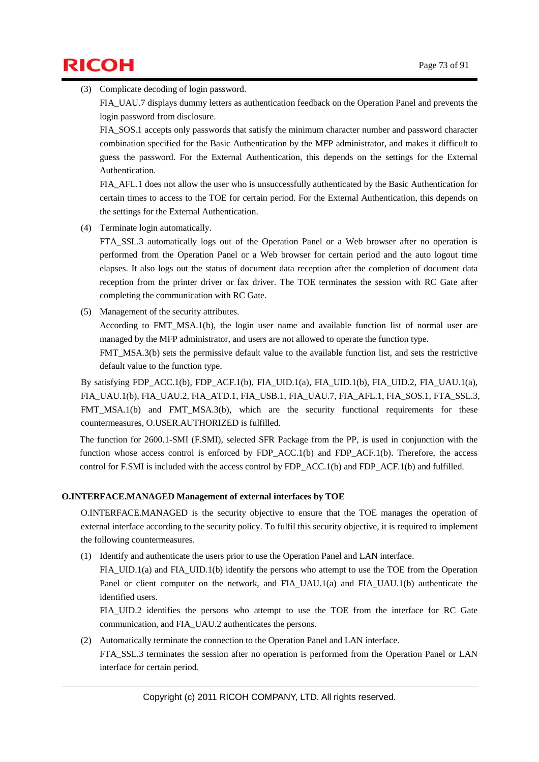(3) Complicate decoding of login password.

FIA_UAU.7 displays dummy letters as authentication feedback on the Operation Panel and prevents the login password from disclosure.

FIA_SOS.1 accepts only passwords that satisfy the minimum character number and password character combination specified for the Basic Authentication by the MFP administrator, and makes it difficult to guess the password. For the External Authentication, this depends on the settings for the External Authentication.

FIA_AFL.1 does not allow the user who is unsuccessfully authenticated by the Basic Authentication for certain times to access to the TOE for certain period. For the External Authentication, this depends on the settings for the External Authentication.

(4) Terminate login automatically.

FTA_SSL.3 automatically logs out of the Operation Panel or a Web browser after no operation is performed from the Operation Panel or a Web browser for certain period and the auto logout time elapses. It also logs out the status of document data reception after the completion of document data reception from the printer driver or fax driver. The TOE terminates the session with RC Gate after completing the communication with RC Gate.

(5) Management of the security attributes.

According to FMT_MSA.1(b), the login user name and available function list of normal user are managed by the MFP administrator, and users are not allowed to operate the function type.

FMT_MSA.3(b) sets the permissive default value to the available function list, and sets the restrictive default value to the function type.

By satisfying FDP_ACC.1(b), FDP_ACF.1(b), FIA_UID.1(a), FIA_UID.1(b), FIA_UID.2, FIA_UAU.1(a), FIA_UAU.1(b), FIA_UAU.2, FIA_ATD.1, FIA_USB.1, FIA_UAU.7, FIA_AFL.1, FIA_SOS.1, FTA_SSL.3, FMT_MSA.1(b) and FMT_MSA.3(b), which are the security functional requirements for these countermeasures, O.USER.AUTHORIZED is fulfilled.

The function for 2600.1-SMI (F.SMI), selected SFR Package from the PP, is used in conjunction with the function whose access control is enforced by FDP_ACC.1(b) and FDP_ACF.1(b). Therefore, the access control for F.SMI is included with the access control by FDP_ACC.1(b) and FDP_ACF.1(b) and fulfilled.

**O.INTERFACE.MANAGED Management of external interfaces by TOE**

O.INTERFACE.MANAGED is the security objective to ensure that the TOE manages the operation of external interface according to the security policy. To fulfil this security objective, it is required to implement the following countermeasures.

(1) Identify and authenticate the users prior to use the Operation Panel and LAN interface.

FIA_UID.1(a) and FIA_UID.1(b) identify the persons who attempt to use the TOE from the Operation Panel or client computer on the network, and FIA_UAU.1(a) and FIA_UAU.1(b) authenticate the identified users.

FIA_UID.2 identifies the persons who attempt to use the TOE from the interface for RC Gate communication, and FIA_UAU.2 authenticates the persons.

(2) Automatically terminate the connection to the Operation Panel and LAN interface.

FTA_SSL.3 terminates the session after no operation is performed from the Operation Panel or LAN interface for certain period.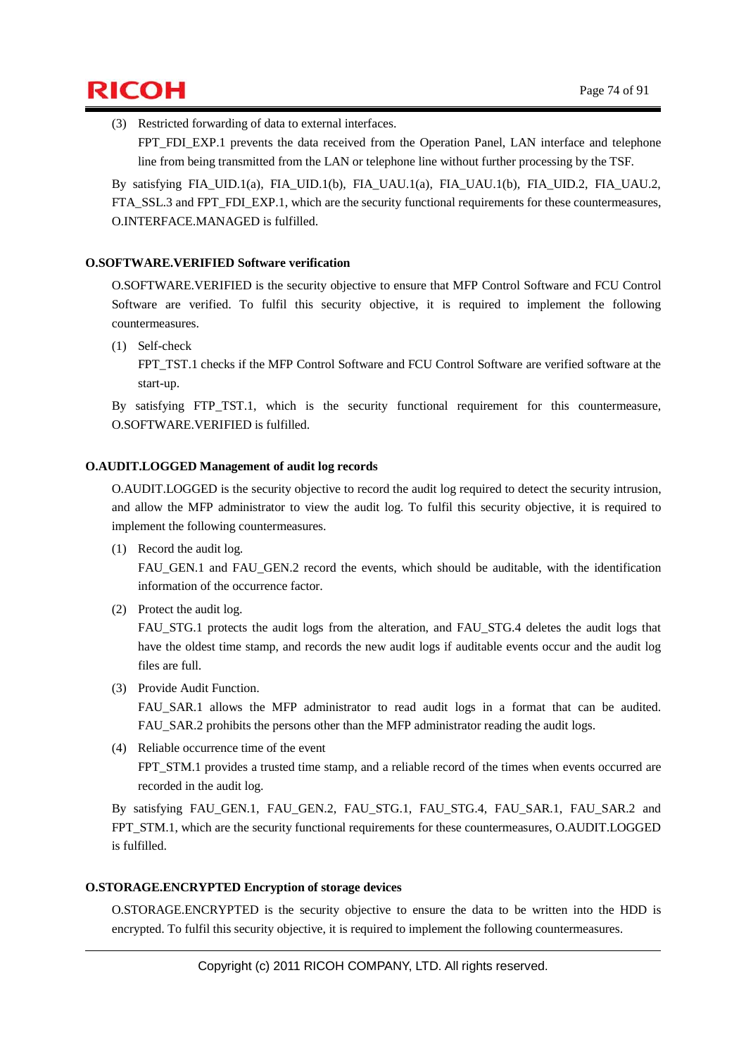(3) Restricted forwarding of data to external interfaces.
   FPT_FDI_EXP.1 prevents the data received from the Operation Panel, LAN interface and telephone line from being transmitted from the LAN or telephone line without further processing by the TSF.

By satisfying FIA_UID.1(a), FIA_UID.1(b), FIA_UAU.1(a), FIA_UAU.1(b), FIA_UID.2, FIA_UAU.2, FTA_SSL.3 and FPT_FDI_EXP.1, which are the security functional requirements for these countermeasures, O.INTERFACE.MANAGED is fulfilled.

**O.SOFTWARE.VERIFIED Software verification**

O.SOFTWARE.VERIFIED is the security objective to ensure that MFP Control Software and FCU Control Software are verified. To fulfil this security objective, it is required to implement the following countermeasures.

(1) Self-check
   FPT_TST.1 checks if the MFP Control Software and FCU Control Software are verified software at the start-up.

By satisfying FTP_TST.1, which is the security functional requirement for this countermeasure, O.SOFTWARE.VERIFIED is fulfilled.

**O.AUDIT.LOGGED Management of audit log records**

O.AUDIT.LOGGED is the security objective to record the audit log required to detect the security intrusion, and allow the MFP administrator to view the audit log. To fulfil this security objective, it is required to implement the following countermeasures.

(1) Record the audit log.
   FAU_GEN.1 and FAU_GEN.2 record the events, which should be auditable, with the identification information of the occurrence factor.

(2) Protect the audit log.
   FAU_STG.1 protects the audit logs from the alteration, and FAU_STG.4 deletes the audit logs that have the oldest time stamp, and records the new audit logs if auditable events occur and the audit log files are full.

(3) Provide Audit Function.
   FAU_SAR.1 allows the MFP administrator to read audit logs in a format that can be audited. FAU_SAR.2 prohibits the persons other than the MFP administrator reading the audit logs.

(4) Reliable occurrence time of the event
   FPT_STM.1 provides a trusted time stamp, and a reliable record of the times when events occurred are recorded in the audit log.

By satisfying FAU_GEN.1, FAU_GEN.2, FAU_STG.1, FAU_STG.4, FAU_SAR.1, FAU_SAR.2 and FPT_STM.1, which are the security functional requirements for these countermeasures, O.AUDIT.LOGGED is fulfilled.

**O.STORAGE.ENCRYPTED Encryption of storage devices**

O.STORAGE.ENCRYPTED is the security objective to ensure the data to be written into the HDD is encrypted. To fulfil this security objective, it is required to implement the following countermeasures.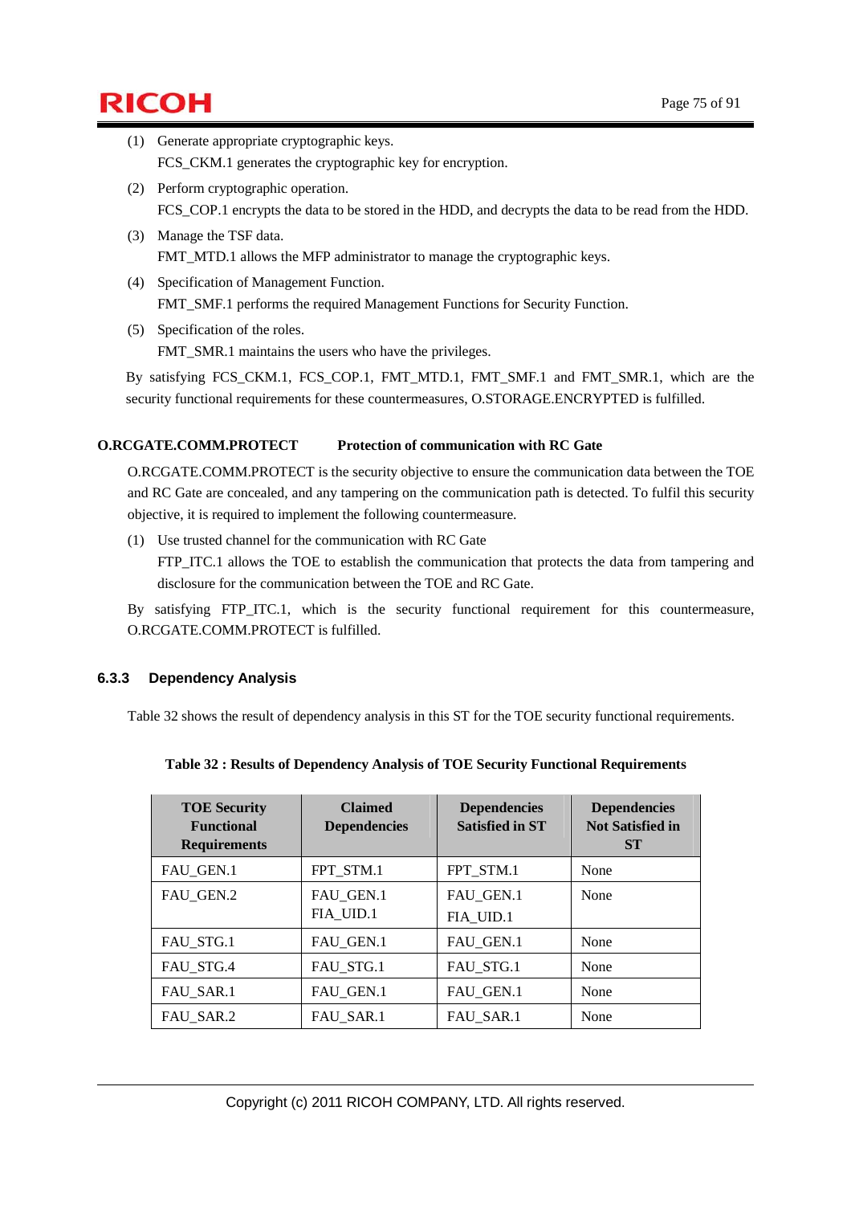(1) Generate appropriate cryptographic keys.
   FCS_CKM.1 generates the cryptographic key for encryption.

(2) Perform cryptographic operation.
   FCS_COP.1 encrypts the data to be stored in the HDD, and decrypts the data to be read from the HDD.

(3) Manage the TSF data.
   FMT_MTD.1 allows the MFP administrator to manage the cryptographic keys.

(4) Specification of Management Function.
   FMT_SMF.1 performs the required Management Functions for Security Function.

(5) Specification of the roles.
   FMT_SMR.1 maintains the users who have the privileges.

By satisfying FCS_CKM.1, FCS_COP.1, FMT_MTD.1, FMT_SMF.1 and FMT_SMR.1, which are the security functional requirements for these countermeasures, O.STORAGE.ENCRYPTED is fulfilled.

**O.RCGATE.COMM.PROTECT Protection of communication with RC Gate**

O.RCGATE.COMM.PROTECT is the security objective to ensure the communication data between the TOE and RC Gate are concealed, and any tampering on the communication path is detected. To fulfil this security objective, it is required to implement the following countermeasure.

(1) Use trusted channel for the communication with RC Gate
   FTP_ITC.1 allows the TOE to establish the communication that protects the data from tampering and disclosure for the communication between the TOE and RC Gate.

By satisfying FTP_ITC.1, which is the security functional requirement for this countermeasure, O.RCGATE.COMM.PROTECT is fulfilled.

### 6.3.3 Dependency Analysis

Table 32 shows the result of dependency analysis in this ST for the TOE security functional requirements.

**Table 32 : Results of Dependency Analysis of TOE Security Functional Requirements**

| TOE Security Functional Requirements | Claimed Dependencies | Dependencies Satisfied in ST | Dependencies Not Satisfied in ST |
|---|---|---|---|
| FAU_GEN.1 | FPT_STM.1 | FPT_STM.1 | None |
| FAU_GEN.2 | FAU_GEN.1<br>FIA_UID.1 | FAU_GEN.1<br>FIA_UID.1 | None |
| FAU_STG.1 | FAU_GEN.1 | FAU_GEN.1 | None |
| FAU_STG.4 | FAU_STG.1 | FAU_STG.1 | None |
| FAU_SAR.1 | FAU_GEN.1 | FAU_GEN.1 | None |
| FAU_SAR.2 | FAU_SAR.1 | FAU_SAR.1 | None |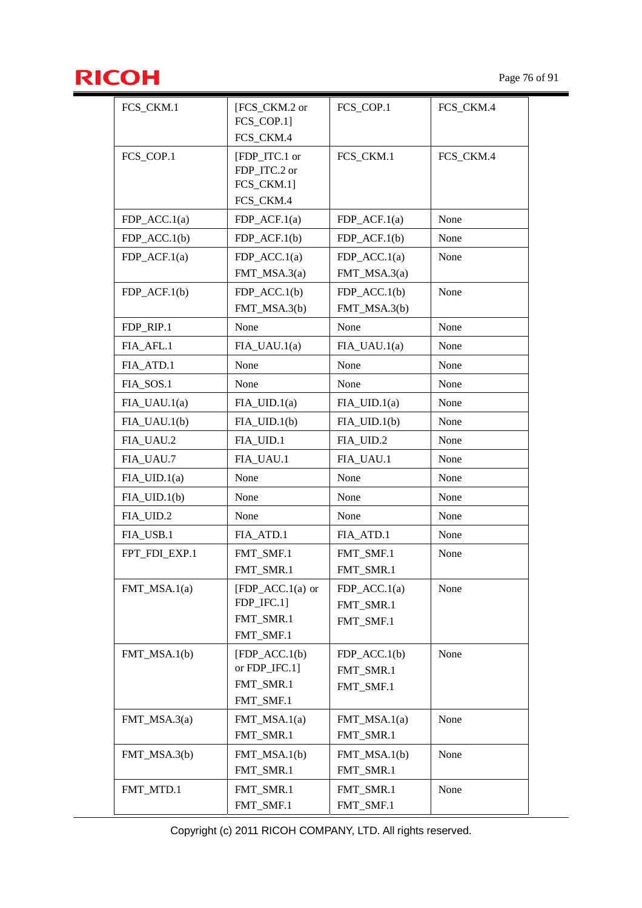| FCS_CKM.1 | [FCS_CKM.2 or FCS_COP.1] FCS_CKM.4 | FCS_COP.1 | FCS_CKM.4 |
|---|---|---|---|
| FCS_COP.1 | [FDP_ITC.1 or FDP_ITC.2 or FCS_CKM.1] FCS_CKM.4 | FCS_CKM.1 | FCS_CKM.4 |
| FDP_ACC.1(a) | FDP_ACF.1(a) | FDP_ACF.1(a) | None |
| FDP_ACC.1(b) | FDP_ACF.1(b) | FDP_ACF.1(b) | None |
| FDP_ACF.1(a) | FDP_ACC.1(a) FMT_MSA.3(a) | FDP_ACC.1(a) FMT_MSA.3(a) | None |
| FDP_ACF.1(b) | FDP_ACC.1(b) FMT_MSA.3(b) | FDP_ACC.1(b) FMT_MSA.3(b) | None |
| FDP_RIP.1 | None | None | None |
| FIA_AFL.1 | FIA_UAU.1(a) | FIA_UAU.1(a) | None |
| FIA_ATD.1 | None | None | None |
| FIA_SOS.1 | None | None | None |
| FIA_UAU.1(a) | FIA_UID.1(a) | FIA_UID.1(a) | None |
| FIA_UAU.1(b) | FIA_UID.1(b) | FIA_UID.1(b) | None |
| FIA_UAU.2 | FIA_UID.1 | FIA_UID.2 | None |
| FIA_UAU.7 | FIA_UAU.1 | FIA_UAU.1 | None |
| FIA_UID.1(a) | None | None | None |
| FIA_UID.1(b) | None | None | None |
| FIA_UID.2 | None | None | None |
| FIA_USB.1 | FIA_ATD.1 | FIA_ATD.1 | None |
| FPT_FDI_EXP.1 | FMT_SMF.1 FMT_SMR.1 | FMT_SMF.1 FMT_SMR.1 | None |
| FMT_MSA.1(a) | [FDP_ACC.1(a) or FDP_IFC.1] FMT_SMR.1 FMT_SMF.1 | FDP_ACC.1(a) FMT_SMR.1 FMT_SMF.1 | None |
| FMT_MSA.1(b) | [FDP_ACC.1(b) or FDP_IFC.1] FMT_SMR.1 FMT_SMF.1 | FDP_ACC.1(b) FMT_SMR.1 FMT_SMF.1 | None |
| FMT_MSA.3(a) | FMT_MSA.1(a) FMT_SMR.1 | FMT_MSA.1(a) FMT_SMR.1 | None |
| FMT_MSA.3(b) | FMT_MSA.1(b) FMT_SMR.1 | FMT_MSA.1(b) FMT_SMR.1 | None |
| FMT_MTD.1 | FMT_SMR.1 FMT_SMF.1 | FMT_SMR.1 FMT_SMF.1 | None |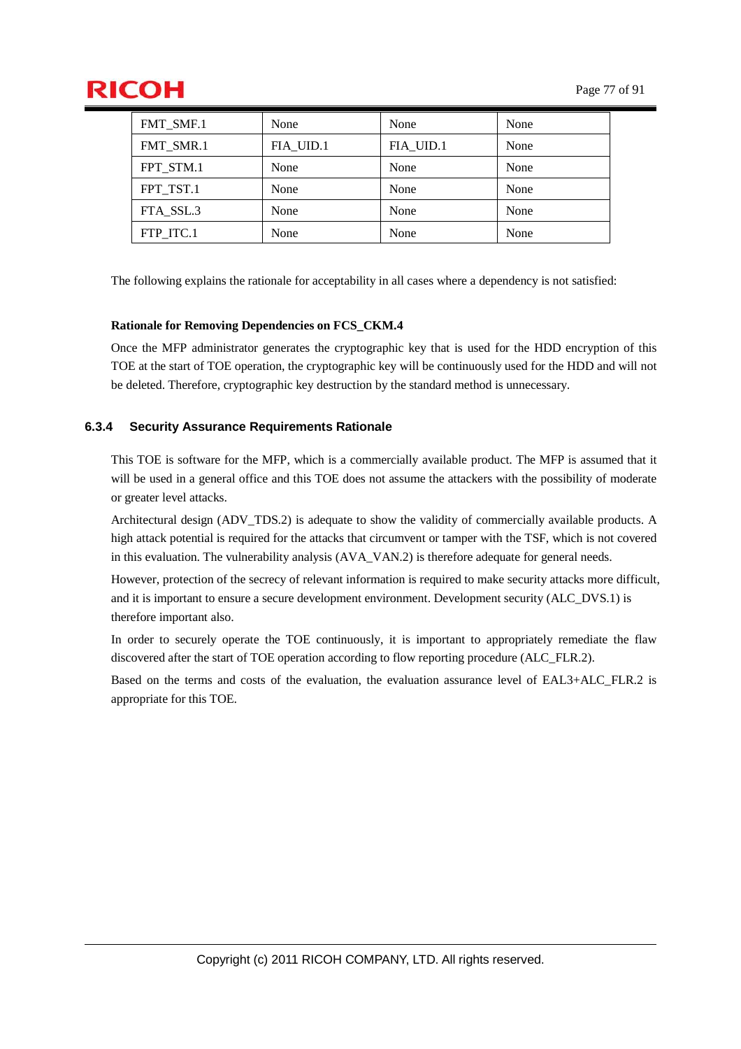| FMT_SMF.1 | None | None | None |
|---|---|---|---|
| FMT_SMR.1 | FIA_UID.1 | FIA_UID.1 | None |
| FPT_STM.1 | None | None | None |
| FPT_TST.1 | None | None | None |
| FTA_SSL.3 | None | None | None |
| FTP_ITC.1 | None | None | None |

The following explains the rationale for acceptability in all cases where a dependency is not satisfied:

**Rationale for Removing Dependencies on FCS_CKM.4**

Once the MFP administrator generates the cryptographic key that is used for the HDD encryption of this TOE at the start of TOE operation, the cryptographic key will be continuously used for the HDD and will not be deleted. Therefore, cryptographic key destruction by the standard method is unnecessary.

### 6.3.4 Security Assurance Requirements Rationale

This TOE is software for the MFP, which is a commercially available product. The MFP is assumed that it will be used in a general office and this TOE does not assume the attackers with the possibility of moderate or greater level attacks.

Architectural design (ADV_TDS.2) is adequate to show the validity of commercially available products. A high attack potential is required for the attacks that circumvent or tamper with the TSF, which is not covered in this evaluation. The vulnerability analysis (AVA_VAN.2) is therefore adequate for general needs.

However, protection of the secrecy of relevant information is required to make security attacks more difficult, and it is important to ensure a secure development environment. Development security (ALC_DVS.1) is therefore important also.

In order to securely operate the TOE continuously, it is important to appropriately remediate the flaw discovered after the start of TOE operation according to flow reporting procedure (ALC_FLR.2).

Based on the terms and costs of the evaluation, the evaluation assurance level of EAL3+ALC_FLR.2 is appropriate for this TOE.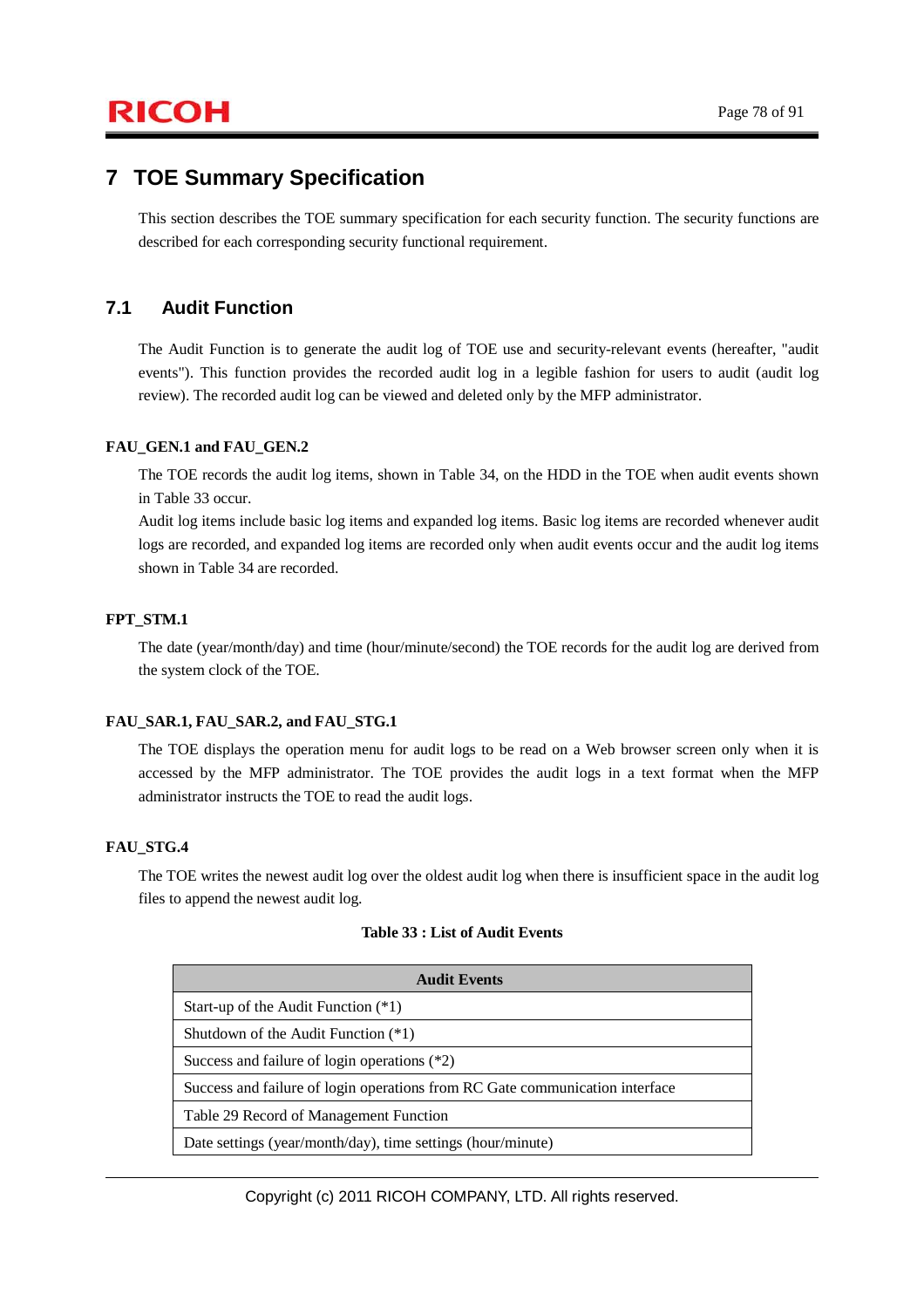# 7 TOE Summary Specification

This section describes the TOE summary specification for each security function. The security functions are described for each corresponding security functional requirement.

## 7.1 Audit Function

The Audit Function is to generate the audit log of TOE use and security-relevant events (hereafter, "audit events"). This function provides the recorded audit log in a legible fashion for users to audit (audit log review). The recorded audit log can be viewed and deleted only by the MFP administrator.

**FAU_GEN.1 and FAU_GEN.2**

The TOE records the audit log items, shown in Table 34, on the HDD in the TOE when audit events shown in Table 33 occur.

Audit log items include basic log items and expanded log items. Basic log items are recorded whenever audit logs are recorded, and expanded log items are recorded only when audit events occur and the audit log items shown in Table 34 are recorded.

**FPT_STM.1**

The date (year/month/day) and time (hour/minute/second) the TOE records for the audit log are derived from the system clock of the TOE.

**FAU_SAR.1, FAU_SAR.2, and FAU_STG.1**

The TOE displays the operation menu for audit logs to be read on a Web browser screen only when it is accessed by the MFP administrator. The TOE provides the audit logs in a text format when the MFP administrator instructs the TOE to read the audit logs.

**FAU_STG.4**

The TOE writes the newest audit log over the oldest audit log when there is insufficient space in the audit log files to append the newest audit log.

**Table 33 : List of Audit Events**

| Audit Events |
|---|
| Start-up of the Audit Function (*1) |
| Shutdown of the Audit Function (*1) |
| Success and failure of login operations (*2) |
| Success and failure of login operations from RC Gate communication interface |
| Table 29 Record of Management Function |
| Date settings (year/month/day), time settings (hour/minute) |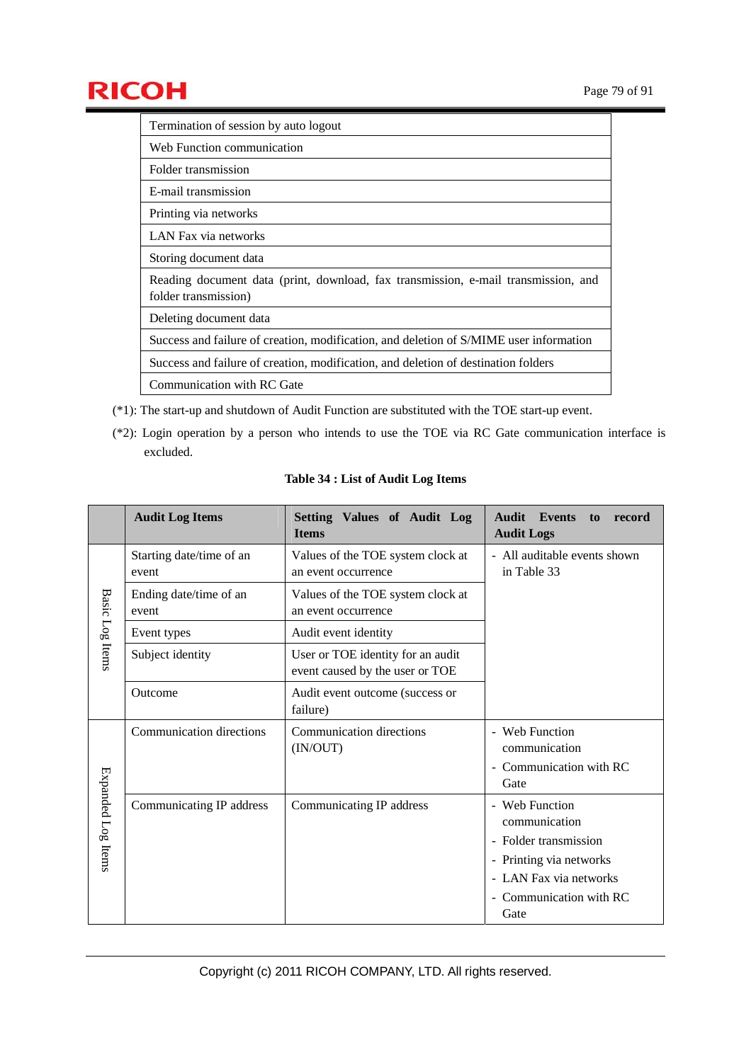| |
|---|
| Termination of session by auto logout |
| Web Function communication |
| Folder transmission |
| E-mail transmission |
| Printing via networks |
| LAN Fax via networks |
| Storing document data |
| Reading document data (print, download, fax transmission, e-mail transmission, and folder transmission) |
| Deleting document data |
| Success and failure of creation, modification, and deletion of S/MIME user information |
| Success and failure of creation, modification, and deletion of destination folders |
| Communication with RC Gate |

(*1): The start-up and shutdown of Audit Function are substituted with the TOE start-up event.

(*2): Login operation by a person who intends to use the TOE via RC Gate communication interface is excluded.

**Table 34 : List of Audit Log Items**

| | Audit Log Items | Setting Values of Audit Log Items | Audit Events to record Audit Logs |
|---|---|---|---|
| Basic Log Items | Starting date/time of an event | Values of the TOE system clock at an event occurrence | - All auditable events shown in Table 33 |
| | Ending date/time of an event | Values of the TOE system clock at an event occurrence | |
| | Event types | Audit event identity | |
| | Subject identity | User or TOE identity for an audit event caused by the user or TOE | |
| | Outcome | Audit event outcome (success or failure) | |
| Expanded Log Items | Communication directions | Communication directions (IN/OUT) | - Web Function communication<br>- Communication with RC Gate |
| | Communicating IP address | Communicating IP address | - Web Function communication<br>- Folder transmission<br>- Printing via networks<br>- LAN Fax via networks<br>- Communication with RC Gate |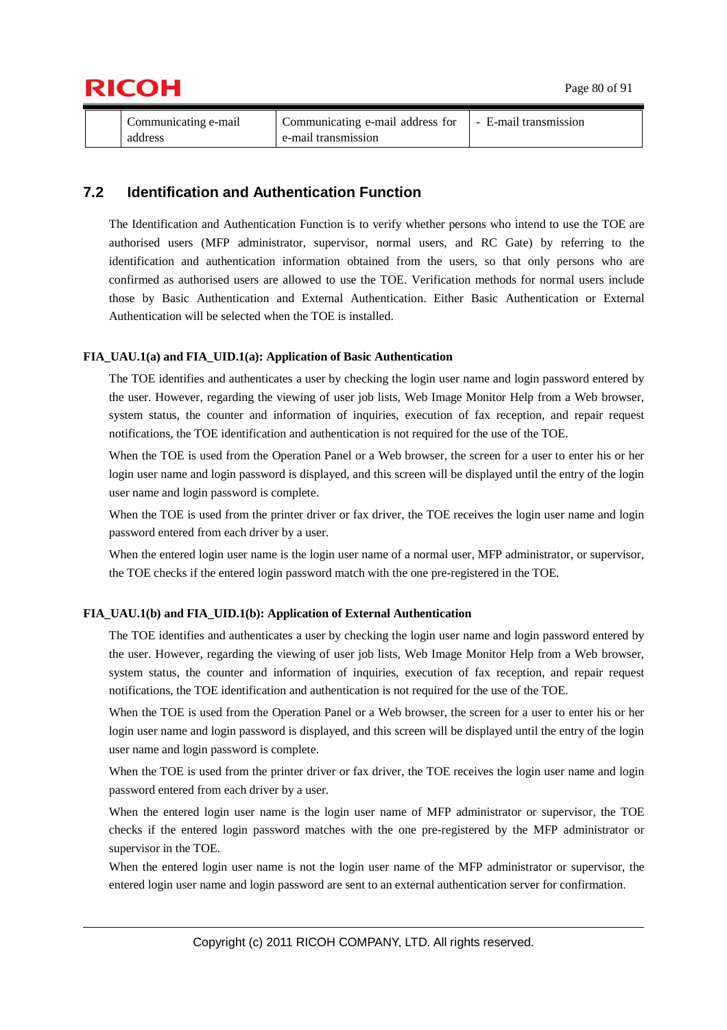|  | Communicating e-mail address | Communicating e-mail address for e-mail transmission | - E-mail transmission |
|---|---|---|---|

## 7.2 Identification and Authentication Function

The Identification and Authentication Function is to verify whether persons who intend to use the TOE are authorised users (MFP administrator, supervisor, normal users, and RC Gate) by referring to the identification and authentication information obtained from the users, so that only persons who are confirmed as authorised users are allowed to use the TOE. Verification methods for normal users include those by Basic Authentication and External Authentication. Either Basic Authentication or External Authentication will be selected when the TOE is installed.

**FIA_UAU.1(a) and FIA_UID.1(a): Application of Basic Authentication**

The TOE identifies and authenticates a user by checking the login user name and login password entered by the user. However, regarding the viewing of user job lists, Web Image Monitor Help from a Web browser, system status, the counter and information of inquiries, execution of fax reception, and repair request notifications, the TOE identification and authentication is not required for the use of the TOE.

When the TOE is used from the Operation Panel or a Web browser, the screen for a user to enter his or her login user name and login password is displayed, and this screen will be displayed until the entry of the login user name and login password is complete.

When the TOE is used from the printer driver or fax driver, the TOE receives the login user name and login password entered from each driver by a user.

When the entered login user name is the login user name of a normal user, MFP administrator, or supervisor, the TOE checks if the entered login password match with the one pre-registered in the TOE.

**FIA_UAU.1(b) and FIA_UID.1(b): Application of External Authentication**

The TOE identifies and authenticates a user by checking the login user name and login password entered by the user. However, regarding the viewing of user job lists, Web Image Monitor Help from a Web browser, system status, the counter and information of inquiries, execution of fax reception, and repair request notifications, the TOE identification and authentication is not required for the use of the TOE.

When the TOE is used from the Operation Panel or a Web browser, the screen for a user to enter his or her login user name and login password is displayed, and this screen will be displayed until the entry of the login user name and login password is complete.

When the TOE is used from the printer driver or fax driver, the TOE receives the login user name and login password entered from each driver by a user.

When the entered login user name is the login user name of MFP administrator or supervisor, the TOE checks if the entered login password matches with the one pre-registered by the MFP administrator or supervisor in the TOE.

When the entered login user name is not the login user name of the MFP administrator or supervisor, the entered login user name and login password are sent to an external authentication server for confirmation.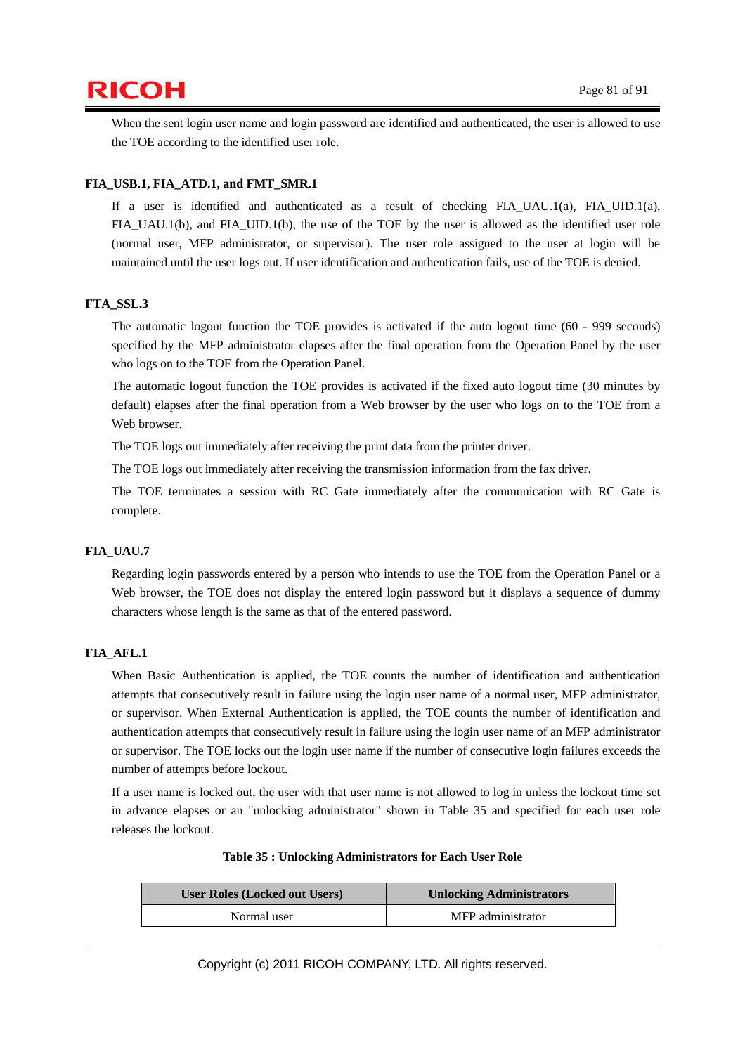When the sent login user name and login password are identified and authenticated, the user is allowed to use the TOE according to the identified user role.

**FIA_USB.1, FIA_ATD.1, and FMT_SMR.1**

If a user is identified and authenticated as a result of checking FIA_UAU.1(a), FIA_UID.1(a), FIA_UAU.1(b), and FIA_UID.1(b), the use of the TOE by the user is allowed as the identified user role (normal user, MFP administrator, or supervisor). The user role assigned to the user at login will be maintained until the user logs out. If user identification and authentication fails, use of the TOE is denied.

**FTA_SSL.3**

The automatic logout function the TOE provides is activated if the auto logout time (60 - 999 seconds) specified by the MFP administrator elapses after the final operation from the Operation Panel by the user who logs on to the TOE from the Operation Panel.

The automatic logout function the TOE provides is activated if the fixed auto logout time (30 minutes by default) elapses after the final operation from a Web browser by the user who logs on to the TOE from a Web browser.

The TOE logs out immediately after receiving the print data from the printer driver.

The TOE logs out immediately after receiving the transmission information from the fax driver.

The TOE terminates a session with RC Gate immediately after the communication with RC Gate is complete.

**FIA_UAU.7**

Regarding login passwords entered by a person who intends to use the TOE from the Operation Panel or a Web browser, the TOE does not display the entered login password but it displays a sequence of dummy characters whose length is the same as that of the entered password.

**FIA_AFL.1**

When Basic Authentication is applied, the TOE counts the number of identification and authentication attempts that consecutively result in failure using the login user name of a normal user, MFP administrator, or supervisor. When External Authentication is applied, the TOE counts the number of identification and authentication attempts that consecutively result in failure using the login user name of an MFP administrator or supervisor. The TOE locks out the login user name if the number of consecutive login failures exceeds the number of attempts before lockout.

If a user name is locked out, the user with that user name is not allowed to log in unless the lockout time set in advance elapses or an "unlocking administrator" shown in Table 35 and specified for each user role releases the lockout.

**Table 35 : Unlocking Administrators for Each User Role**

| User Roles (Locked out Users) | Unlocking Administrators |
|---|---|
| Normal user | MFP administrator |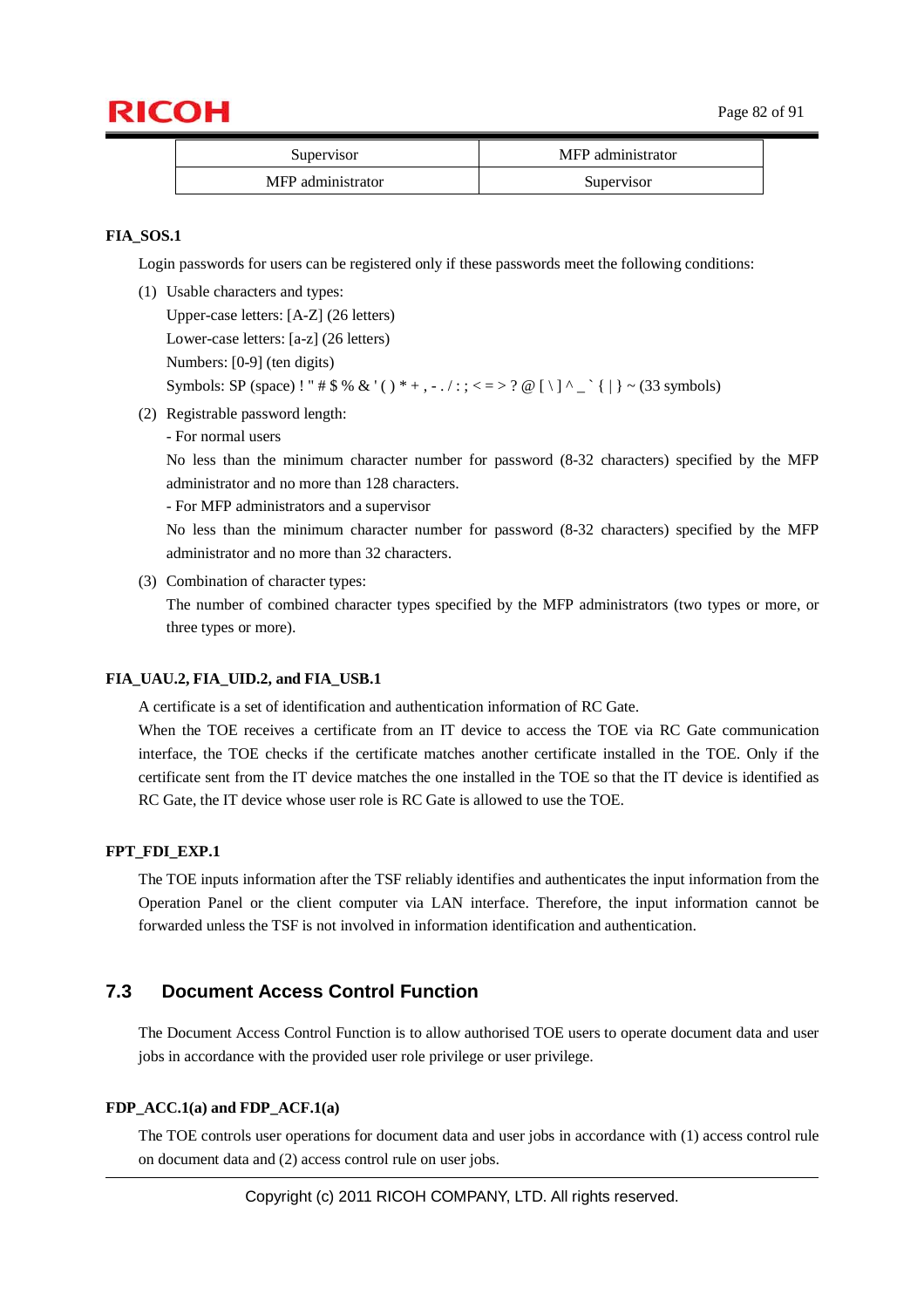| Supervisor | MFP administrator |
|---|---|
| MFP administrator | Supervisor |

**FIA_SOS.1**

Login passwords for users can be registered only if these passwords meet the following conditions:

(1) Usable characters and types:
Upper-case letters: [A-Z] (26 letters)
Lower-case letters: [a-z] (26 letters)
Numbers: [0-9] (ten digits)
Symbols: SP (space) ! " # $ % & ' ( ) * + , - . / : ; < = > ? @ [ \ ] ^ _ ` { | } ~ (33 symbols)

(2) Registrable password length:
- For normal users
No less than the minimum character number for password (8-32 characters) specified by the MFP administrator and no more than 128 characters.
- For MFP administrators and a supervisor
No less than the minimum character number for password (8-32 characters) specified by the MFP administrator and no more than 32 characters.

(3) Combination of character types:
The number of combined character types specified by the MFP administrators (two types or more, or three types or more).

**FIA_UAU.2, FIA_UID.2, and FIA_USB.1**

A certificate is a set of identification and authentication information of RC Gate.
When the TOE receives a certificate from an IT device to access the TOE via RC Gate communication interface, the TOE checks if the certificate matches another certificate installed in the TOE. Only if the certificate sent from the IT device matches the one installed in the TOE so that the IT device is identified as RC Gate, the IT device whose user role is RC Gate is allowed to use the TOE.

**FPT_FDI_EXP.1**

The TOE inputs information after the TSF reliably identifies and authenticates the input information from the Operation Panel or the client computer via LAN interface. Therefore, the input information cannot be forwarded unless the TSF is not involved in information identification and authentication.

## 7.3 Document Access Control Function

The Document Access Control Function is to allow authorised TOE users to operate document data and user jobs in accordance with the provided user role privilege or user privilege.

**FDP_ACC.1(a) and FDP_ACF.1(a)**

The TOE controls user operations for document data and user jobs in accordance with (1) access control rule on document data and (2) access control rule on user jobs.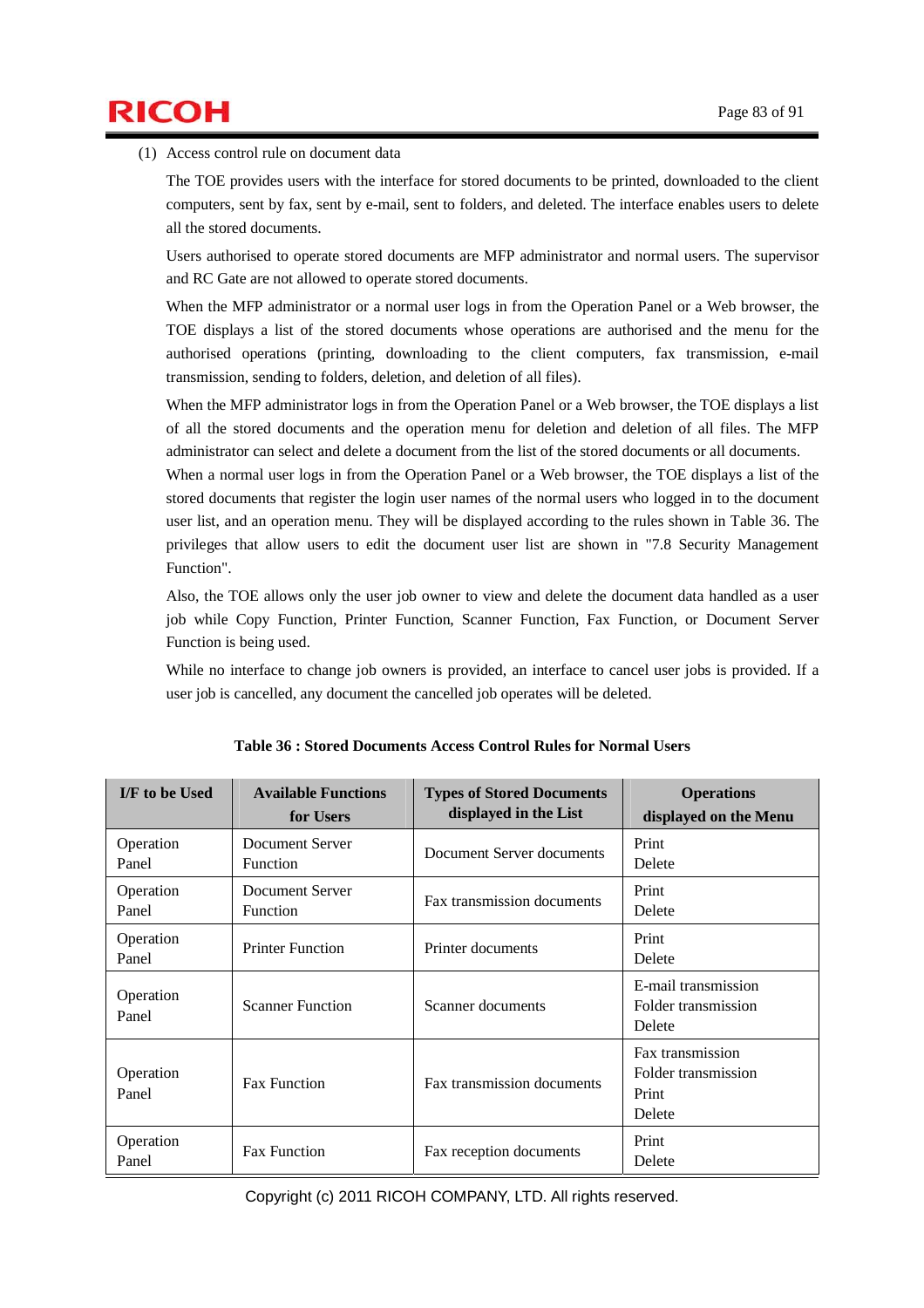(1) Access control rule on document data

The TOE provides users with the interface for stored documents to be printed, downloaded to the client computers, sent by fax, sent by e-mail, sent to folders, and deleted. The interface enables users to delete all the stored documents.

Users authorised to operate stored documents are MFP administrator and normal users. The supervisor and RC Gate are not allowed to operate stored documents.

When the MFP administrator or a normal user logs in from the Operation Panel or a Web browser, the TOE displays a list of the stored documents whose operations are authorised and the menu for the authorised operations (printing, downloading to the client computers, fax transmission, e-mail transmission, sending to folders, deletion, and deletion of all files).

When the MFP administrator logs in from the Operation Panel or a Web browser, the TOE displays a list of all the stored documents and the operation menu for deletion and deletion of all files. The MFP administrator can select and delete a document from the list of the stored documents or all documents. When a normal user logs in from the Operation Panel or a Web browser, the TOE displays a list of the stored documents that register the login user names of the normal users who logged in to the document user list, and an operation menu. They will be displayed according to the rules shown in Table 36. The privileges that allow users to edit the document user list are shown in "7.8 Security Management Function".

Also, the TOE allows only the user job owner to view and delete the document data handled as a user job while Copy Function, Printer Function, Scanner Function, Fax Function, or Document Server Function is being used.

While no interface to change job owners is provided, an interface to cancel user jobs is provided. If a user job is cancelled, any document the cancelled job operates will be deleted.

**Table 36 : Stored Documents Access Control Rules for Normal Users**

| I/F to be Used | Available Functions for Users | Types of Stored Documents displayed in the List | Operations displayed on the Menu |
|---|---|---|---|
| Operation Panel | Document Server Function | Document Server documents | Print<br>Delete |
| Operation Panel | Document Server Function | Fax transmission documents | Print<br>Delete |
| Operation Panel | Printer Function | Printer documents | Print<br>Delete |
| Operation Panel | Scanner Function | Scanner documents | E-mail transmission<br>Folder transmission<br>Delete |
| Operation Panel | Fax Function | Fax transmission documents | Fax transmission<br>Folder transmission<br>Print<br>Delete |
| Operation Panel | Fax Function | Fax reception documents | Print<br>Delete |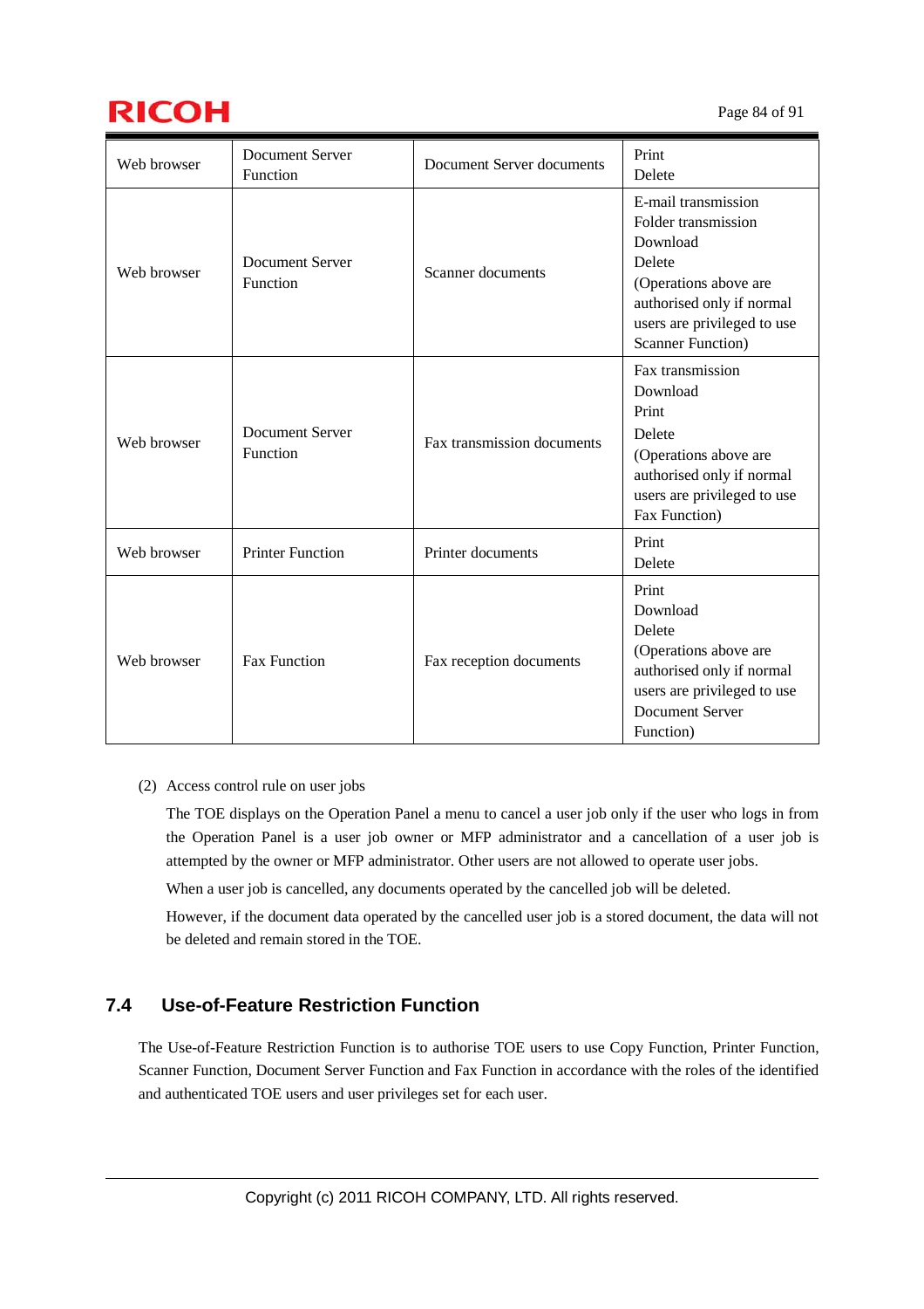| Web browser | Document Server Function | Document Server documents | Print<br>Delete |
|---|---|---|---|
| Web browser | Document Server Function | Scanner documents | E-mail transmission<br>Folder transmission<br>Download<br>Delete<br>(Operations above are authorised only if normal users are privileged to use Scanner Function) |
| Web browser | Document Server Function | Fax transmission documents | Fax transmission<br>Download<br>Print<br>Delete<br>(Operations above are authorised only if normal users are privileged to use Fax Function) |
| Web browser | Printer Function | Printer documents | Print<br>Delete |
| Web browser | Fax Function | Fax reception documents | Print<br>Download<br>Delete<br>(Operations above are authorised only if normal users are privileged to use Document Server Function) |

(2) Access control rule on user jobs

The TOE displays on the Operation Panel a menu to cancel a user job only if the user who logs in from the Operation Panel is a user job owner or MFP administrator and a cancellation of a user job is attempted by the owner or MFP administrator. Other users are not allowed to operate user jobs.

When a user job is cancelled, any documents operated by the cancelled job will be deleted.

However, if the document data operated by the cancelled user job is a stored document, the data will not be deleted and remain stored in the TOE.

## 7.4 Use-of-Feature Restriction Function

The Use-of-Feature Restriction Function is to authorise TOE users to use Copy Function, Printer Function, Scanner Function, Document Server Function and Fax Function in accordance with the roles of the identified and authenticated TOE users and user privileges set for each user.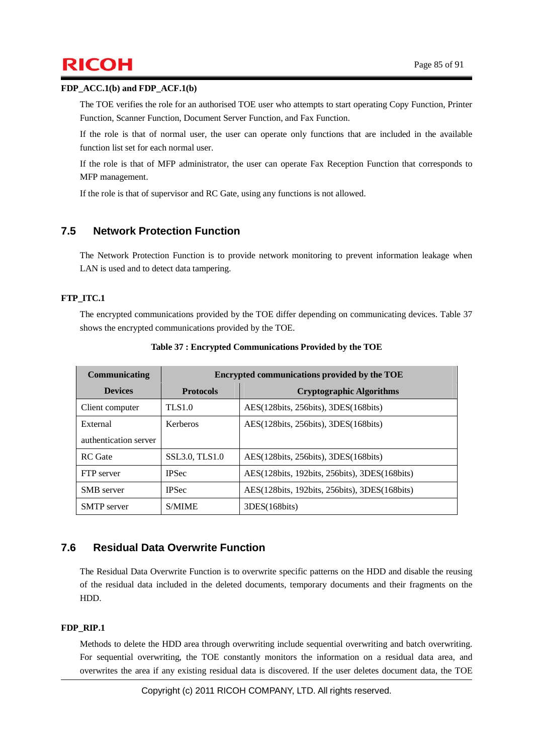**FDP_ACC.1(b) and FDP_ACF.1(b)**

The TOE verifies the role for an authorised TOE user who attempts to start operating Copy Function, Printer Function, Scanner Function, Document Server Function, and Fax Function.

If the role is that of normal user, the user can operate only functions that are included in the available function list set for each normal user.

If the role is that of MFP administrator, the user can operate Fax Reception Function that corresponds to MFP management.

If the role is that of supervisor and RC Gate, using any functions is not allowed.

## 7.5 Network Protection Function

The Network Protection Function is to provide network monitoring to prevent information leakage when LAN is used and to detect data tampering.

**FTP_ITC.1**

The encrypted communications provided by the TOE differ depending on communicating devices. Table 37 shows the encrypted communications provided by the TOE.

**Table 37 : Encrypted Communications Provided by the TOE**

| Communicating Devices | Encrypted communications provided by the TOE | |
|---|---|---|
| | Protocols | Cryptographic Algorithms |
| Client computer | TLS1.0 | AES(128bits, 256bits), 3DES(168bits) |
| External authentication server | Kerberos | AES(128bits, 256bits), 3DES(168bits) |
| RC Gate | SSL3.0, TLS1.0 | AES(128bits, 256bits), 3DES(168bits) |
| FTP server | IPSec | AES(128bits, 192bits, 256bits), 3DES(168bits) |
| SMB server | IPSec | AES(128bits, 192bits, 256bits), 3DES(168bits) |
| SMTP server | S/MIME | 3DES(168bits) |

## 7.6 Residual Data Overwrite Function

The Residual Data Overwrite Function is to overwrite specific patterns on the HDD and disable the reusing of the residual data included in the deleted documents, temporary documents and their fragments on the HDD.

**FDP_RIP.1**

Methods to delete the HDD area through overwriting include sequential overwriting and batch overwriting. For sequential overwriting, the TOE constantly monitors the information on a residual data area, and overwrites the area if any existing residual data is discovered. If the user deletes document data, the TOE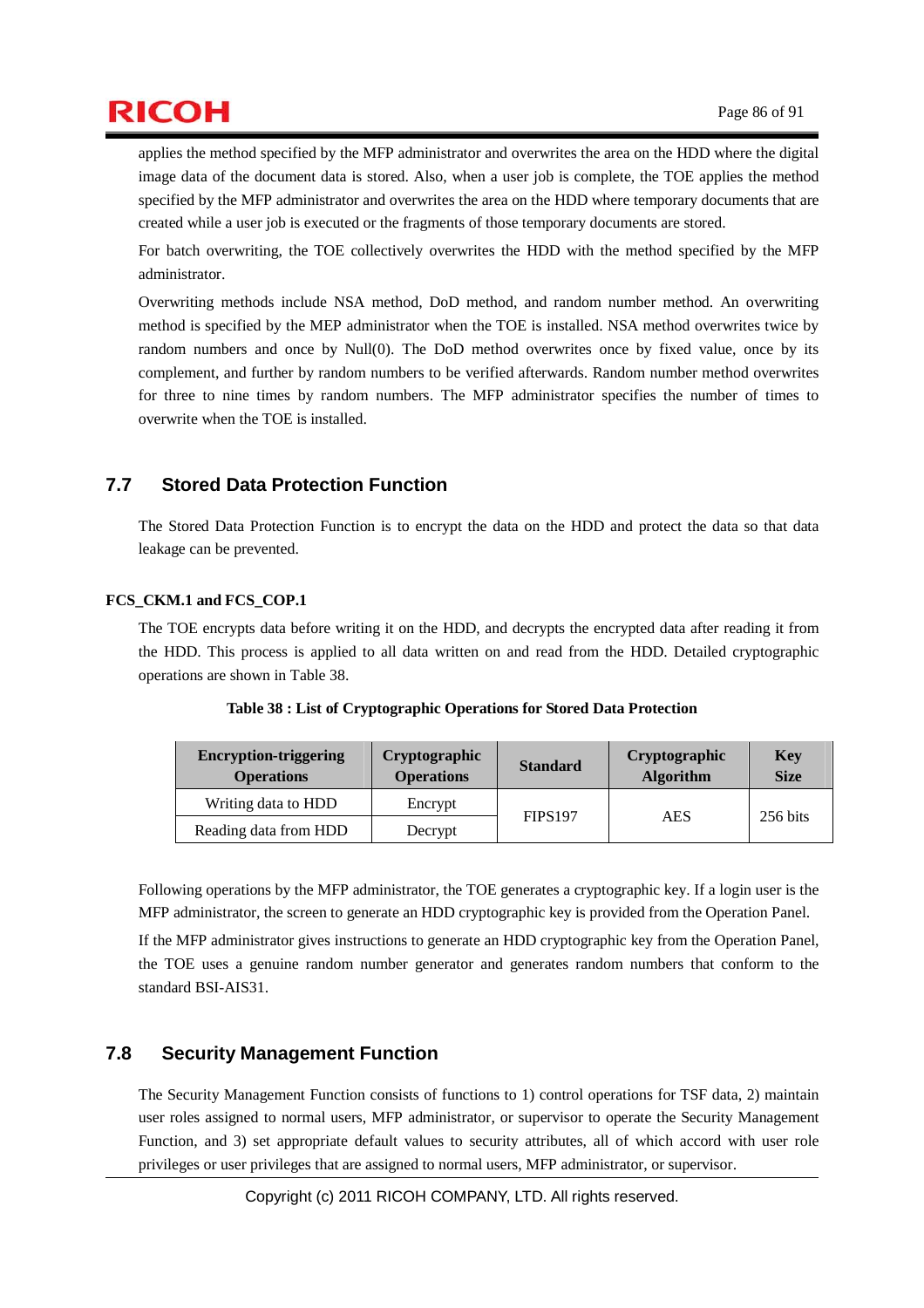applies the method specified by the MFP administrator and overwrites the area on the HDD where the digital image data of the document data is stored. Also, when a user job is complete, the TOE applies the method specified by the MFP administrator and overwrites the area on the HDD where temporary documents that are created while a user job is executed or the fragments of those temporary documents are stored.

For batch overwriting, the TOE collectively overwrites the HDD with the method specified by the MFP administrator.

Overwriting methods include NSA method, DoD method, and random number method. An overwriting method is specified by the MEP administrator when the TOE is installed. NSA method overwrites twice by random numbers and once by Null(0). The DoD method overwrites once by fixed value, once by its complement, and further by random numbers to be verified afterwards. Random number method overwrites for three to nine times by random numbers. The MFP administrator specifies the number of times to overwrite when the TOE is installed.

## 7.7 Stored Data Protection Function

The Stored Data Protection Function is to encrypt the data on the HDD and protect the data so that data leakage can be prevented.

**FCS_CKM.1 and FCS_COP.1**

The TOE encrypts data before writing it on the HDD, and decrypts the encrypted data after reading it from the HDD. This process is applied to all data written on and read from the HDD. Detailed cryptographic operations are shown in Table 38.

**Table 38 : List of Cryptographic Operations for Stored Data Protection**

| Encryption-triggering Operations | Cryptographic Operations | Standard | Cryptographic Algorithm | Key Size |
|---|---|---|---|---|
| Writing data to HDD | Encrypt | FIPS197 | AES | 256 bits |
| Reading data from HDD | Decrypt | | | |

Following operations by the MFP administrator, the TOE generates a cryptographic key. If a login user is the MFP administrator, the screen to generate an HDD cryptographic key is provided from the Operation Panel.

If the MFP administrator gives instructions to generate an HDD cryptographic key from the Operation Panel, the TOE uses a genuine random number generator and generates random numbers that conform to the standard BSI-AIS31.

## 7.8 Security Management Function

The Security Management Function consists of functions to 1) control operations for TSF data, 2) maintain user roles assigned to normal users, MFP administrator, or supervisor to operate the Security Management Function, and 3) set appropriate default values to security attributes, all of which accord with user role privileges or user privileges that are assigned to normal users, MFP administrator, or supervisor.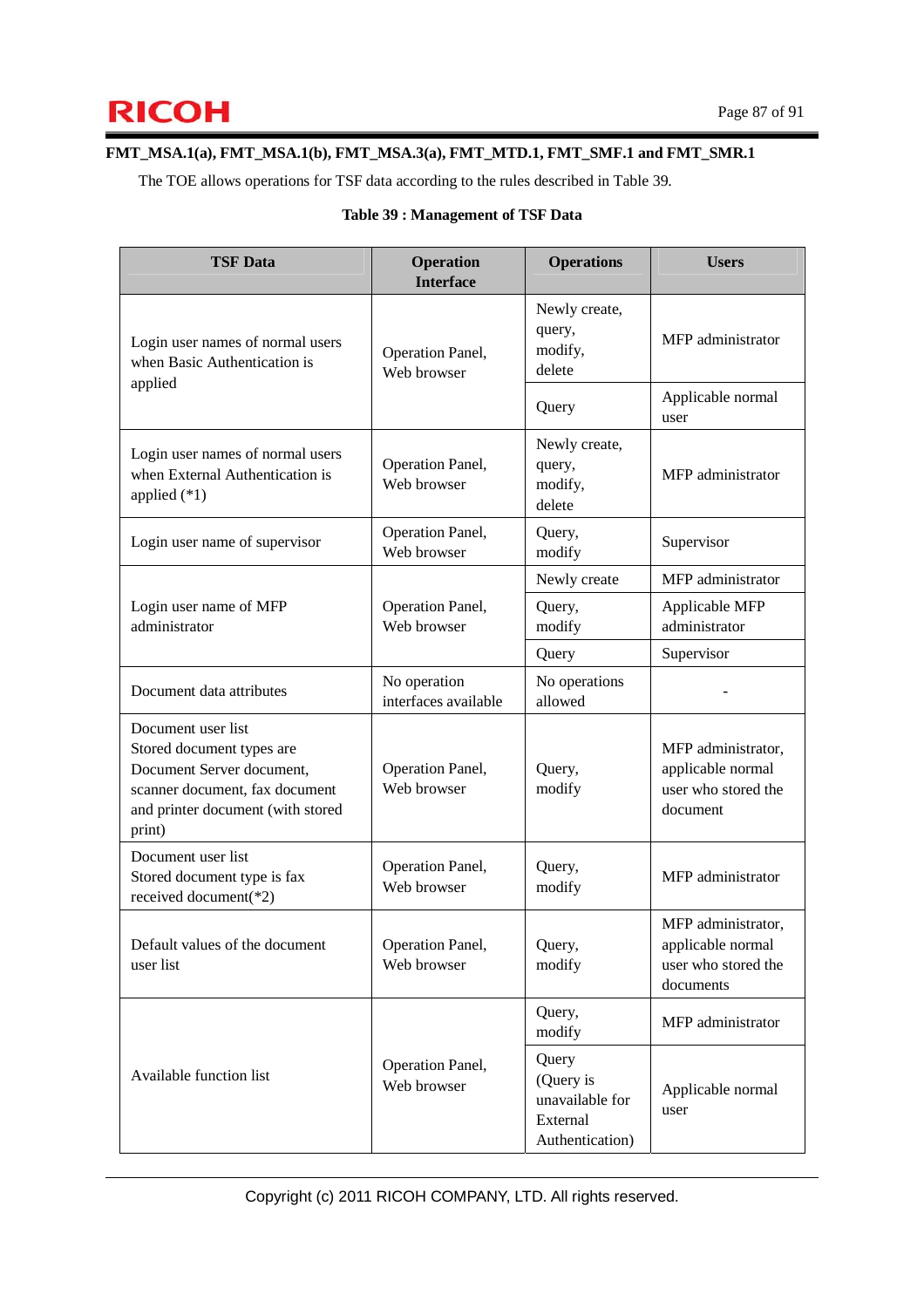**FMT_MSA.1(a), FMT_MSA.1(b), FMT_MSA.3(a), FMT_MTD.1, FMT_SMF.1 and FMT_SMR.1**

The TOE allows operations for TSF data according to the rules described in Table 39.

**Table 39 : Management of TSF Data**

| TSF Data | Operation Interface | Operations | Users |
|---|---|---|---|
| Login user names of normal users when Basic Authentication is applied | Operation Panel, Web browser | Newly create, query, modify, delete | MFP administrator |
| | | Query | Applicable normal user |
| Login user names of normal users when External Authentication is applied (*1) | Operation Panel, Web browser | Newly create, query, modify, delete | MFP administrator |
| Login user name of supervisor | Operation Panel, Web browser | Query, modify | Supervisor |
| Login user name of MFP administrator | Operation Panel, Web browser | Newly create | MFP administrator |
| | | Query, modify | Applicable MFP administrator |
| | | Query | Supervisor |
| Document data attributes | No operation interfaces available | No operations allowed | - |
| Document user list<br>Stored document types are Document Server document, scanner document, fax document and printer document (with stored print) | Operation Panel, Web browser | Query, modify | MFP administrator, applicable normal user who stored the document |
| Document user list<br>Stored document type is fax received document(*2) | Operation Panel, Web browser | Query, modify | MFP administrator |
| Default values of the document user list | Operation Panel, Web browser | Query, modify | MFP administrator, applicable normal user who stored the documents |
| Available function list | Operation Panel, Web browser | Query, modify | MFP administrator |
| | | Query (Query is unavailable for External Authentication) | Applicable normal user |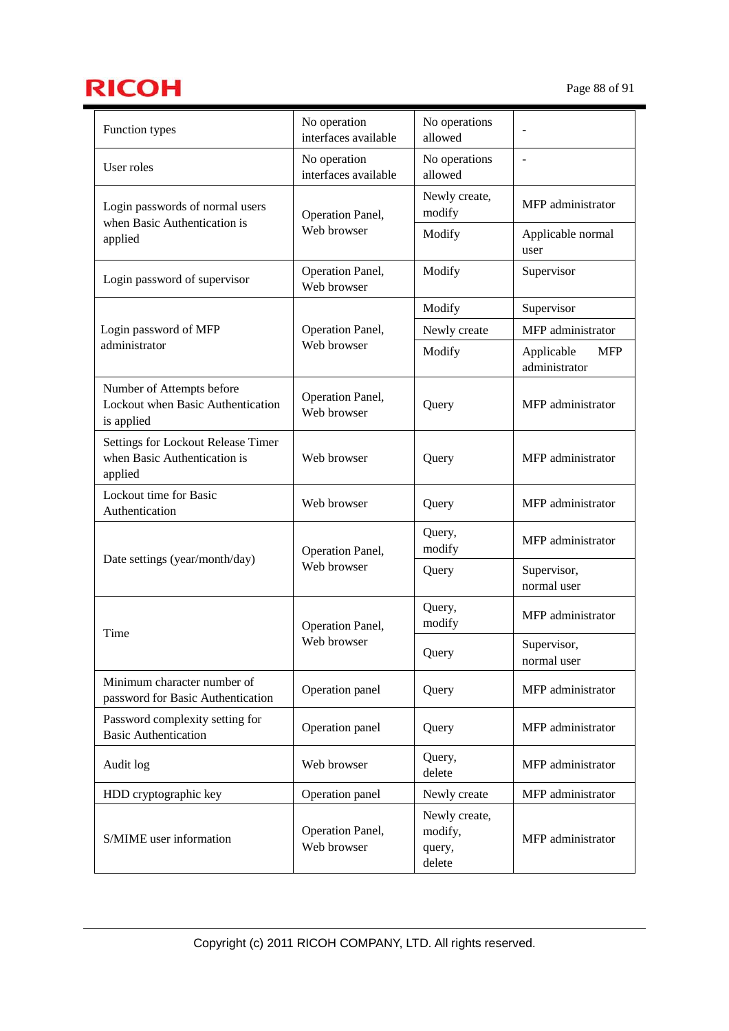| Function types | No operation interfaces available | No operations allowed | - |
|---|---|---|---|
| User roles | No operation interfaces available | No operations allowed | - |
| Login passwords of normal users when Basic Authentication is applied | Operation Panel, Web browser | Newly create, modify | MFP administrator |
| | | Modify | Applicable normal user |
| Login password of supervisor | Operation Panel, Web browser | Modify | Supervisor |
| Login password of MFP administrator | Operation Panel, Web browser | Modify | Supervisor |
| | | Newly create | MFP administrator |
| | | Modify | Applicable MFP administrator |
| Number of Attempts before Lockout when Basic Authentication is applied | Operation Panel, Web browser | Query | MFP administrator |
| Settings for Lockout Release Timer when Basic Authentication is applied | Web browser | Query | MFP administrator |
| Lockout time for Basic Authentication | Web browser | Query | MFP administrator |
| Date settings (year/month/day) | Operation Panel, Web browser | Query, modify | MFP administrator |
| | | Query | Supervisor, normal user |
| Time | Operation Panel, Web browser | Query, modify | MFP administrator |
| | | Query | Supervisor, normal user |
| Minimum character number of password for Basic Authentication | Operation panel | Query | MFP administrator |
| Password complexity setting for Basic Authentication | Operation panel | Query | MFP administrator |
| Audit log | Web browser | Query, delete | MFP administrator |
| HDD cryptographic key | Operation panel | Newly create | MFP administrator |
| S/MIME user information | Operation Panel, Web browser | Newly create, modify, query, delete | MFP administrator |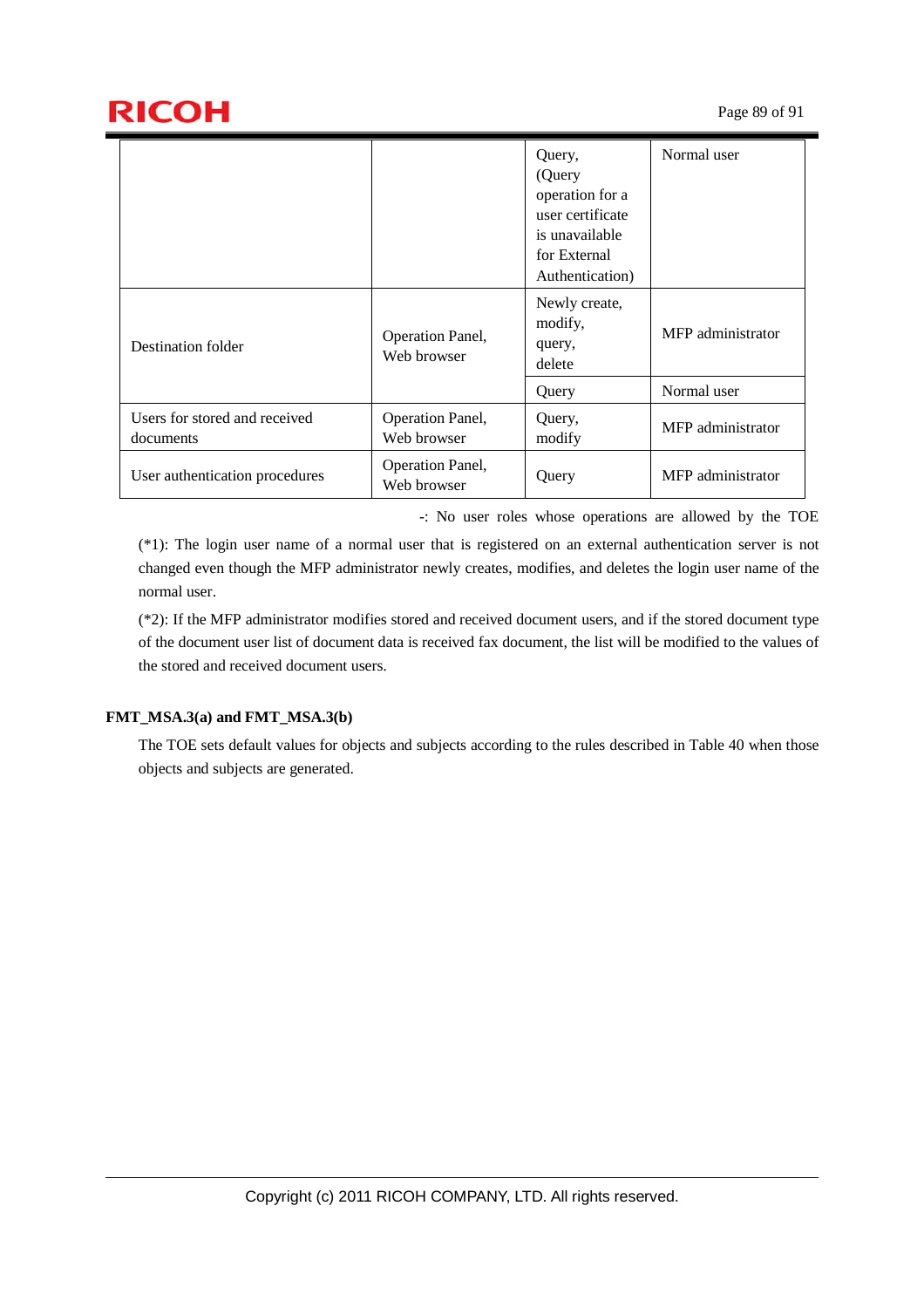| | | Query, (Query operation for a user certificate is unavailable for External Authentication) | Normal user |
|---|---|---|---|
| Destination folder | Operation Panel, Web browser | Newly create, modify, query, delete | MFP administrator |
| | | Query | Normal user |
| Users for stored and received documents | Operation Panel, Web browser | Query, modify | MFP administrator |
| User authentication procedures | Operation Panel, Web browser | Query | MFP administrator |

-: No user roles whose operations are allowed by the TOE

(*1): The login user name of a normal user that is registered on an external authentication server is not changed even though the MFP administrator newly creates, modifies, and deletes the login user name of the normal user.

(*2): If the MFP administrator modifies stored and received document users, and if the stored document type of the document user list of document data is received fax document, the list will be modified to the values of the stored and received document users.

**FMT_MSA.3(a) and FMT_MSA.3(b)**

The TOE sets default values for objects and subjects according to the rules described in Table 40 when those objects and subjects are generated.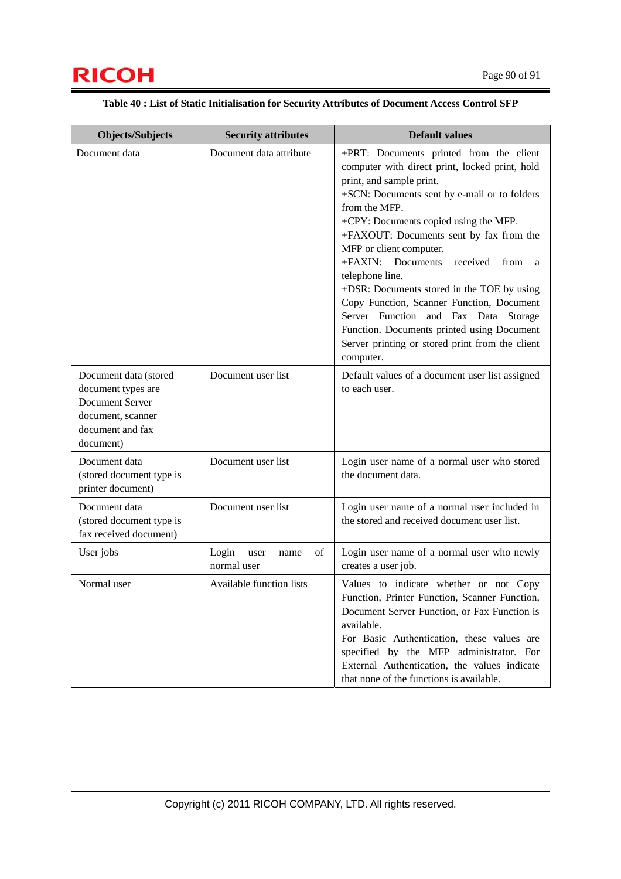**Table 40 : List of Static Initialisation for Security Attributes of Document Access Control SFP**

| Objects/Subjects | Security attributes | Default values |
|---|---|---|
| Document data | Document data attribute | +PRT: Documents printed from the client computer with direct print, locked print, hold print, and sample print.<br>+SCN: Documents sent by e-mail or to folders from the MFP.<br>+CPY: Documents copied using the MFP.<br>+FAXOUT: Documents sent by fax from the MFP or client computer.<br>+FAXIN: Documents received from a telephone line.<br>+DSR: Documents stored in the TOE by using Copy Function, Scanner Function, Document Server Function and Fax Data Storage Function. Documents printed using Document Server printing or stored print from the client computer. |
| Document data (stored document types are Document Server document, scanner document and fax document) | Document user list | Default values of a document user list assigned to each user. |
| Document data (stored document type is printer document) | Document user list | Login user name of a normal user who stored the document data. |
| Document data (stored document type is fax received document) | Document user list | Login user name of a normal user included in the stored and received document user list. |
| User jobs | Login user name of normal user | Login user name of a normal user who newly creates a user job. |
| Normal user | Available function lists | Values to indicate whether or not Copy Function, Printer Function, Scanner Function, Document Server Function, or Fax Function is available.<br>For Basic Authentication, these values are specified by the MFP administrator. For External Authentication, the values indicate that none of the functions is available. |

Copyright (c) 2011 RICOH COMPANY, LTD. All rights reserved.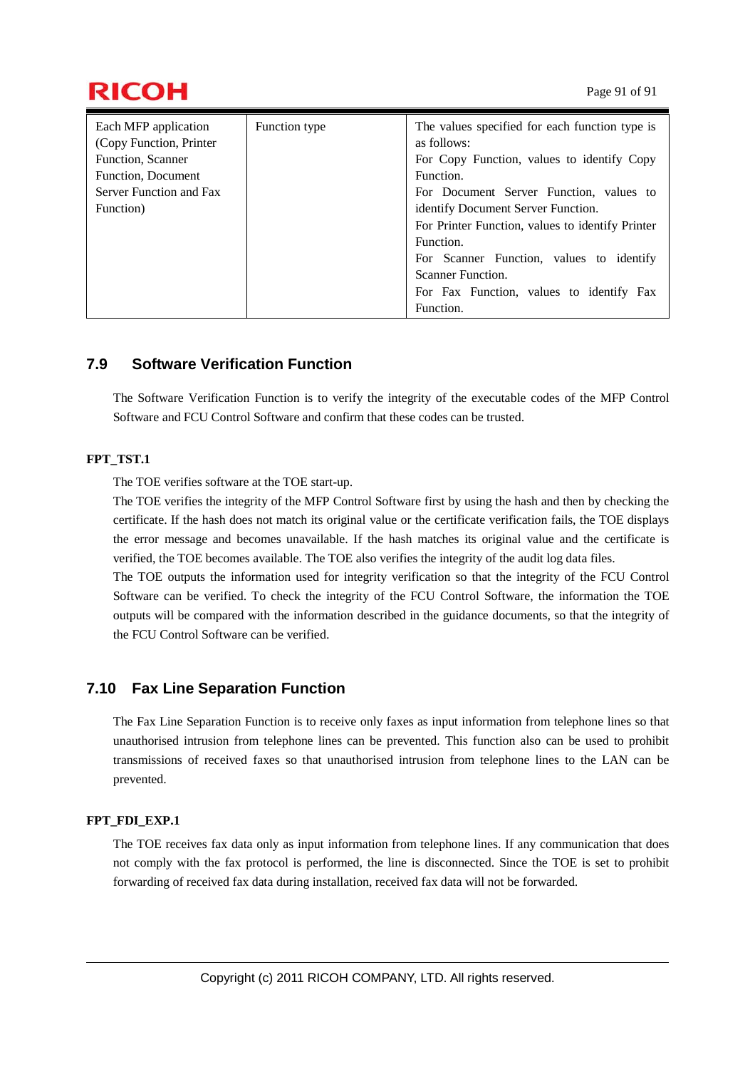| | | |
|---|---|---|
| Each MFP application (Copy Function, Printer Function, Scanner Function, Document Server Function and Fax Function) | Function type | The values specified for each function type is as follows:<br>For Copy Function, values to identify Copy Function.<br>For Document Server Function, values to identify Document Server Function.<br>For Printer Function, values to identify Printer Function.<br>For Scanner Function, values to identify Scanner Function.<br>For Fax Function, values to identify Fax Function. |

## 7.9 Software Verification Function

The Software Verification Function is to verify the integrity of the executable codes of the MFP Control Software and FCU Control Software and confirm that these codes can be trusted.

**FPT_TST.1**

The TOE verifies software at the TOE start-up.

The TOE verifies the integrity of the MFP Control Software first by using the hash and then by checking the certificate. If the hash does not match its original value or the certificate verification fails, the TOE displays the error message and becomes unavailable. If the hash matches its original value and the certificate is verified, the TOE becomes available. The TOE also verifies the integrity of the audit log data files.

The TOE outputs the information used for integrity verification so that the integrity of the FCU Control Software can be verified. To check the integrity of the FCU Control Software, the information the TOE outputs will be compared with the information described in the guidance documents, so that the integrity of the FCU Control Software can be verified.

## 7.10 Fax Line Separation Function

The Fax Line Separation Function is to receive only faxes as input information from telephone lines so that unauthorised intrusion from telephone lines can be prevented. This function also can be used to prohibit transmissions of received faxes so that unauthorised intrusion from telephone lines to the LAN can be prevented.

**FPT_FDI_EXP.1**

The TOE receives fax data only as input information from telephone lines. If any communication that does not comply with the fax protocol is performed, the line is disconnected. Since the TOE is set to prohibit forwarding of received fax data during installation, received fax data will not be forwarded.